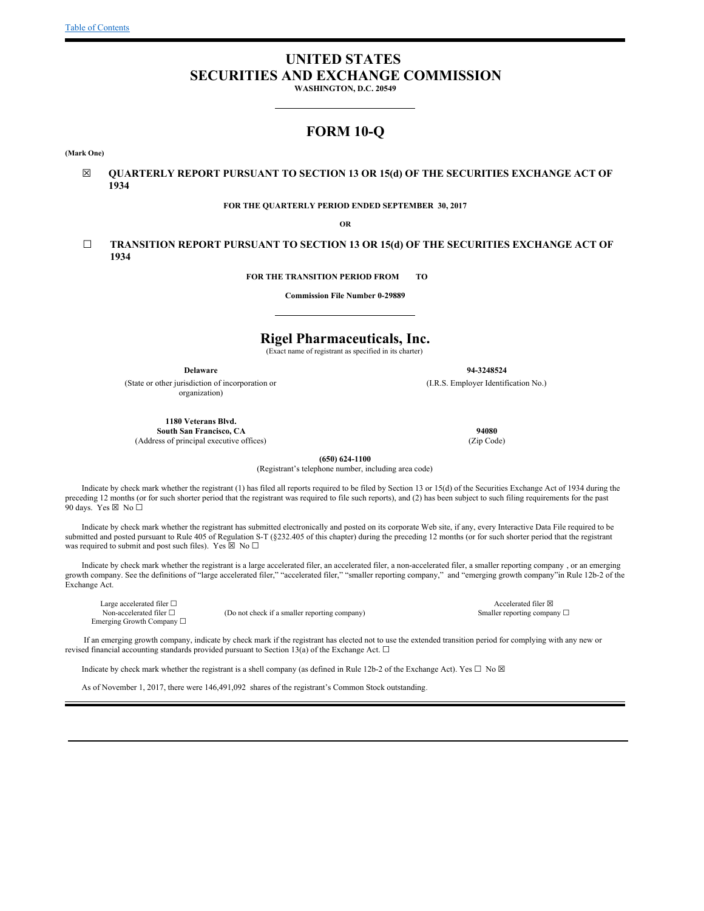[Table of Contents](#)

# UNITED STATES
# SECURITIES AND EXCHANGE COMMISSION

**WASHINGTON, D.C. 20549**

# FORM 10-Q

**(Mark One)**

☒ **QUARTERLY REPORT PURSUANT TO SECTION 13 OR 15(d) OF THE SECURITIES EXCHANGE ACT OF 1934**

**FOR THE QUARTERLY PERIOD ENDED SEPTEMBER 30, 2017**

**OR**

☐ **TRANSITION REPORT PURSUANT TO SECTION 13 OR 15(d) OF THE SECURITIES EXCHANGE ACT OF 1934**

**FOR THE TRANSITION PERIOD FROM TO**

**Commission File Number 0-29889**

## Rigel Pharmaceuticals, Inc.

(Exact name of registrant as specified in its charter)

| **Delaware** | **94-3248524** |
|---|---|
| (State or other jurisdiction of incorporation or organization) | (I.R.S. Employer Identification No.) |
| **1180 Veterans Blvd.** **South San Francisco, CA** | **94080** |
| (Address of principal executive offices) | (Zip Code) |

**(650) 624-1100**

(Registrant's telephone number, including area code)

Indicate by check mark whether the registrant (1) has filed all reports required to be filed by Section 13 or 15(d) of the Securities Exchange Act of 1934 during the preceding 12 months (or for such shorter period that the registrant was required to file such reports), and (2) has been subject to such filing requirements for the past 90 days. Yes ☒ No ☐

Indicate by check mark whether the registrant has submitted electronically and posted on its corporate Web site, if any, every Interactive Data File required to be submitted and posted pursuant to Rule 405 of Regulation S-T (§232.405 of this chapter) during the preceding 12 months (or for such shorter period that the registrant was required to submit and post such files). Yes ☒ No ☐

Indicate by check mark whether the registrant is a large accelerated filer, an accelerated filer, a non-accelerated filer, a smaller reporting company , or an emerging growth company. See the definitions of "large accelerated filer," "accelerated filer," "smaller reporting company," and "emerging growth company"in Rule 12b-2 of the Exchange Act.

| | | |
|---|---|---|
| Large accelerated filer ☐ | | Accelerated filer ☒ |
| Non-accelerated filer ☐ | (Do not check if a smaller reporting company) | Smaller reporting company ☐ |
| Emerging Growth Company ☐ | | |

If an emerging growth company, indicate by check mark if the registrant has elected not to use the extended transition period for complying with any new or revised financial accounting standards provided pursuant to Section 13(a) of the Exchange Act. ☐

Indicate by check mark whether the registrant is a shell company (as defined in Rule 12b-2 of the Exchange Act). Yes ☐ No ☒

As of November 1, 2017, there were 146,491,092 shares of the registrant's Common Stock outstanding.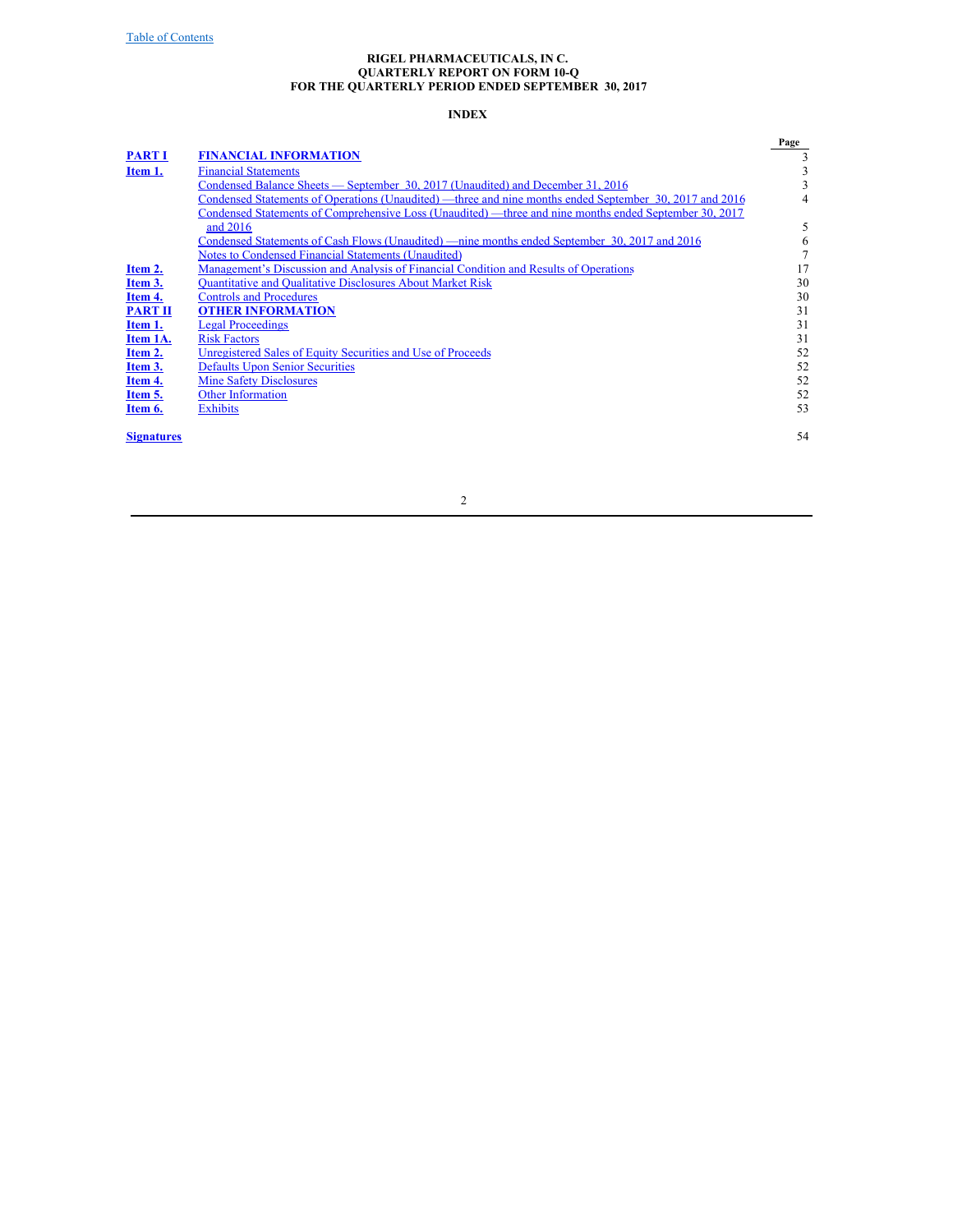**RIGEL PHARMACEUTICALS, IN C.**
**QUARTERLY REPORT ON FORM 10-Q**
**FOR THE QUARTERLY PERIOD ENDED SEPTEMBER 30, 2017**

**INDEX**

| | | Page |
|---|---|---|
| **PART I** | **FINANCIAL INFORMATION** | 3 |
| **Item 1.** | Financial Statements | 3 |
| | Condensed Balance Sheets — September 30, 2017 (Unaudited) and December 31, 2016 | 3 |
| | Condensed Statements of Operations (Unaudited) —three and nine months ended September 30, 2017 and 2016 | 4 |
| | Condensed Statements of Comprehensive Loss (Unaudited) —three and nine months ended September 30, 2017 and 2016 | 5 |
| | Condensed Statements of Cash Flows (Unaudited) —nine months ended September 30, 2017 and 2016 | 6 |
| | Notes to Condensed Financial Statements (Unaudited) | 7 |
| **Item 2.** | Management's Discussion and Analysis of Financial Condition and Results of Operations | 17 |
| **Item 3.** | Quantitative and Qualitative Disclosures About Market Risk | 30 |
| **Item 4.** | Controls and Procedures | 30 |
| **PART II** | **OTHER INFORMATION** | 31 |
| **Item 1.** | Legal Proceedings | 31 |
| **Item 1A.** | Risk Factors | 31 |
| **Item 2.** | Unregistered Sales of Equity Securities and Use of Proceeds | 52 |
| **Item 3.** | Defaults Upon Senior Securities | 52 |
| **Item 4.** | Mine Safety Disclosures | 52 |
| **Item 5.** | Other Information | 52 |
| **Item 6.** | Exhibits | 53 |
| **Signatures** | | 54 |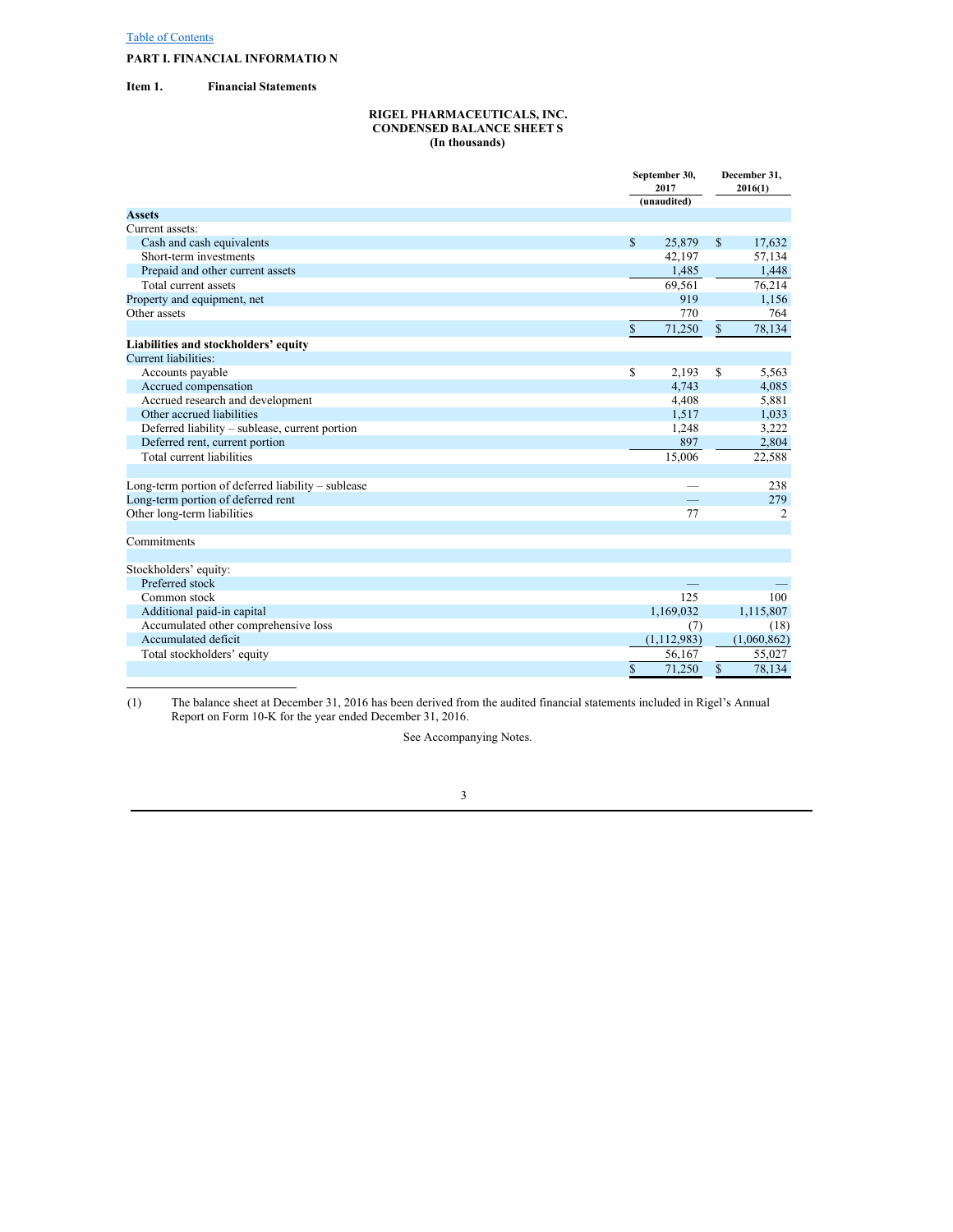## PART I. FINANCIAL INFORMATION

**Item 1. Financial Statements**

**RIGEL PHARMACEUTICALS, INC.**
**CONDENSED BALANCE SHEETS**
**(In thousands)**

| | September 30, 2017 (unaudited) | December 31, 2016(1) |
|---|---|---|
| **Assets** | | |
| Current assets: | | |
| Cash and cash equivalents | $ 25,879 | $ 17,632 |
| Short-term investments | 42,197 | 57,134 |
| Prepaid and other current assets | 1,485 | 1,448 |
| Total current assets | 69,561 | 76,214 |
| Property and equipment, net | 919 | 1,156 |
| Other assets | 770 | 764 |
| | $ 71,250 | $ 78,134 |
| **Liabilities and stockholders' equity** | | |
| Current liabilities: | | |
| Accounts payable | $ 2,193 | $ 5,563 |
| Accrued compensation | 4,743 | 4,085 |
| Accrued research and development | 4,408 | 5,881 |
| Other accrued liabilities | 1,517 | 1,033 |
| Deferred liability – sublease, current portion | 1,248 | 3,222 |
| Deferred rent, current portion | 897 | 2,804 |
| Total current liabilities | 15,006 | 22,588 |
| | | |
| Long-term portion of deferred liability – sublease | — | 238 |
| Long-term portion of deferred rent | — | 279 |
| Other long-term liabilities | 77 | 2 |
| | | |
| Commitments | | |
| | | |
| Stockholders' equity: | | |
| Preferred stock | — | — |
| Common stock | 125 | 100 |
| Additional paid-in capital | 1,169,032 | 1,115,807 |
| Accumulated other comprehensive loss | (7) | (18) |
| Accumulated deficit | (1,112,983) | (1,060,862) |
| Total stockholders' equity | 56,167 | 55,027 |
| | $ 71,250 | $ 78,134 |

(1) The balance sheet at December 31, 2016 has been derived from the audited financial statements included in Rigel's Annual Report on Form 10-K for the year ended December 31, 2016.

See Accompanying Notes.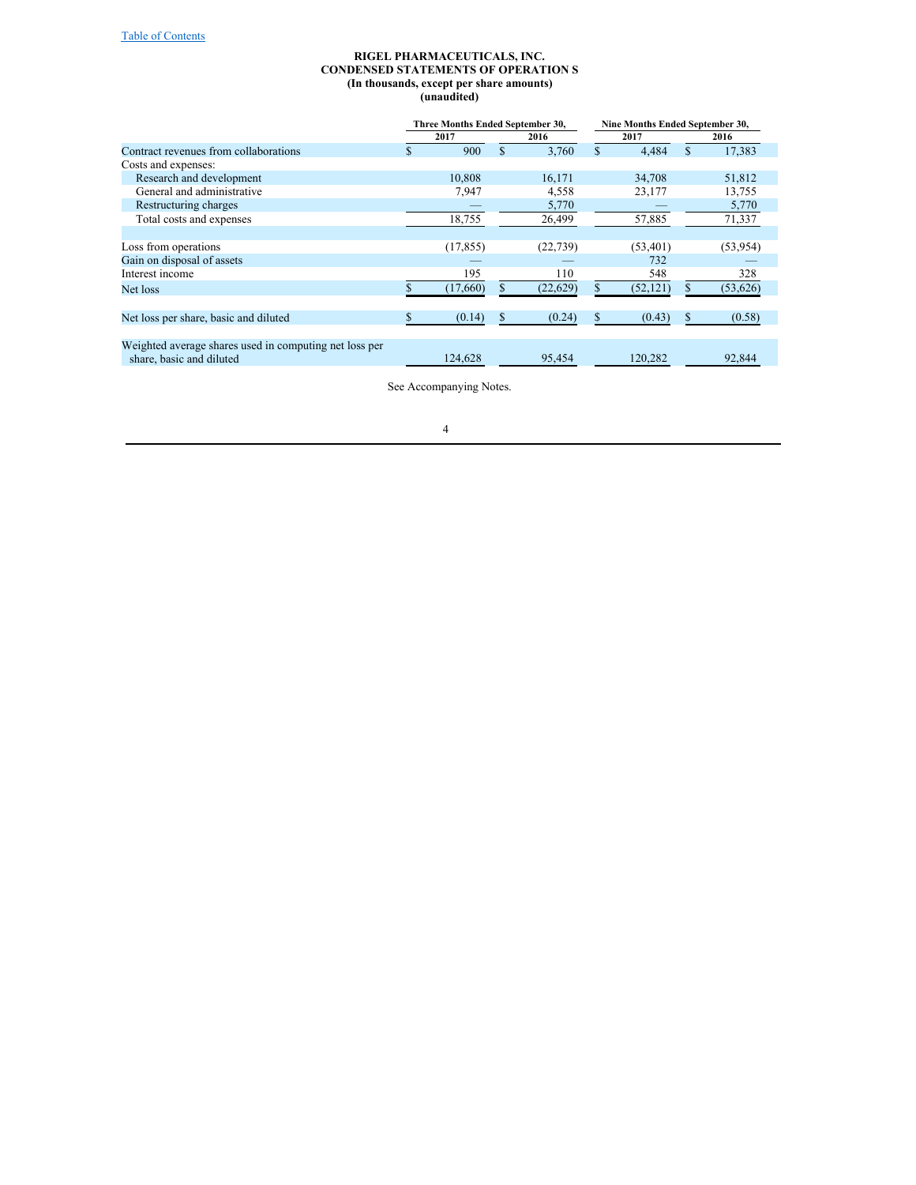**RIGEL PHARMACEUTICALS, INC.**
**CONDENSED STATEMENTS OF OPERATION S**
**(In thousands, except per share amounts)**
**(unaudited)**

| | Three Months Ended September 30, | | Nine Months Ended September 30, | |
|---|---|---|---|---|
| | 2017 | 2016 | 2017 | 2016 |
| Contract revenues from collaborations | $ 900 | $ 3,760 | $ 4,484 | $ 17,383 |
| Costs and expenses: | | | | |
| Research and development | 10,808 | 16,171 | 34,708 | 51,812 |
| General and administrative | 7,947 | 4,558 | 23,177 | 13,755 |
| Restructuring charges | — | 5,770 | — | 5,770 |
| Total costs and expenses | 18,755 | 26,499 | 57,885 | 71,337 |
| Loss from operations | (17,855) | (22,739) | (53,401) | (53,954) |
| Gain on disposal of assets | — | — | 732 | — |
| Interest income | 195 | 110 | 548 | 328 |
| Net loss | $ (17,660) | $ (22,629) | $ (52,121) | $ (53,626) |
| Net loss per share, basic and diluted | $ (0.14) | $ (0.24) | $ (0.43) | $ (0.58) |
| Weighted average shares used in computing net loss per share, basic and diluted | 124,628 | 95,454 | 120,282 | 92,844 |

See Accompanying Notes.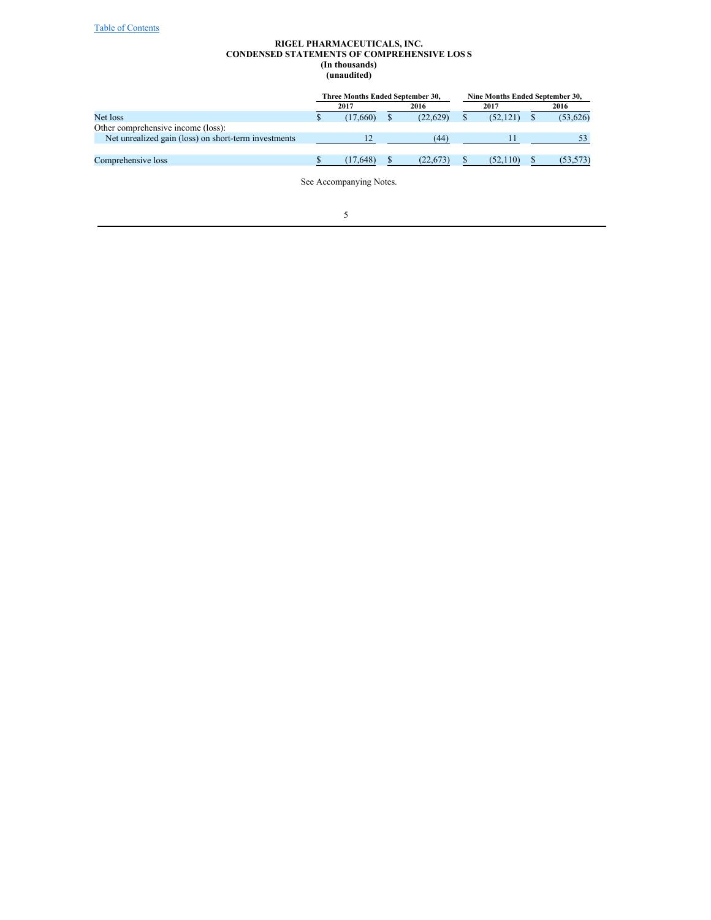# RIGEL PHARMACEUTICALS, INC.
## CONDENSED STATEMENTS OF COMPREHENSIVE LOSS
### (In thousands)
### (unaudited)

| | Three Months Ended September 30, | | Nine Months Ended September 30, | |
|---|---|---|---|---|
| | 2017 | 2016 | 2017 | 2016 |
| Net loss | $ (17,660) | $ (22,629) | $ (52,121) | $ (53,626) |
| Other comprehensive income (loss): | | | | |
| Net unrealized gain (loss) on short-term investments | 12 | (44) | 11 | 53 |
| Comprehensive loss | $ (17,648) | $ (22,673) | $ (52,110) | $ (53,573) |

See Accompanying Notes.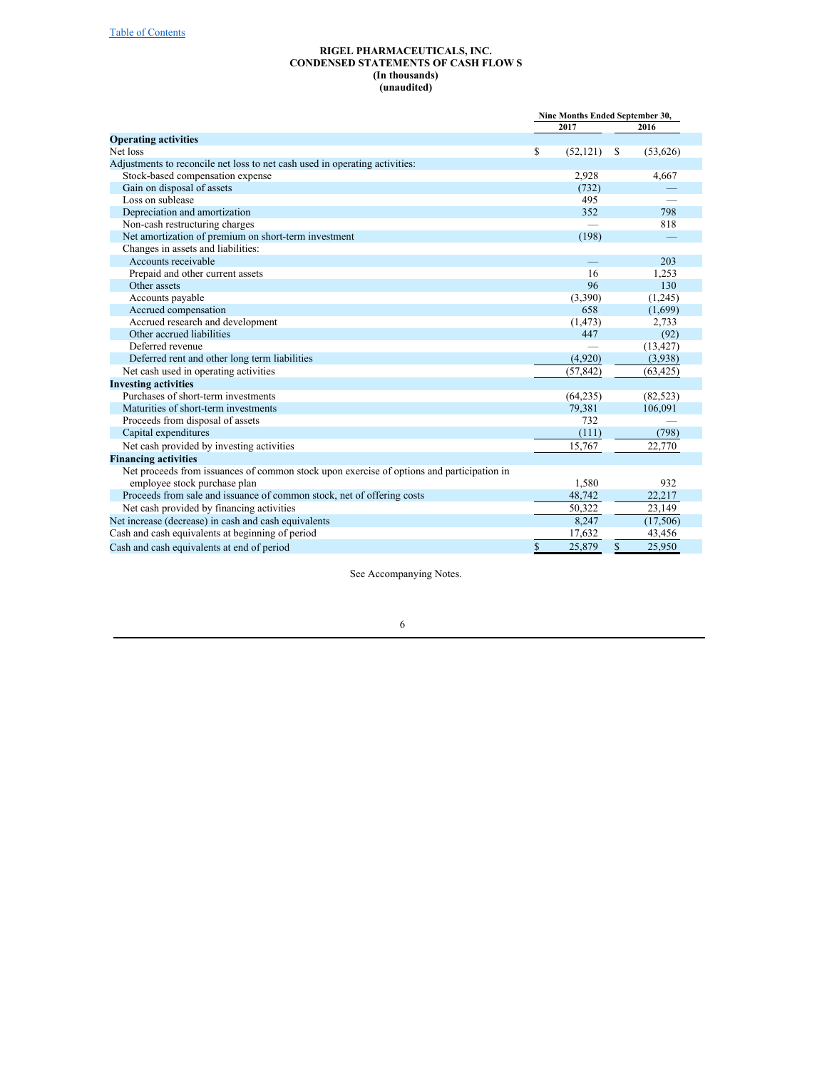[Table of Contents](#)

**RIGEL PHARMACEUTICALS, INC.**
**CONDENSED STATEMENTS OF CASH FLOWS**
**(In thousands)**
**(unaudited)**

| | Nine Months Ended September 30, | |
|---|---|---|
| | 2017 | 2016 |
| **Operating activities** | | |
| Net loss | $ (52,121) | $ (53,626) |
| Adjustments to reconcile net loss to net cash used in operating activities: | | |
| Stock-based compensation expense | 2,928 | 4,667 |
| Gain on disposal of assets | (732) | — |
| Loss on sublease | 495 | — |
| Depreciation and amortization | 352 | 798 |
| Non-cash restructuring charges | — | 818 |
| Net amortization of premium on short-term investment | (198) | — |
| Changes in assets and liabilities: | | |
| Accounts receivable | — | 203 |
| Prepaid and other current assets | 16 | 1,253 |
| Other assets | 96 | 130 |
| Accounts payable | (3,390) | (1,245) |
| Accrued compensation | 658 | (1,699) |
| Accrued research and development | (1,473) | 2,733 |
| Other accrued liabilities | 447 | (92) |
| Deferred revenue | — | (13,427) |
| Deferred rent and other long term liabilities | (4,920) | (3,938) |
| Net cash used in operating activities | (57,842) | (63,425) |
| **Investing activities** | | |
| Purchases of short-term investments | (64,235) | (82,523) |
| Maturities of short-term investments | 79,381 | 106,091 |
| Proceeds from disposal of assets | 732 | — |
| Capital expenditures | (111) | (798) |
| Net cash provided by investing activities | 15,767 | 22,770 |
| **Financing activities** | | |
| Net proceeds from issuances of common stock upon exercise of options and participation in employee stock purchase plan | 1,580 | 932 |
| Proceeds from sale and issuance of common stock, net of offering costs | 48,742 | 22,217 |
| Net cash provided by financing activities | 50,322 | 23,149 |
| Net increase (decrease) in cash and cash equivalents | 8,247 | (17,506) |
| Cash and cash equivalents at beginning of period | 17,632 | 43,456 |
| Cash and cash equivalents at end of period | $ 25,879 | $ 25,950 |

See Accompanying Notes.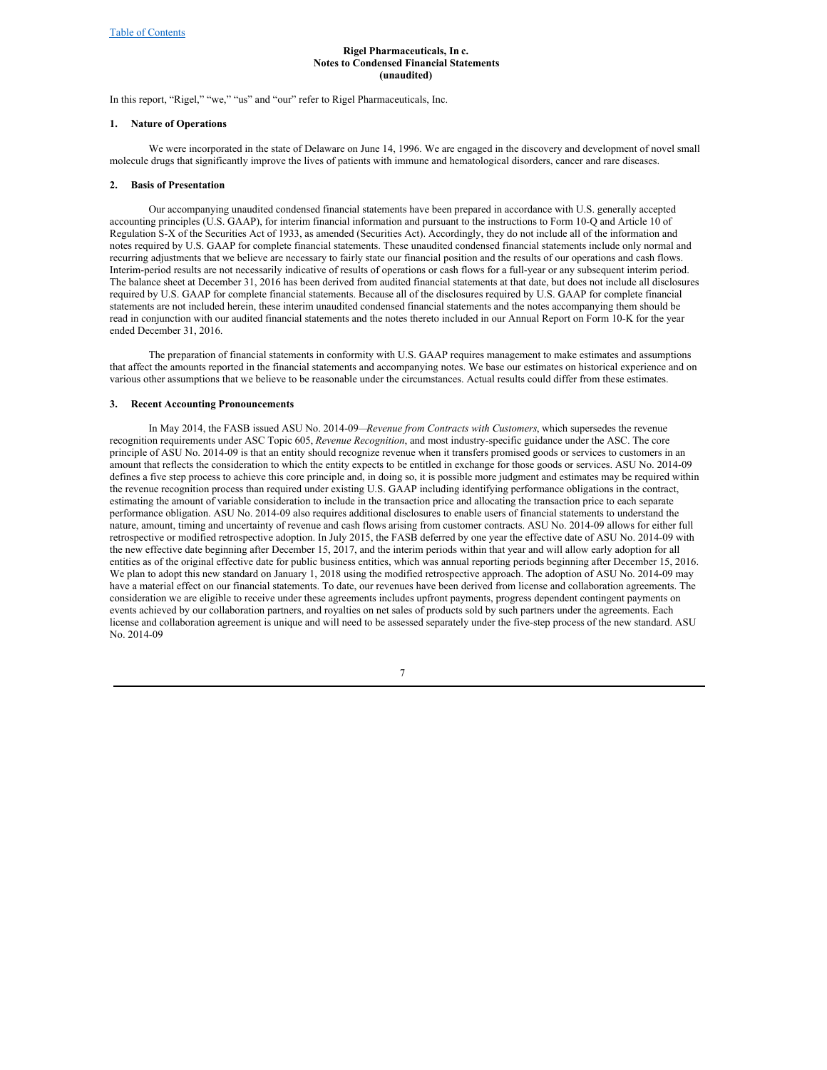**Rigel Pharmaceuticals, In c.**
**Notes to Condensed Financial Statements**
**(unaudited)**

In this report, "Rigel," "we," "us" and "our" refer to Rigel Pharmaceuticals, Inc.

## 1. Nature of Operations

We were incorporated in the state of Delaware on June 14, 1996. We are engaged in the discovery and development of novel small molecule drugs that significantly improve the lives of patients with immune and hematological disorders, cancer and rare diseases.

## 2. Basis of Presentation

Our accompanying unaudited condensed financial statements have been prepared in accordance with U.S. generally accepted accounting principles (U.S. GAAP), for interim financial information and pursuant to the instructions to Form 10-Q and Article 10 of Regulation S-X of the Securities Act of 1933, as amended (Securities Act). Accordingly, they do not include all of the information and notes required by U.S. GAAP for complete financial statements. These unaudited condensed financial statements include only normal and recurring adjustments that we believe are necessary to fairly state our financial position and the results of our operations and cash flows. Interim-period results are not necessarily indicative of results of operations or cash flows for a full-year or any subsequent interim period. The balance sheet at December 31, 2016 has been derived from audited financial statements at that date, but does not include all disclosures required by U.S. GAAP for complete financial statements. Because all of the disclosures required by U.S. GAAP for complete financial statements are not included herein, these interim unaudited condensed financial statements and the notes accompanying them should be read in conjunction with our audited financial statements and the notes thereto included in our Annual Report on Form 10-K for the year ended December 31, 2016.

The preparation of financial statements in conformity with U.S. GAAP requires management to make estimates and assumptions that affect the amounts reported in the financial statements and accompanying notes. We base our estimates on historical experience and on various other assumptions that we believe to be reasonable under the circumstances. Actual results could differ from these estimates.

## 3. Recent Accounting Pronouncements

In May 2014, the FASB issued ASU No. 2014-09—*Revenue from Contracts with Customers*, which supersedes the revenue recognition requirements under ASC Topic 605, *Revenue Recognition*, and most industry-specific guidance under the ASC. The core principle of ASU No. 2014-09 is that an entity should recognize revenue when it transfers promised goods or services to customers in an amount that reflects the consideration to which the entity expects to be entitled in exchange for those goods or services. ASU No. 2014-09 defines a five step process to achieve this core principle and, in doing so, it is possible more judgment and estimates may be required within the revenue recognition process than required under existing U.S. GAAP including identifying performance obligations in the contract, estimating the amount of variable consideration to include in the transaction price and allocating the transaction price to each separate performance obligation. ASU No. 2014-09 also requires additional disclosures to enable users of financial statements to understand the nature, amount, timing and uncertainty of revenue and cash flows arising from customer contracts. ASU No. 2014-09 allows for either full retrospective or modified retrospective adoption. In July 2015, the FASB deferred by one year the effective date of ASU No. 2014-09 with the new effective date beginning after December 15, 2017, and the interim periods within that year and will allow early adoption for all entities as of the original effective date for public business entities, which was annual reporting periods beginning after December 15, 2016. We plan to adopt this new standard on January 1, 2018 using the modified retrospective approach. The adoption of ASU No. 2014-09 may have a material effect on our financial statements. To date, our revenues have been derived from license and collaboration agreements. The consideration we are eligible to receive under these agreements includes upfront payments, progress dependent contingent payments on events achieved by our collaboration partners, and royalties on net sales of products sold by such partners under the agreements. Each license and collaboration agreement is unique and will need to be assessed separately under the five-step process of the new standard. ASU No. 2014-09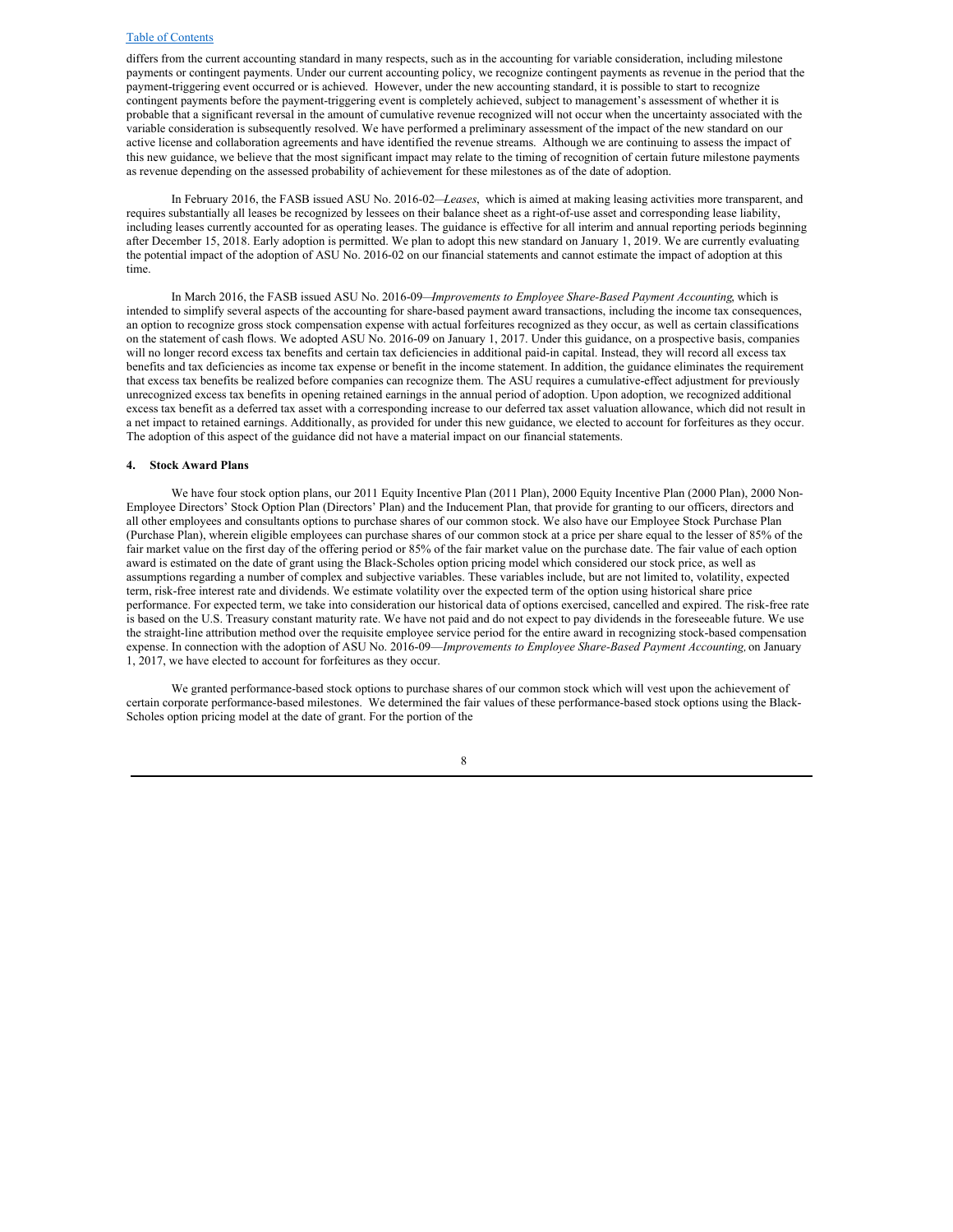differs from the current accounting standard in many respects, such as in the accounting for variable consideration, including milestone payments or contingent payments. Under our current accounting policy, we recognize contingent payments as revenue in the period that the payment-triggering event occurred or is achieved. However, under the new accounting standard, it is possible to start to recognize contingent payments before the payment-triggering event is completely achieved, subject to management's assessment of whether it is probable that a significant reversal in the amount of cumulative revenue recognized will not occur when the uncertainty associated with the variable consideration is subsequently resolved. We have performed a preliminary assessment of the impact of the new standard on our active license and collaboration agreements and have identified the revenue streams. Although we are continuing to assess the impact of this new guidance, we believe that the most significant impact may relate to the timing of recognition of certain future milestone payments as revenue depending on the assessed probability of achievement for these milestones as of the date of adoption.

In February 2016, the FASB issued ASU No. 2016-02—*Leases*, which is aimed at making leasing activities more transparent, and requires substantially all leases be recognized by lessees on their balance sheet as a right-of-use asset and corresponding lease liability, including leases currently accounted for as operating leases. The guidance is effective for all interim and annual reporting periods beginning after December 15, 2018. Early adoption is permitted. We plan to adopt this new standard on January 1, 2019. We are currently evaluating the potential impact of the adoption of ASU No. 2016-02 on our financial statements and cannot estimate the impact of adoption at this time.

In March 2016, the FASB issued ASU No. 2016-09—*Improvements to Employee Share-Based Payment Accounting,* which is intended to simplify several aspects of the accounting for share-based payment award transactions, including the income tax consequences, an option to recognize gross stock compensation expense with actual forfeitures recognized as they occur, as well as certain classifications on the statement of cash flows. We adopted ASU No. 2016-09 on January 1, 2017. Under this guidance, on a prospective basis, companies will no longer record excess tax benefits and certain tax deficiencies in additional paid-in capital. Instead, they will record all excess tax benefits and tax deficiencies as income tax expense or benefit in the income statement. In addition, the guidance eliminates the requirement that excess tax benefits be realized before companies can recognize them. The ASU requires a cumulative-effect adjustment for previously unrecognized excess tax benefits in opening retained earnings in the annual period of adoption. Upon adoption, we recognized additional excess tax benefit as a deferred tax asset with a corresponding increase to our deferred tax asset valuation allowance, which did not result in a net impact to retained earnings. Additionally, as provided for under this new guidance, we elected to account for forfeitures as they occur. The adoption of this aspect of the guidance did not have a material impact on our financial statements.

**4. Stock Award Plans**

We have four stock option plans, our 2011 Equity Incentive Plan (2011 Plan), 2000 Equity Incentive Plan (2000 Plan), 2000 Non-Employee Directors' Stock Option Plan (Directors' Plan) and the Inducement Plan, that provide for granting to our officers, directors and all other employees and consultants options to purchase shares of our common stock. We also have our Employee Stock Purchase Plan (Purchase Plan), wherein eligible employees can purchase shares of our common stock at a price per share equal to the lesser of 85% of the fair market value on the first day of the offering period or 85% of the fair market value on the purchase date. The fair value of each option award is estimated on the date of grant using the Black-Scholes option pricing model which considered our stock price, as well as assumptions regarding a number of complex and subjective variables. These variables include, but are not limited to, volatility, expected term, risk-free interest rate and dividends. We estimate volatility over the expected term of the option using historical share price performance. For expected term, we take into consideration our historical data of options exercised, cancelled and expired. The risk-free rate is based on the U.S. Treasury constant maturity rate. We have not paid and do not expect to pay dividends in the foreseeable future. We use the straight-line attribution method over the requisite employee service period for the entire award in recognizing stock-based compensation expense. In connection with the adoption of ASU No. 2016-09—*Improvements to Employee Share-Based Payment Accounting,* on January 1, 2017, we have elected to account for forfeitures as they occur.

We granted performance-based stock options to purchase shares of our common stock which will vest upon the achievement of certain corporate performance-based milestones. We determined the fair values of these performance-based stock options using the Black-Scholes option pricing model at the date of grant. For the portion of the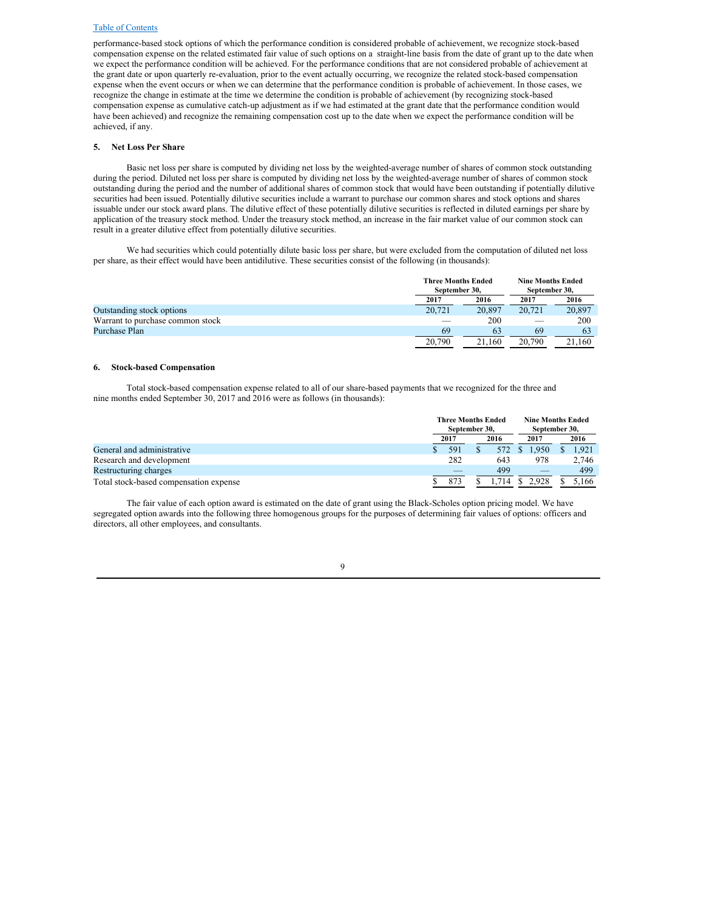performance-based stock options of which the performance condition is considered probable of achievement, we recognize stock-based compensation expense on the related estimated fair value of such options on a straight-line basis from the date of grant up to the date when we expect the performance condition will be achieved. For the performance conditions that are not considered probable of achievement at the grant date or upon quarterly re-evaluation, prior to the event actually occurring, we recognize the related stock-based compensation expense when the event occurs or when we can determine that the performance condition is probable of achievement. In those cases, we recognize the change in estimate at the time we determine the condition is probable of achievement (by recognizing stock-based compensation expense as cumulative catch-up adjustment as if we had estimated at the grant date that the performance condition would have been achieved) and recognize the remaining compensation cost up to the date when we expect the performance condition will be achieved, if any.

## 5. Net Loss Per Share

Basic net loss per share is computed by dividing net loss by the weighted-average number of shares of common stock outstanding during the period. Diluted net loss per share is computed by dividing net loss by the weighted-average number of shares of common stock outstanding during the period and the number of additional shares of common stock that would have been outstanding if potentially dilutive securities had been issued. Potentially dilutive securities include a warrant to purchase our common shares and stock options and shares issuable under our stock award plans. The dilutive effect of these potentially dilutive securities is reflected in diluted earnings per share by application of the treasury stock method. Under the treasury stock method, an increase in the fair market value of our common stock can result in a greater dilutive effect from potentially dilutive securities.

We had securities which could potentially dilute basic loss per share, but were excluded from the computation of diluted net loss per share, as their effect would have been antidilutive. These securities consist of the following (in thousands):

| | Three Months Ended September 30, | | Nine Months Ended September 30, | |
|---|---|---|---|---|
| | 2017 | 2016 | 2017 | 2016 |
| Outstanding stock options | 20,721 | 20,897 | 20,721 | 20,897 |
| Warrant to purchase common stock | — | 200 | — | 200 |
| Purchase Plan | 69 | 63 | 69 | 63 |
| | 20,790 | 21,160 | 20,790 | 21,160 |

## 6. Stock-based Compensation

Total stock-based compensation expense related to all of our share-based payments that we recognized for the three and nine months ended September 30, 2017 and 2016 were as follows (in thousands):

| | Three Months Ended September 30, | | Nine Months Ended September 30, | |
|---|---|---|---|---|
| | 2017 | 2016 | 2017 | 2016 |
| General and administrative | $ 591 | $ 572 | $ 1,950 | $ 1,921 |
| Research and development | 282 | 643 | 978 | 2,746 |
| Restructuring charges | — | 499 | — | 499 |
| Total stock-based compensation expense | $ 873 | $ 1,714 | $ 2,928 | $ 5,166 |

The fair value of each option award is estimated on the date of grant using the Black-Scholes option pricing model. We have segregated option awards into the following three homogenous groups for the purposes of determining fair values of options: officers and directors, all other employees, and consultants.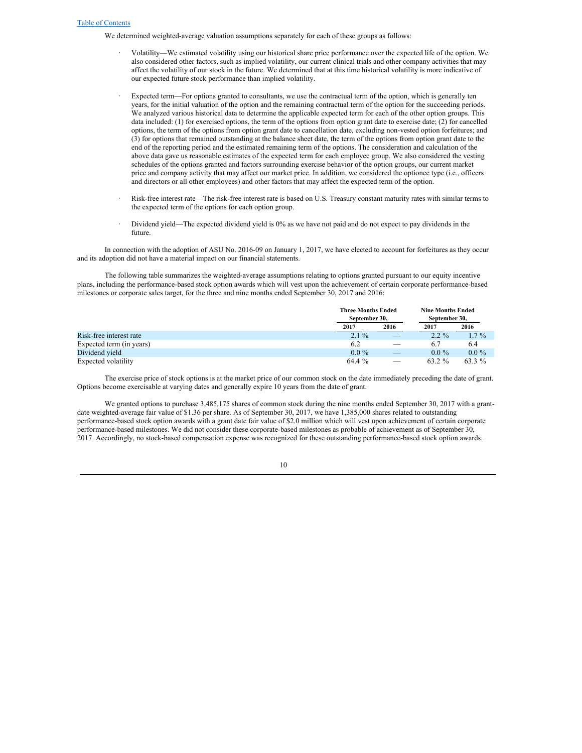We determined weighted-average valuation assumptions separately for each of these groups as follows:

- Volatility—We estimated volatility using our historical share price performance over the expected life of the option. We also considered other factors, such as implied volatility, our current clinical trials and other company activities that may affect the volatility of our stock in the future. We determined that at this time historical volatility is more indicative of our expected future stock performance than implied volatility.

- Expected term—For options granted to consultants, we use the contractual term of the option, which is generally ten years, for the initial valuation of the option and the remaining contractual term of the option for the succeeding periods. We analyzed various historical data to determine the applicable expected term for each of the other option groups. This data included: (1) for exercised options, the term of the options from option grant date to exercise date; (2) for cancelled options, the term of the options from option grant date to cancellation date, excluding non-vested option forfeitures; and (3) for options that remained outstanding at the balance sheet date, the term of the options from option grant date to the end of the reporting period and the estimated remaining term of the options. The consideration and calculation of the above data gave us reasonable estimates of the expected term for each employee group. We also considered the vesting schedules of the options granted and factors surrounding exercise behavior of the option groups, our current market price and company activity that may affect our market price. In addition, we considered the optionee type (i.e., officers and directors or all other employees) and other factors that may affect the expected term of the option.

- Risk-free interest rate—The risk-free interest rate is based on U.S. Treasury constant maturity rates with similar terms to the expected term of the options for each option group.

- Dividend yield—The expected dividend yield is 0% as we have not paid and do not expect to pay dividends in the future.

In connection with the adoption of ASU No. 2016-09 on January 1, 2017, we have elected to account for forfeitures as they occur and its adoption did not have a material impact on our financial statements.

The following table summarizes the weighted-average assumptions relating to options granted pursuant to our equity incentive plans, including the performance-based stock option awards which will vest upon the achievement of certain corporate performance-based milestones or corporate sales target, for the three and nine months ended September 30, 2017 and 2016:

| | Three Months Ended September 30, | | Nine Months Ended September 30, | |
|---|---|---|---|---|
| | 2017 | 2016 | 2017 | 2016 |
| Risk-free interest rate | 2.1 % | — | 2.2 % | 1.7 % |
| Expected term (in years) | 6.2 | — | 6.7 | 6.4 |
| Dividend yield | 0.0 % | — | 0.0 % | 0.0 % |
| Expected volatility | 64.4 % | — | 63.2 % | 63.3 % |

The exercise price of stock options is at the market price of our common stock on the date immediately preceding the date of grant. Options become exercisable at varying dates and generally expire 10 years from the date of grant.

We granted options to purchase 3,485,175 shares of common stock during the nine months ended September 30, 2017 with a grant-date weighted-average fair value of $1.36 per share. As of September 30, 2017, we have 1,385,000 shares related to outstanding performance-based stock option awards with a grant date fair value of $2.0 million which will vest upon achievement of certain corporate performance-based milestones. We did not consider these corporate-based milestones as probable of achievement as of September 30, 2017. Accordingly, no stock-based compensation expense was recognized for these outstanding performance-based stock option awards.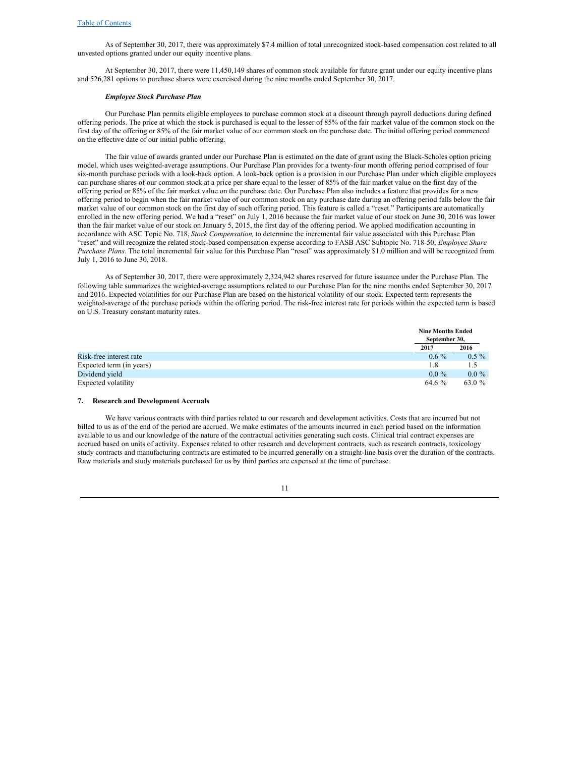As of September 30, 2017, there was approximately $7.4 million of total unrecognized stock-based compensation cost related to all unvested options granted under our equity incentive plans.

At September 30, 2017, there were 11,450,149 shares of common stock available for future grant under our equity incentive plans and 526,281 options to purchase shares were exercised during the nine months ended September 30, 2017.

***Employee Stock Purchase Plan***

Our Purchase Plan permits eligible employees to purchase common stock at a discount through payroll deductions during defined offering periods. The price at which the stock is purchased is equal to the lesser of 85% of the fair market value of the common stock on the first day of the offering or 85% of the fair market value of our common stock on the purchase date. The initial offering period commenced on the effective date of our initial public offering.

The fair value of awards granted under our Purchase Plan is estimated on the date of grant using the Black-Scholes option pricing model, which uses weighted-average assumptions. Our Purchase Plan provides for a twenty-four month offering period comprised of four six-month purchase periods with a look-back option. A look-back option is a provision in our Purchase Plan under which eligible employees can purchase shares of our common stock at a price per share equal to the lesser of 85% of the fair market value on the first day of the offering period or 85% of the fair market value on the purchase date. Our Purchase Plan also includes a feature that provides for a new offering period to begin when the fair market value of our common stock on any purchase date during an offering period falls below the fair market value of our common stock on the first day of such offering period. This feature is called a "reset." Participants are automatically enrolled in the new offering period. We had a "reset" on July 1, 2016 because the fair market value of our stock on June 30, 2016 was lower than the fair market value of our stock on January 5, 2015, the first day of the offering period. We applied modification accounting in accordance with ASC Topic No. 718, *Stock Compensation,* to determine the incremental fair value associated with this Purchase Plan "reset" and will recognize the related stock-based compensation expense according to FASB ASC Subtopic No. 718-50, *Employee Share Purchase Plans*. The total incremental fair value for this Purchase Plan "reset" was approximately $1.0 million and will be recognized from July 1, 2016 to June 30, 2018.

As of September 30, 2017, there were approximately 2,324,942 shares reserved for future issuance under the Purchase Plan. The following table summarizes the weighted-average assumptions related to our Purchase Plan for the nine months ended September 30, 2017 and 2016. Expected volatilities for our Purchase Plan are based on the historical volatility of our stock. Expected term represents the weighted-average of the purchase periods within the offering period. The risk-free interest rate for periods within the expected term is based on U.S. Treasury constant maturity rates.

| | Nine Months Ended September 30, | |
|---|---|---|
| | 2017 | 2016 |
| Risk-free interest rate | 0.6 % | 0.5 % |
| Expected term (in years) | 1.8 | 1.5 |
| Dividend yield | 0.0 % | 0.0 % |
| Expected volatility | 64.6 % | 63.0 % |

## 7. Research and Development Accruals

We have various contracts with third parties related to our research and development activities. Costs that are incurred but not billed to us as of the end of the period are accrued. We make estimates of the amounts incurred in each period based on the information available to us and our knowledge of the nature of the contractual activities generating such costs. Clinical trial contract expenses are accrued based on units of activity. Expenses related to other research and development contracts, such as research contracts, toxicology study contracts and manufacturing contracts are estimated to be incurred generally on a straight-line basis over the duration of the contracts. Raw materials and study materials purchased for us by third parties are expensed at the time of purchase.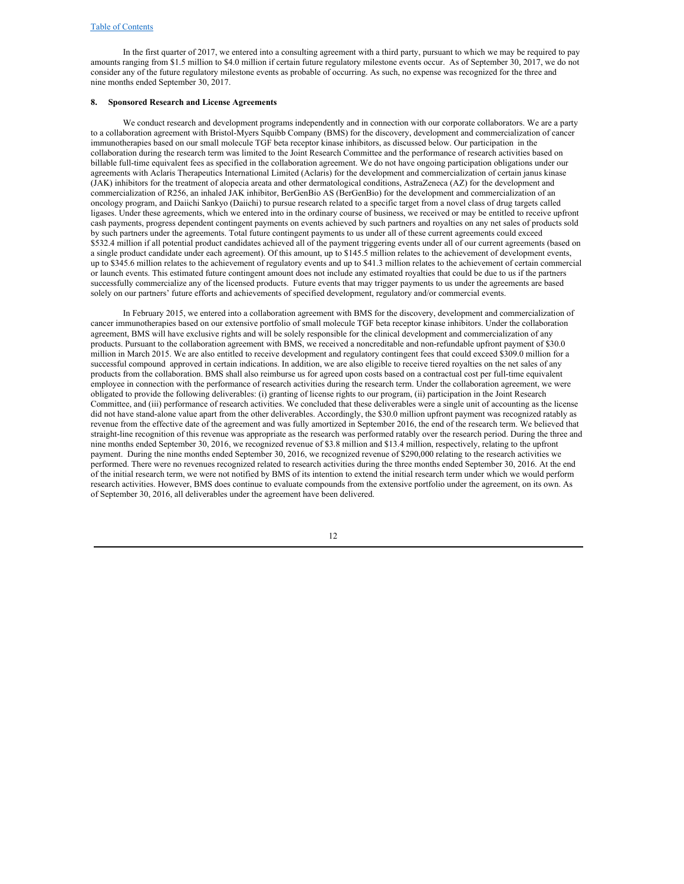In the first quarter of 2017, we entered into a consulting agreement with a third party, pursuant to which we may be required to pay amounts ranging from $1.5 million to $4.0 million if certain future regulatory milestone events occur. As of September 30, 2017, we do not consider any of the future regulatory milestone events as probable of occurring. As such, no expense was recognized for the three and nine months ended September 30, 2017.

**8. Sponsored Research and License Agreements**

We conduct research and development programs independently and in connection with our corporate collaborators. We are a party to a collaboration agreement with Bristol-Myers Squibb Company (BMS) for the discovery, development and commercialization of cancer immunotherapies based on our small molecule TGF beta receptor kinase inhibitors, as discussed below. Our participation in the collaboration during the research term was limited to the Joint Research Committee and the performance of research activities based on billable full-time equivalent fees as specified in the collaboration agreement. We do not have ongoing participation obligations under our agreements with Aclaris Therapeutics International Limited (Aclaris) for the development and commercialization of certain janus kinase (JAK) inhibitors for the treatment of alopecia areata and other dermatological conditions, AstraZeneca (AZ) for the development and commercialization of R256, an inhaled JAK inhibitor, BerGenBio AS (BerGenBio) for the development and commercialization of an oncology program, and Daiichi Sankyo (Daiichi) to pursue research related to a specific target from a novel class of drug targets called ligases. Under these agreements, which we entered into in the ordinary course of business, we received or may be entitled to receive upfront cash payments, progress dependent contingent payments on events achieved by such partners and royalties on any net sales of products sold by such partners under the agreements. Total future contingent payments to us under all of these current agreements could exceed $532.4 million if all potential product candidates achieved all of the payment triggering events under all of our current agreements (based on a single product candidate under each agreement). Of this amount, up to $145.5 million relates to the achievement of development events, up to $345.6 million relates to the achievement of regulatory events and up to $41.3 million relates to the achievement of certain commercial or launch events. This estimated future contingent amount does not include any estimated royalties that could be due to us if the partners successfully commercialize any of the licensed products. Future events that may trigger payments to us under the agreements are based solely on our partners' future efforts and achievements of specified development, regulatory and/or commercial events.

In February 2015, we entered into a collaboration agreement with BMS for the discovery, development and commercialization of cancer immunotherapies based on our extensive portfolio of small molecule TGF beta receptor kinase inhibitors. Under the collaboration agreement, BMS will have exclusive rights and will be solely responsible for the clinical development and commercialization of any products. Pursuant to the collaboration agreement with BMS, we received a noncreditable and non-refundable upfront payment of $30.0 million in March 2015. We are also entitled to receive development and regulatory contingent fees that could exceed $309.0 million for a successful compound approved in certain indications. In addition, we are also eligible to receive tiered royalties on the net sales of any products from the collaboration. BMS shall also reimburse us for agreed upon costs based on a contractual cost per full-time equivalent employee in connection with the performance of research activities during the research term. Under the collaboration agreement, we were obligated to provide the following deliverables: (i) granting of license rights to our program, (ii) participation in the Joint Research Committee, and (iii) performance of research activities. We concluded that these deliverables were a single unit of accounting as the license did not have stand-alone value apart from the other deliverables. Accordingly, the $30.0 million upfront payment was recognized ratably as revenue from the effective date of the agreement and was fully amortized in September 2016, the end of the research term. We believed that straight-line recognition of this revenue was appropriate as the research was performed ratably over the research period. During the three and nine months ended September 30, 2016, we recognized revenue of $3.8 million and $13.4 million, respectively, relating to the upfront payment. During the nine months ended September 30, 2016, we recognized revenue of $290,000 relating to the research activities we performed. There were no revenues recognized related to research activities during the three months ended September 30, 2016. At the end of the initial research term, we were not notified by BMS of its intention to extend the initial research term under which we would perform research activities. However, BMS does continue to evaluate compounds from the extensive portfolio under the agreement, on its own. As of September 30, 2016, all deliverables under the agreement have been delivered.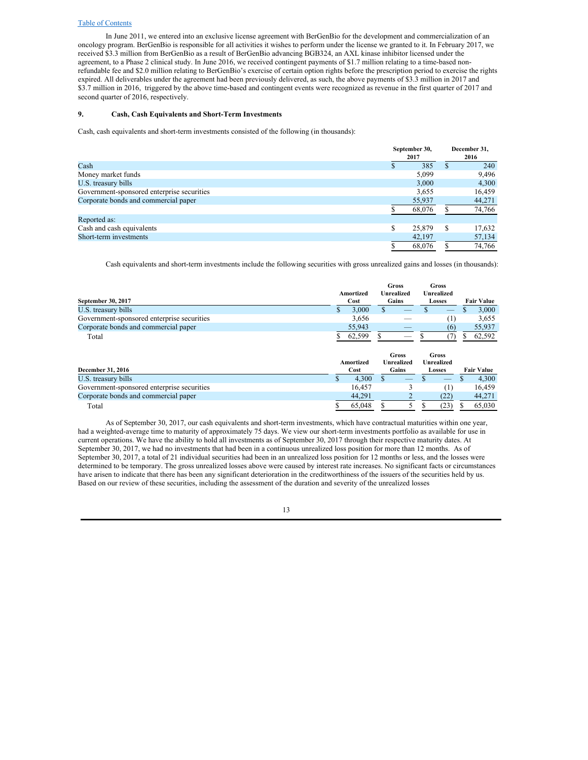In June 2011, we entered into an exclusive license agreement with BerGenBio for the development and commercialization of an oncology program. BerGenBio is responsible for all activities it wishes to perform under the license we granted to it. In February 2017, we received $3.3 million from BerGenBio as a result of BerGenBio advancing BGB324, an AXL kinase inhibitor licensed under the agreement, to a Phase 2 clinical study. In June 2016, we received contingent payments of $1.7 million relating to a time-based non-refundable fee and $2.0 million relating to BerGenBio's exercise of certain option rights before the prescription period to exercise the rights expired. All deliverables under the agreement had been previously delivered, as such, the above payments of $3.3 million in 2017 and $3.7 million in 2016, triggered by the above time-based and contingent events were recognized as revenue in the first quarter of 2017 and second quarter of 2016, respectively.

## 9. Cash, Cash Equivalents and Short-Term Investments

Cash, cash equivalents and short-term investments consisted of the following (in thousands):

| | September 30, 2017 | December 31, 2016 |
|---|---|---|
| Cash | $ 385 | $ 240 |
| Money market funds | 5,099 | 9,496 |
| U.S. treasury bills | 3,000 | 4,300 |
| Government-sponsored enterprise securities | 3,655 | 16,459 |
| Corporate bonds and commercial paper | 55,937 | 44,271 |
| | $ 68,076 | $ 74,766 |
| Reported as: | | |
| Cash and cash equivalents | $ 25,879 | $ 17,632 |
| Short-term investments | 42,197 | 57,134 |
| | $ 68,076 | $ 74,766 |

Cash equivalents and short-term investments include the following securities with gross unrealized gains and losses (in thousands):

| September 30, 2017 | Amortized Cost | Gross Unrealized Gains | Gross Unrealized Losses | Fair Value |
|---|---|---|---|---|
| U.S. treasury bills | $ 3,000 | $ — | $ — | $ 3,000 |
| Government-sponsored enterprise securities | 3,656 | — | (1) | 3,655 |
| Corporate bonds and commercial paper | 55,943 | — | (6) | 55,937 |
| Total | $ 62,599 | $ — | $ (7) | $ 62,592 |

| December 31, 2016 | Amortized Cost | Gross Unrealized Gains | Gross Unrealized Losses | Fair Value |
|---|---|---|---|---|
| U.S. treasury bills | $ 4,300 | $ — | $ — | $ 4,300 |
| Government-sponsored enterprise securities | 16,457 | 3 | (1) | 16,459 |
| Corporate bonds and commercial paper | 44,291 | 2 | (22) | 44,271 |
| Total | $ 65,048 | $ 5 | $ (23) | $ 65,030 |

As of September 30, 2017, our cash equivalents and short-term investments, which have contractual maturities within one year, had a weighted-average time to maturity of approximately 75 days. We view our short-term investments portfolio as available for use in current operations. We have the ability to hold all investments as of September 30, 2017 through their respective maturity dates. At September 30, 2017, we had no investments that had been in a continuous unrealized loss position for more than 12 months. As of September 30, 2017, a total of 21 individual securities had been in an unrealized loss position for 12 months or less, and the losses were determined to be temporary. The gross unrealized losses above were caused by interest rate increases. No significant facts or circumstances have arisen to indicate that there has been any significant deterioration in the creditworthiness of the issuers of the securities held by us. Based on our review of these securities, including the assessment of the duration and severity of the unrealized losses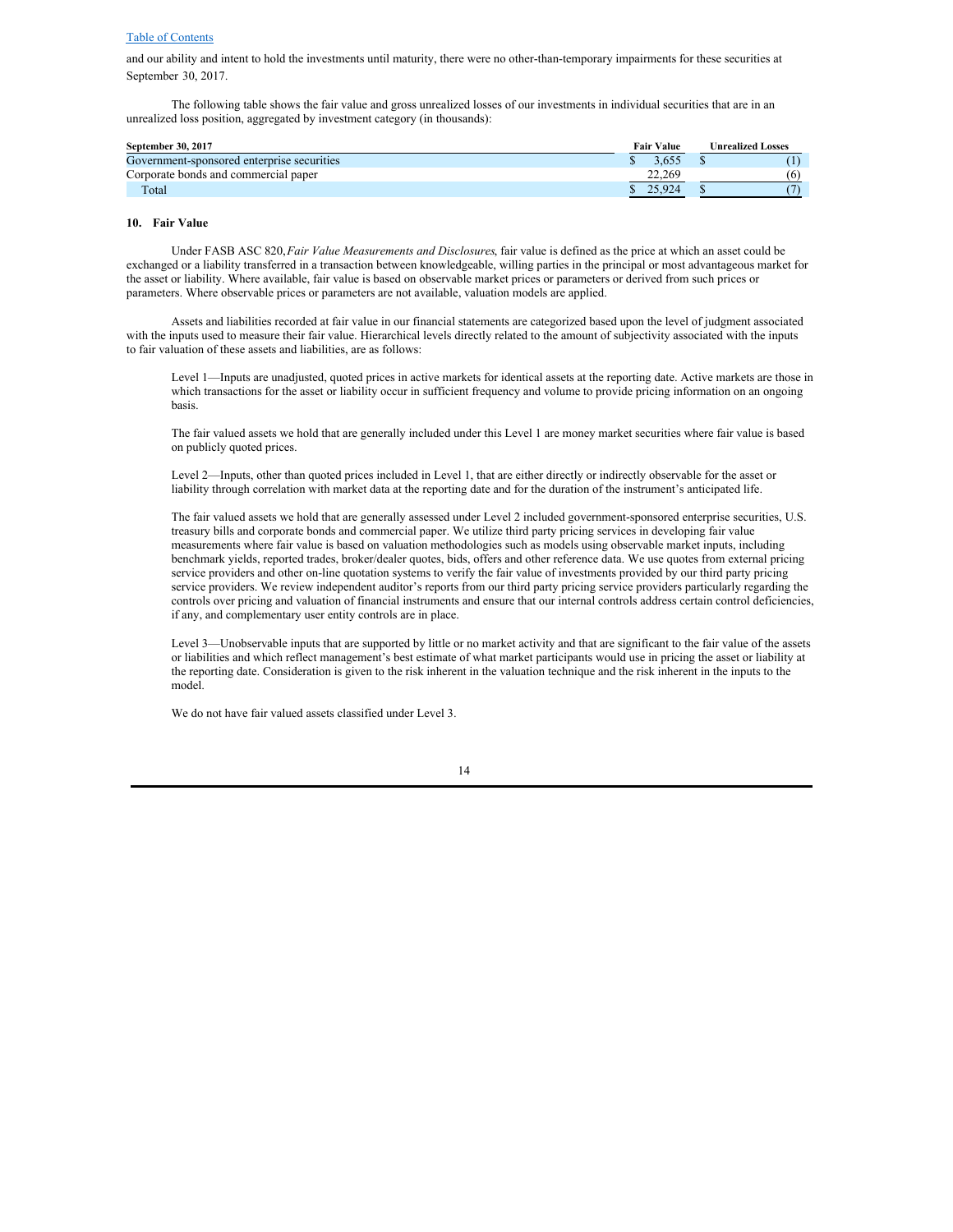and our ability and intent to hold the investments until maturity, there were no other-than-temporary impairments for these securities at September 30, 2017.

The following table shows the fair value and gross unrealized losses of our investments in individual securities that are in an unrealized loss position, aggregated by investment category (in thousands):

| September 30, 2017 | Fair Value | Unrealized Losses |
|---|---|---|
| Government-sponsored enterprise securities | $ 3,655 | $ (1) |
| Corporate bonds and commercial paper | 22,269 | (6) |
| Total | $ 25,924 | $ (7) |

## 10. Fair Value

Under FASB ASC 820, *Fair Value Measurements and Disclosures*, fair value is defined as the price at which an asset could be exchanged or a liability transferred in a transaction between knowledgeable, willing parties in the principal or most advantageous market for the asset or liability. Where available, fair value is based on observable market prices or parameters or derived from such prices or parameters. Where observable prices or parameters are not available, valuation models are applied.

Assets and liabilities recorded at fair value in our financial statements are categorized based upon the level of judgment associated with the inputs used to measure their fair value. Hierarchical levels directly related to the amount of subjectivity associated with the inputs to fair valuation of these assets and liabilities, are as follows:

Level 1—Inputs are unadjusted, quoted prices in active markets for identical assets at the reporting date. Active markets are those in which transactions for the asset or liability occur in sufficient frequency and volume to provide pricing information on an ongoing basis.

The fair valued assets we hold that are generally included under this Level 1 are money market securities where fair value is based on publicly quoted prices.

Level 2—Inputs, other than quoted prices included in Level 1, that are either directly or indirectly observable for the asset or liability through correlation with market data at the reporting date and for the duration of the instrument's anticipated life.

The fair valued assets we hold that are generally assessed under Level 2 included government-sponsored enterprise securities, U.S. treasury bills and corporate bonds and commercial paper. We utilize third party pricing services in developing fair value measurements where fair value is based on valuation methodologies such as models using observable market inputs, including benchmark yields, reported trades, broker/dealer quotes, bids, offers and other reference data. We use quotes from external pricing service providers and other on-line quotation systems to verify the fair value of investments provided by our third party pricing service providers. We review independent auditor's reports from our third party pricing service providers particularly regarding the controls over pricing and valuation of financial instruments and ensure that our internal controls address certain control deficiencies, if any, and complementary user entity controls are in place.

Level 3—Unobservable inputs that are supported by little or no market activity and that are significant to the fair value of the assets or liabilities and which reflect management's best estimate of what market participants would use in pricing the asset or liability at the reporting date. Consideration is given to the risk inherent in the valuation technique and the risk inherent in the inputs to the model.

We do not have fair valued assets classified under Level 3.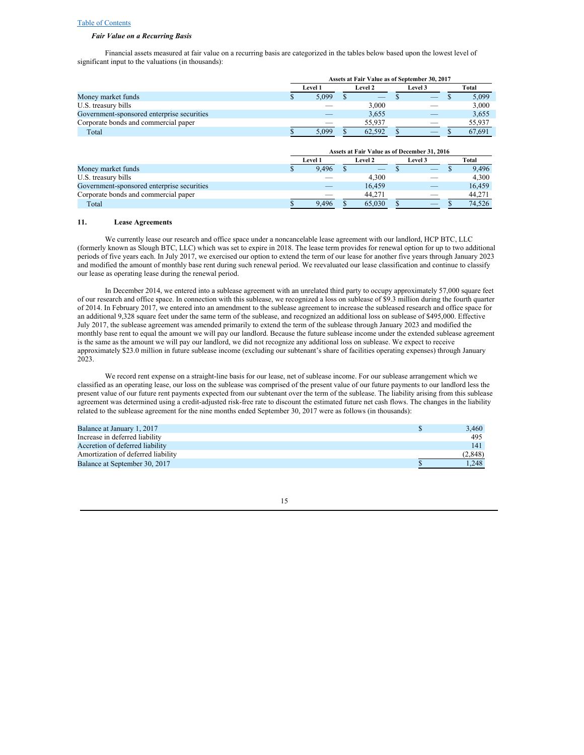### *Fair Value on a Recurring Basis*

Financial assets measured at fair value on a recurring basis are categorized in the tables below based upon the lowest level of significant input to the valuations (in thousands):

| | Assets at Fair Value as of September 30, 2017 | | | |
|---|---|---|---|---|
| | Level 1 | Level 2 | Level 3 | Total |
| Money market funds | $ 5,099 | $ — | $ — | $ 5,099 |
| U.S. treasury bills | — | 3,000 | — | 3,000 |
| Government-sponsored enterprise securities | — | 3,655 | — | 3,655 |
| Corporate bonds and commercial paper | — | 55,937 | — | 55,937 |
| Total | $ 5,099 | $ 62,592 | $ — | $ 67,691 |

| | Assets at Fair Value as of December 31, 2016 | | | |
|---|---|---|---|---|
| | Level 1 | Level 2 | Level 3 | Total |
| Money market funds | $ 9,496 | $ — | $ — | $ 9,496 |
| U.S. treasury bills | — | 4,300 | — | 4,300 |
| Government-sponsored enterprise securities | — | 16,459 | — | 16,459 |
| Corporate bonds and commercial paper | — | 44,271 | — | 44,271 |
| Total | $ 9,496 | $ 65,030 | $ — | $ 74,526 |

## 11. Lease Agreements

We currently lease our research and office space under a noncancelable lease agreement with our landlord, HCP BTC, LLC (formerly known as Slough BTC, LLC) which was set to expire in 2018. The lease term provides for renewal option for up to two additional periods of five years each. In July 2017, we exercised our option to extend the term of our lease for another five years through January 2023 and modified the amount of monthly base rent during such renewal period. We reevaluated our lease classification and continue to classify our lease as operating lease during the renewal period.

In December 2014, we entered into a sublease agreement with an unrelated third party to occupy approximately 57,000 square feet of our research and office space. In connection with this sublease, we recognized a loss on sublease of $9.3 million during the fourth quarter of 2014. In February 2017, we entered into an amendment to the sublease agreement to increase the subleased research and office space for an additional 9,328 square feet under the same term of the sublease, and recognized an additional loss on sublease of $495,000. Effective July 2017, the sublease agreement was amended primarily to extend the term of the sublease through January 2023 and modified the monthly base rent to equal the amount we will pay our landlord. Because the future sublease income under the extended sublease agreement is the same as the amount we will pay our landlord, we did not recognize any additional loss on sublease. We expect to receive approximately $23.0 million in future sublease income (excluding our subtenant's share of facilities operating expenses) through January 2023.

We record rent expense on a straight-line basis for our lease, net of sublease income. For our sublease arrangement which we classified as an operating lease, our loss on the sublease was comprised of the present value of our future payments to our landlord less the present value of our future rent payments expected from our subtenant over the term of the sublease. The liability arising from this sublease agreement was determined using a credit-adjusted risk-free rate to discount the estimated future net cash flows. The changes in the liability related to the sublease agreement for the nine months ended September 30, 2017 were as follows (in thousands):

| | |
|---|---|
| Balance at January 1, 2017 | $ 3,460 |
| Increase in deferred liability | 495 |
| Accretion of deferred liability | 141 |
| Amortization of deferred liability | (2,848) |
| Balance at September 30, 2017 | $ 1,248 |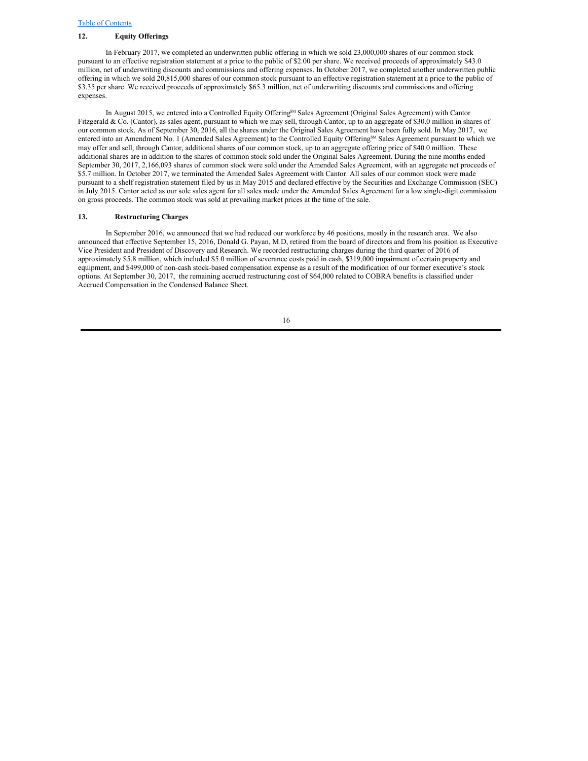## 12. Equity Offerings

In February 2017, we completed an underwritten public offering in which we sold 23,000,000 shares of our common stock pursuant to an effective registration statement at a price to the public of $2.00 per share. We received proceeds of approximately $43.0 million, net of underwriting discounts and commissions and offering expenses. In October 2017, we completed another underwritten public offering in which we sold 20,815,000 shares of our common stock pursuant to an effective registration statement at a price to the public of $3.35 per share. We received proceeds of approximately $65.3 million, net of underwriting discounts and commissions and offering expenses.

In August 2015, we entered into a Controlled Equity Offering℠ Sales Agreement (Original Sales Agreement) with Cantor Fitzgerald & Co. (Cantor), as sales agent, pursuant to which we may sell, through Cantor, up to an aggregate of $30.0 million in shares of our common stock. As of September 30, 2016, all the shares under the Original Sales Agreement have been fully sold. In May 2017, we entered into an Amendment No. 1 (Amended Sales Agreement) to the Controlled Equity Offering℠ Sales Agreement pursuant to which we may offer and sell, through Cantor, additional shares of our common stock, up to an aggregate offering price of $40.0 million. These additional shares are in addition to the shares of common stock sold under the Original Sales Agreement. During the nine months ended September 30, 2017, 2,166,093 shares of common stock were sold under the Amended Sales Agreement, with an aggregate net proceeds of $5.7 million. In October 2017, we terminated the Amended Sales Agreement with Cantor. All sales of our common stock were made pursuant to a shelf registration statement filed by us in May 2015 and declared effective by the Securities and Exchange Commission (SEC) in July 2015. Cantor acted as our sole sales agent for all sales made under the Amended Sales Agreement for a low single-digit commission on gross proceeds. The common stock was sold at prevailing market prices at the time of the sale.

## 13. Restructuring Charges

In September 2016, we announced that we had reduced our workforce by 46 positions, mostly in the research area. We also announced that effective September 15, 2016, Donald G. Payan, M.D, retired from the board of directors and from his position as Executive Vice President and President of Discovery and Research. We recorded restructuring charges during the third quarter of 2016 of approximately $5.8 million, which included $5.0 million of severance costs paid in cash, $319,000 impairment of certain property and equipment, and $499,000 of non-cash stock-based compensation expense as a result of the modification of our former executive's stock options. At September 30, 2017, the remaining accrued restructuring cost of $64,000 related to COBRA benefits is classified under Accrued Compensation in the Condensed Balance Sheet.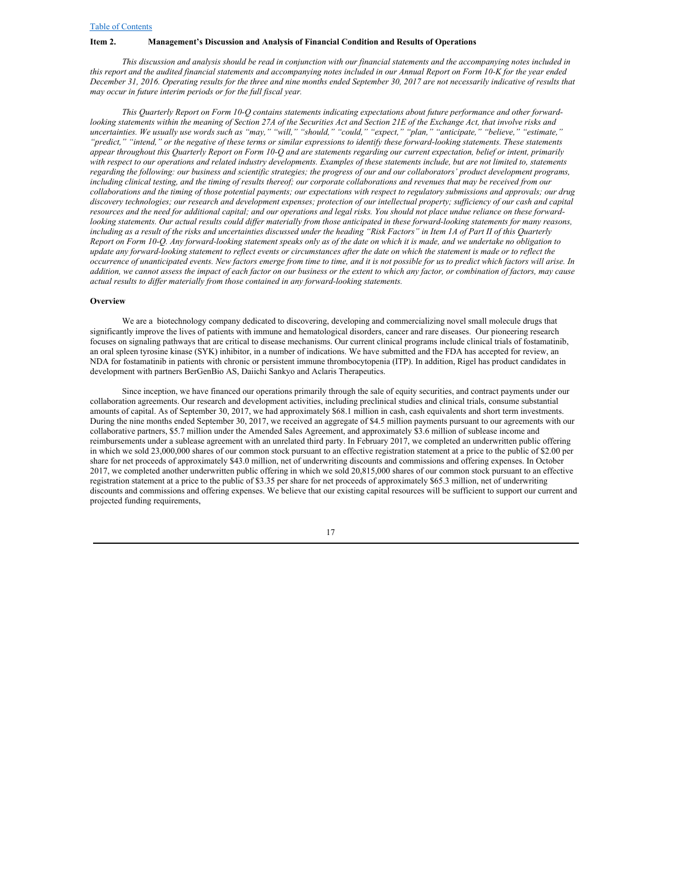## Item 2. Management's Discussion and Analysis of Financial Condition and Results of Operations

*This discussion and analysis should be read in conjunction with our financial statements and the accompanying notes included in this report and the audited financial statements and accompanying notes included in our Annual Report on Form 10-K for the year ended December 31, 2016. Operating results for the three and nine months ended September 30, 2017 are not necessarily indicative of results that may occur in future interim periods or for the full fiscal year.*

*This Quarterly Report on Form 10-Q contains statements indicating expectations about future performance and other forward-looking statements within the meaning of Section 27A of the Securities Act and Section 21E of the Exchange Act, that involve risks and uncertainties. We usually use words such as "may," "will," "should," "could," "expect," "plan," "anticipate," "believe," "estimate," "predict," "intend," or the negative of these terms or similar expressions to identify these forward-looking statements. These statements appear throughout this Quarterly Report on Form 10-Q and are statements regarding our current expectation, belief or intent, primarily with respect to our operations and related industry developments. Examples of these statements include, but are not limited to, statements regarding the following: our business and scientific strategies; the progress of our and our collaborators' product development programs, including clinical testing, and the timing of results thereof; our corporate collaborations and revenues that may be received from our collaborations and the timing of those potential payments; our expectations with respect to regulatory submissions and approvals; our drug discovery technologies; our research and development expenses; protection of our intellectual property; sufficiency of our cash and capital resources and the need for additional capital; and our operations and legal risks. You should not place undue reliance on these forward-looking statements. Our actual results could differ materially from those anticipated in these forward-looking statements for many reasons, including as a result of the risks and uncertainties discussed under the heading "Risk Factors" in Item 1A of Part II of this Quarterly Report on Form 10-Q. Any forward-looking statement speaks only as of the date on which it is made, and we undertake no obligation to update any forward-looking statement to reflect events or circumstances after the date on which the statement is made or to reflect the occurrence of unanticipated events. New factors emerge from time to time, and it is not possible for us to predict which factors will arise. In addition, we cannot assess the impact of each factor on our business or the extent to which any factor, or combination of factors, may cause actual results to differ materially from those contained in any forward-looking statements.*

### Overview

We are a biotechnology company dedicated to discovering, developing and commercializing novel small molecule drugs that significantly improve the lives of patients with immune and hematological disorders, cancer and rare diseases. Our pioneering research focuses on signaling pathways that are critical to disease mechanisms. Our current clinical programs include clinical trials of fostamatinib, an oral spleen tyrosine kinase (SYK) inhibitor, in a number of indications. We have submitted and the FDA has accepted for review, an NDA for fostamatinib in patients with chronic or persistent immune thrombocytopenia (ITP). In addition, Rigel has product candidates in development with partners BerGenBio AS, Daiichi Sankyo and Aclaris Therapeutics.

Since inception, we have financed our operations primarily through the sale of equity securities, and contract payments under our collaboration agreements. Our research and development activities, including preclinical studies and clinical trials, consume substantial amounts of capital. As of September 30, 2017, we had approximately $68.1 million in cash, cash equivalents and short term investments. During the nine months ended September 30, 2017, we received an aggregate of $4.5 million payments pursuant to our agreements with our collaborative partners, $5.7 million under the Amended Sales Agreement, and approximately $3.6 million of sublease income and reimbursements under a sublease agreement with an unrelated third party. In February 2017, we completed an underwritten public offering in which we sold 23,000,000 shares of our common stock pursuant to an effective registration statement at a price to the public of $2.00 per share for net proceeds of approximately $43.0 million, net of underwriting discounts and commissions and offering expenses. In October 2017, we completed another underwritten public offering in which we sold 20,815,000 shares of our common stock pursuant to an effective registration statement at a price to the public of $3.35 per share for net proceeds of approximately $65.3 million, net of underwriting discounts and commissions and offering expenses. We believe that our existing capital resources will be sufficient to support our current and projected funding requirements,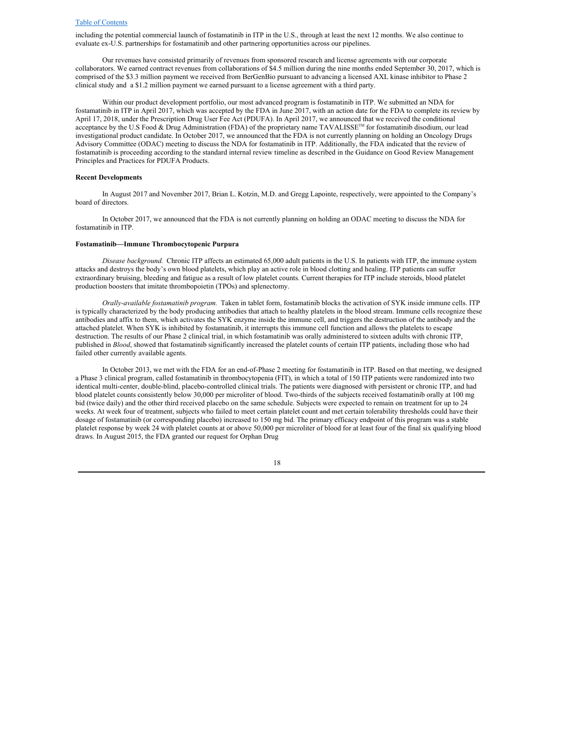including the potential commercial launch of fostamatinib in ITP in the U.S., through at least the next 12 months. We also continue to evaluate ex-U.S. partnerships for fostamatinib and other partnering opportunities across our pipelines.

Our revenues have consisted primarily of revenues from sponsored research and license agreements with our corporate collaborators. We earned contract revenues from collaborations of $4.5 million during the nine months ended September 30, 2017, which is comprised of the $3.3 million payment we received from BerGenBio pursuant to advancing a licensed AXL kinase inhibitor to Phase 2 clinical study and a $1.2 million payment we earned pursuant to a license agreement with a third party.

Within our product development portfolio, our most advanced program is fostamatinib in ITP. We submitted an NDA for fostamatinib in ITP in April 2017, which was accepted by the FDA in June 2017, with an action date for the FDA to complete its review by April 17, 2018, under the Prescription Drug User Fee Act (PDUFA). In April 2017, we announced that we received the conditional acceptance by the U.S Food & Drug Administration (FDA) of the proprietary name TAVALISSE™ for fostamatinib disodium, our lead investigational product candidate. In October 2017, we announced that the FDA is not currently planning on holding an Oncology Drugs Advisory Committee (ODAC) meeting to discuss the NDA for fostamatinib in ITP. Additionally, the FDA indicated that the review of fostamatinib is proceeding according to the standard internal review timeline as described in the Guidance on Good Review Management Principles and Practices for PDUFA Products.

**Recent Developments**

In August 2017 and November 2017, Brian L. Kotzin, M.D. and Gregg Lapointe, respectively, were appointed to the Company's board of directors.

In October 2017, we announced that the FDA is not currently planning on holding an ODAC meeting to discuss the NDA for fostamatinib in ITP.

**Fostamatinib—Immune Thrombocytopenic Purpura**

*Disease background.* Chronic ITP affects an estimated 65,000 adult patients in the U.S. In patients with ITP, the immune system attacks and destroys the body's own blood platelets, which play an active role in blood clotting and healing. ITP patients can suffer extraordinary bruising, bleeding and fatigue as a result of low platelet counts. Current therapies for ITP include steroids, blood platelet production boosters that imitate thrombopoietin (TPOs) and splenectomy.

*Orally-available fostamatinib program.* Taken in tablet form, fostamatinib blocks the activation of SYK inside immune cells. ITP is typically characterized by the body producing antibodies that attach to healthy platelets in the blood stream. Immune cells recognize these antibodies and affix to them, which activates the SYK enzyme inside the immune cell, and triggers the destruction of the antibody and the attached platelet. When SYK is inhibited by fostamatinib, it interrupts this immune cell function and allows the platelets to escape destruction. The results of our Phase 2 clinical trial, in which fostamatinib was orally administered to sixteen adults with chronic ITP, published in *Blood*, showed that fostamatinib significantly increased the platelet counts of certain ITP patients, including those who had failed other currently available agents.

In October 2013, we met with the FDA for an end-of-Phase 2 meeting for fostamatinib in ITP. Based on that meeting, we designed a Phase 3 clinical program, called fostamatinib in thrombocytopenia (FIT), in which a total of 150 ITP patients were randomized into two identical multi-center, double-blind, placebo-controlled clinical trials. The patients were diagnosed with persistent or chronic ITP, and had blood platelet counts consistently below 30,000 per microliter of blood. Two-thirds of the subjects received fostamatinib orally at 100 mg bid (twice daily) and the other third received placebo on the same schedule. Subjects were expected to remain on treatment for up to 24 weeks. At week four of treatment, subjects who failed to meet certain platelet count and met certain tolerability thresholds could have their dosage of fostamatinib (or corresponding placebo) increased to 150 mg bid. The primary efficacy endpoint of this program was a stable platelet response by week 24 with platelet counts at or above 50,000 per microliter of blood for at least four of the final six qualifying blood draws. In August 2015, the FDA granted our request for Orphan Drug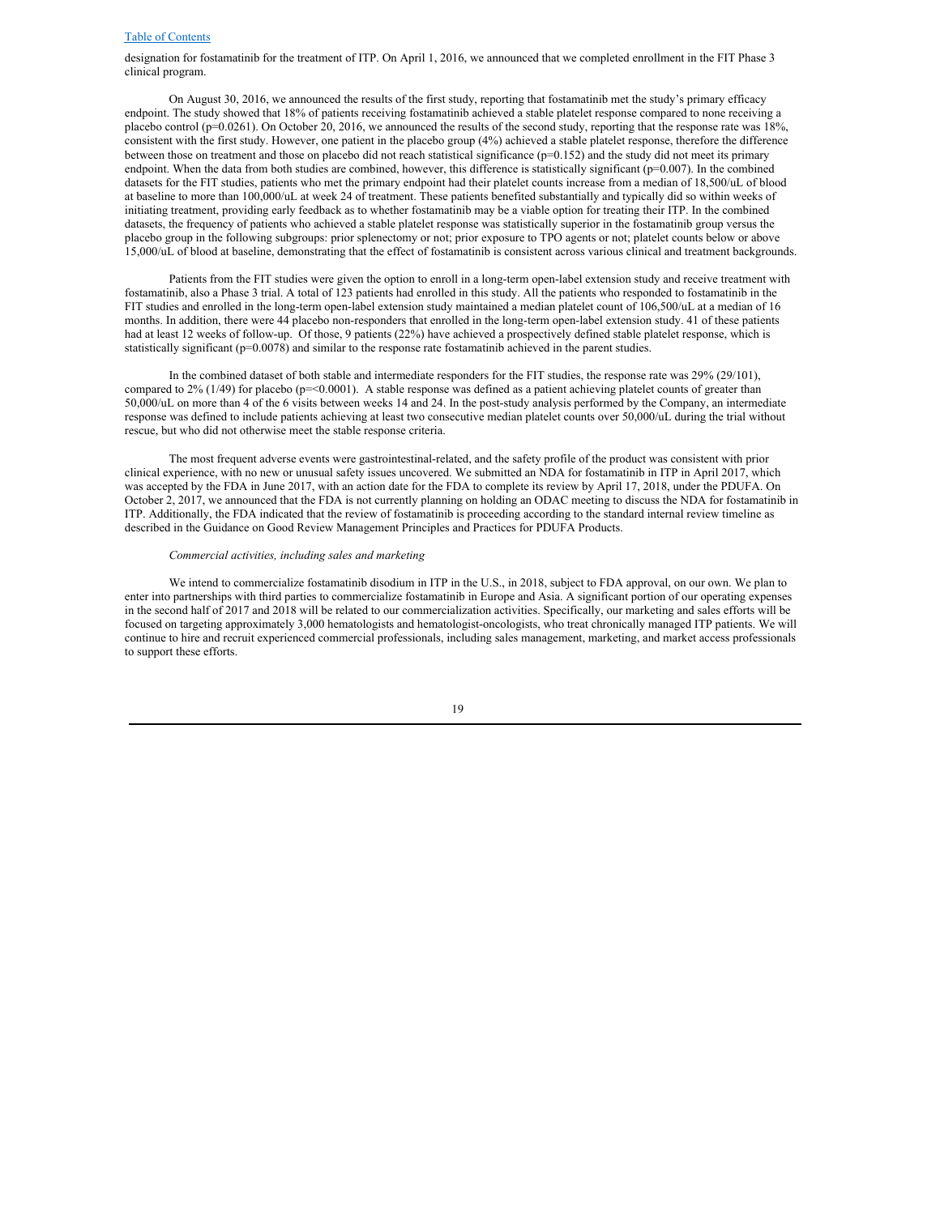designation for fostamatinib for the treatment of ITP. On April 1, 2016, we announced that we completed enrollment in the FIT Phase 3 clinical program.

On August 30, 2016, we announced the results of the first study, reporting that fostamatinib met the study's primary efficacy endpoint. The study showed that 18% of patients receiving fostamatinib achieved a stable platelet response compared to none receiving a placebo control ($p=0.0261$). On October 20, 2016, we announced the results of the second study, reporting that the response rate was 18%, consistent with the first study. However, one patient in the placebo group (4%) achieved a stable platelet response, therefore the difference between those on treatment and those on placebo did not reach statistical significance ($p=0.152$) and the study did not meet its primary endpoint. When the data from both studies are combined, however, this difference is statistically significant ($p=0.007$). In the combined datasets for the FIT studies, patients who met the primary endpoint had their platelet counts increase from a median of 18,500/uL of blood at baseline to more than 100,000/uL at week 24 of treatment. These patients benefited substantially and typically did so within weeks of initiating treatment, providing early feedback as to whether fostamatinib may be a viable option for treating their ITP. In the combined datasets, the frequency of patients who achieved a stable platelet response was statistically superior in the fostamatinib group versus the placebo group in the following subgroups: prior splenectomy or not; prior exposure to TPO agents or not; platelet counts below or above 15,000/uL of blood at baseline, demonstrating that the effect of fostamatinib is consistent across various clinical and treatment backgrounds.

Patients from the FIT studies were given the option to enroll in a long-term open-label extension study and receive treatment with fostamatinib, also a Phase 3 trial. A total of 123 patients had enrolled in this study. All the patients who responded to fostamatinib in the FIT studies and enrolled in the long-term open-label extension study maintained a median platelet count of 106,500/uL at a median of 16 months. In addition, there were 44 placebo non-responders that enrolled in the long-term open-label extension study. 41 of these patients had at least 12 weeks of follow-up. Of those, 9 patients (22%) have achieved a prospectively defined stable platelet response, which is statistically significant ($p=0.0078$) and similar to the response rate fostamatinib achieved in the parent studies.

In the combined dataset of both stable and intermediate responders for the FIT studies, the response rate was 29% (29/101), compared to 2% (1/49) for placebo ($p=<0.0001$). A stable response was defined as a patient achieving platelet counts of greater than 50,000/uL on more than 4 of the 6 visits between weeks 14 and 24. In the post-study analysis performed by the Company, an intermediate response was defined to include patients achieving at least two consecutive median platelet counts over 50,000/uL during the trial without rescue, but who did not otherwise meet the stable response criteria.

The most frequent adverse events were gastrointestinal-related, and the safety profile of the product was consistent with prior clinical experience, with no new or unusual safety issues uncovered. We submitted an NDA for fostamatinib in ITP in April 2017, which was accepted by the FDA in June 2017, with an action date for the FDA to complete its review by April 17, 2018, under the PDUFA. On October 2, 2017, we announced that the FDA is not currently planning on holding an ODAC meeting to discuss the NDA for fostamatinib in ITP. Additionally, the FDA indicated that the review of fostamatinib is proceeding according to the standard internal review timeline as described in the Guidance on Good Review Management Principles and Practices for PDUFA Products.

*Commercial activities, including sales and marketing*

We intend to commercialize fostamatinib disodium in ITP in the U.S., in 2018, subject to FDA approval, on our own. We plan to enter into partnerships with third parties to commercialize fostamatinib in Europe and Asia. A significant portion of our operating expenses in the second half of 2017 and 2018 will be related to our commercialization activities. Specifically, our marketing and sales efforts will be focused on targeting approximately 3,000 hematologists and hematologist-oncologists, who treat chronically managed ITP patients. We will continue to hire and recruit experienced commercial professionals, including sales management, marketing, and market access professionals to support these efforts.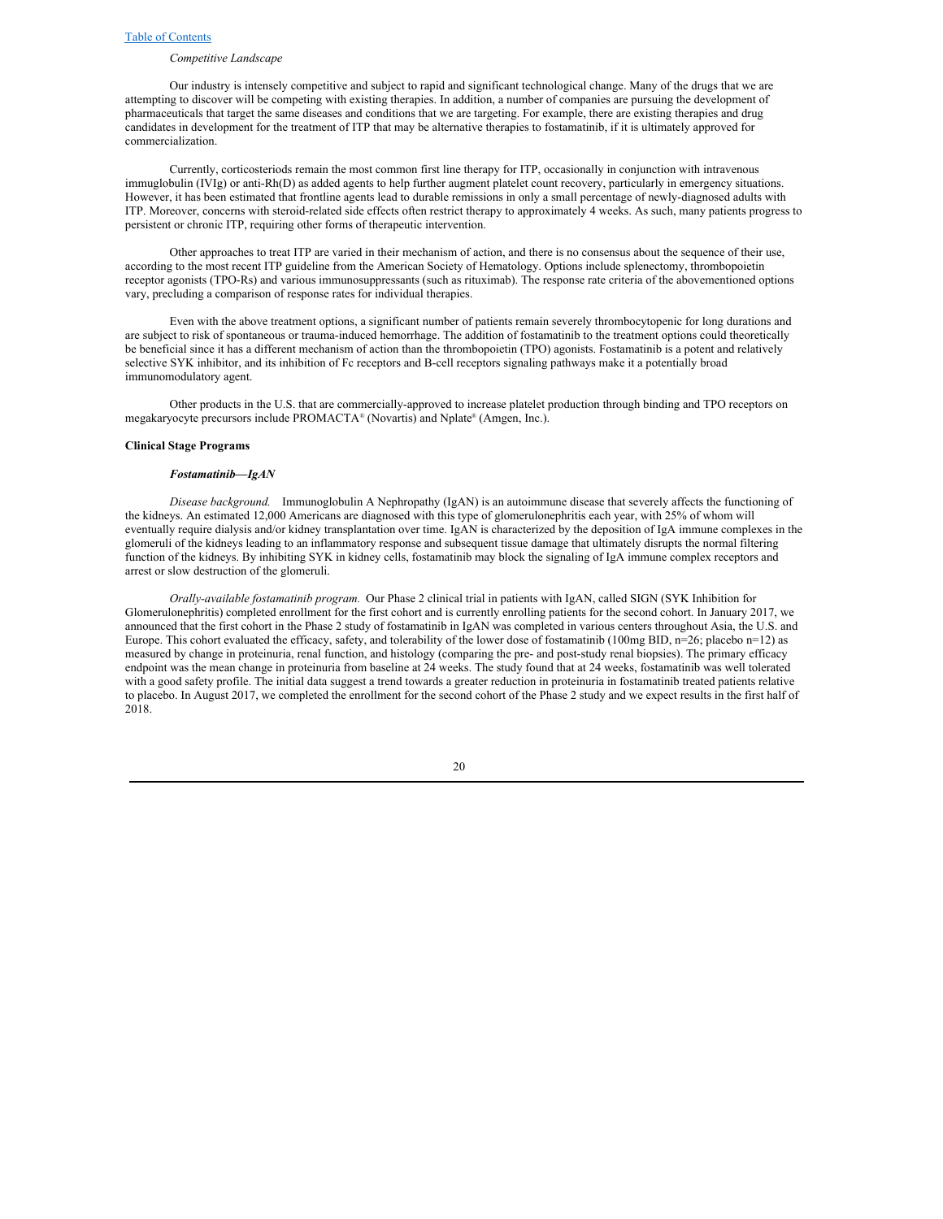*Competitive Landscape*

Our industry is intensely competitive and subject to rapid and significant technological change. Many of the drugs that we are attempting to discover will be competing with existing therapies. In addition, a number of companies are pursuing the development of pharmaceuticals that target the same diseases and conditions that we are targeting. For example, there are existing therapies and drug candidates in development for the treatment of ITP that may be alternative therapies to fostamatinib, if it is ultimately approved for commercialization.

Currently, corticosteriods remain the most common first line therapy for ITP, occasionally in conjunction with intravenous immuglobulin (IVIg) or anti-Rh(D) as added agents to help further augment platelet count recovery, particularly in emergency situations. However, it has been estimated that frontline agents lead to durable remissions in only a small percentage of newly-diagnosed adults with ITP. Moreover, concerns with steroid-related side effects often restrict therapy to approximately 4 weeks. As such, many patients progress to persistent or chronic ITP, requiring other forms of therapeutic intervention.

Other approaches to treat ITP are varied in their mechanism of action, and there is no consensus about the sequence of their use, according to the most recent ITP guideline from the American Society of Hematology. Options include splenectomy, thrombopoietin receptor agonists (TPO-Rs) and various immunosuppressants (such as rituximab). The response rate criteria of the abovementioned options vary, precluding a comparison of response rates for individual therapies.

Even with the above treatment options, a significant number of patients remain severely thrombocytopenic for long durations and are subject to risk of spontaneous or trauma-induced hemorrhage. The addition of fostamatinib to the treatment options could theoretically be beneficial since it has a different mechanism of action than the thrombopoietin (TPO) agonists. Fostamatinib is a potent and relatively selective SYK inhibitor, and its inhibition of Fc receptors and B-cell receptors signaling pathways make it a potentially broad immunomodulatory agent.

Other products in the U.S. that are commercially-approved to increase platelet production through binding and TPO receptors on megakaryocyte precursors include PROMACTA® (Novartis) and Nplate® (Amgen, Inc.).

**Clinical Stage Programs**

***Fostamatinib—IgAN***

*Disease background.* Immunoglobulin A Nephropathy (IgAN) is an autoimmune disease that severely affects the functioning of the kidneys. An estimated 12,000 Americans are diagnosed with this type of glomerulonephritis each year, with 25% of whom will eventually require dialysis and/or kidney transplantation over time. IgAN is characterized by the deposition of IgA immune complexes in the glomeruli of the kidneys leading to an inflammatory response and subsequent tissue damage that ultimately disrupts the normal filtering function of the kidneys. By inhibiting SYK in kidney cells, fostamatinib may block the signaling of IgA immune complex receptors and arrest or slow destruction of the glomeruli.

*Orally-available fostamatinib program.* Our Phase 2 clinical trial in patients with IgAN, called SIGN (SYK Inhibition for Glomerulonephritis) completed enrollment for the first cohort and is currently enrolling patients for the second cohort. In January 2017, we announced that the first cohort in the Phase 2 study of fostamatinib in IgAN was completed in various centers throughout Asia, the U.S. and Europe. This cohort evaluated the efficacy, safety, and tolerability of the lower dose of fostamatinib (100mg BID, n=26; placebo n=12) as measured by change in proteinuria, renal function, and histology (comparing the pre- and post-study renal biopsies). The primary efficacy endpoint was the mean change in proteinuria from baseline at 24 weeks. The study found that at 24 weeks, fostamatinib was well tolerated with a good safety profile. The initial data suggest a trend towards a greater reduction in proteinuria in fostamatinib treated patients relative to placebo. In August 2017, we completed the enrollment for the second cohort of the Phase 2 study and we expect results in the first half of 2018.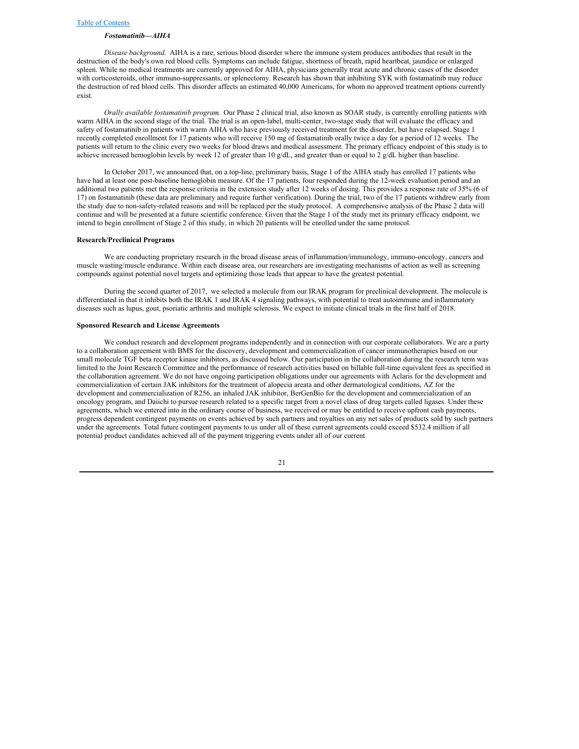***Fostamatinib—AIHA***

*Disease background.* AIHA is a rare, serious blood disorder where the immune system produces antibodies that result in the destruction of the body's own red blood cells. Symptoms can include fatigue, shortness of breath, rapid heartbeat, jaundice or enlarged spleen. While no medical treatments are currently approved for AIHA, physicians generally treat acute and chronic cases of the disorder with corticosteroids, other immuno-suppressants, or splenectomy. Research has shown that inhibiting SYK with fostamatinib may reduce the destruction of red blood cells. This disorder affects an estimated 40,000 Americans, for whom no approved treatment options currently exist.

*Orally available fostamatinib program.* Our Phase 2 clinical trial, also known as SOAR study, is currently enrolling patients with warm AIHA in the second stage of the trial. The trial is an open-label, multi-center, two-stage study that will evaluate the efficacy and safety of fostamatinib in patients with warm AIHA who have previously received treatment for the disorder, but have relapsed. Stage 1 recently completed enrollment for 17 patients who will receive 150 mg of fostamatinib orally twice a day for a period of 12 weeks. The patients will return to the clinic every two weeks for blood draws and medical assessment. The primary efficacy endpoint of this study is to achieve increased hemoglobin levels by week 12 of greater than 10 g/dL, and greater than or equal to 2 g/dL higher than baseline.

In October 2017, we announced that, on a top-line, preliminary basis, Stage 1 of the AIHA study has enrolled 17 patients who have had at least one post-baseline hemoglobin measure. Of the 17 patients, four responded during the 12-week evaluation period and an additional two patients met the response criteria in the extension study after 12 weeks of dosing. This provides a response rate of 35% (6 of 17) on fostamatinib (these data are preliminary and require further verification). During the trial, two of the 17 patients withdrew early from the study due to non-safety-related reasons and will be replaced per the study protocol. A comprehensive analysis of the Phase 2 data will continue and will be presented at a future scientific conference. Given that the Stage 1 of the study met its primary efficacy endpoint, we intend to begin enrollment of Stage 2 of this study, in which 20 patients will be enrolled under the same protocol.

**Research/Preclinical Programs**

We are conducting proprietary research in the broad disease areas of inflammation/immunology, immuno-oncology, cancers and muscle wasting/muscle endurance. Within each disease area, our researchers are investigating mechanisms of action as well as screening compounds against potential novel targets and optimizing those leads that appear to have the greatest potential.

During the second quarter of 2017, we selected a molecule from our IRAK program for preclinical development. The molecule is differentiated in that it inhibits both the IRAK 1 and IRAK 4 signaling pathways, with potential to treat autoimmune and inflammatory diseases such as lupus, gout, psoriatic arthritis and multiple sclerosis. We expect to initiate clinical trials in the first half of 2018.

**Sponsored Research and License Agreements**

We conduct research and development programs independently and in connection with our corporate collaborators. We are a party to a collaboration agreement with BMS for the discovery, development and commercialization of cancer immunotherapies based on our small molecule TGF beta receptor kinase inhibitors, as discussed below. Our participation in the collaboration during the research term was limited to the Joint Research Committee and the performance of research activities based on billable full-time equivalent fees as specified in the collaboration agreement. We do not have ongoing participation obligations under our agreements with Aclaris for the development and commercialization of certain JAK inhibitors for the treatment of alopecia areata and other dermatological conditions, AZ for the development and commercialization of R256, an inhaled JAK inhibitor, BerGenBio for the development and commercialization of an oncology program, and Daiichi to pursue research related to a specific target from a novel class of drug targets called ligases. Under these agreements, which we entered into in the ordinary course of business, we received or may be entitled to receive upfront cash payments, progress dependent contingent payments on events achieved by such partners and royalties on any net sales of products sold by such partners under the agreements. Total future contingent payments to us under all of these current agreements could exceed $532.4 million if all potential product candidates achieved all of the payment triggering events under all of our current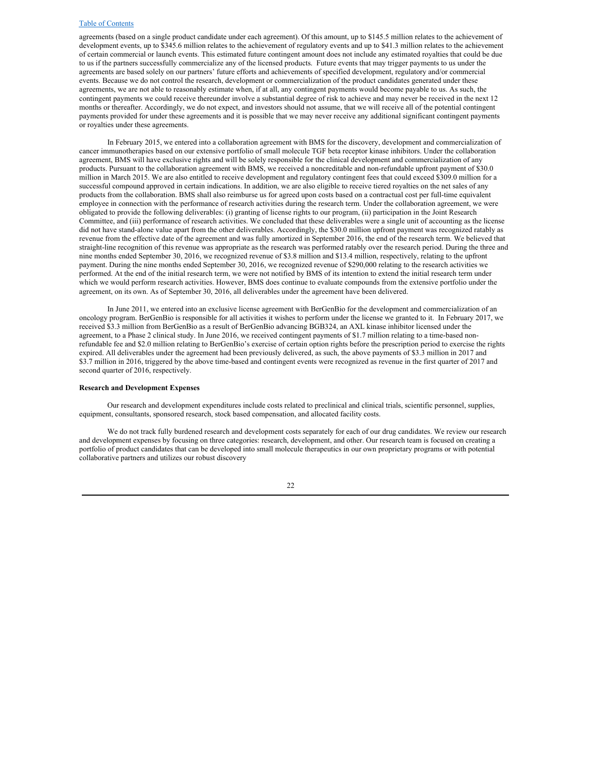agreements (based on a single product candidate under each agreement). Of this amount, up to $145.5 million relates to the achievement of development events, up to $345.6 million relates to the achievement of regulatory events and up to $41.3 million relates to the achievement of certain commercial or launch events. This estimated future contingent amount does not include any estimated royalties that could be due to us if the partners successfully commercialize any of the licensed products. Future events that may trigger payments to us under the agreements are based solely on our partners' future efforts and achievements of specified development, regulatory and/or commercial events. Because we do not control the research, development or commercialization of the product candidates generated under these agreements, we are not able to reasonably estimate when, if at all, any contingent payments would become payable to us. As such, the contingent payments we could receive thereunder involve a substantial degree of risk to achieve and may never be received in the next 12 months or thereafter. Accordingly, we do not expect, and investors should not assume, that we will receive all of the potential contingent payments provided for under these agreements and it is possible that we may never receive any additional significant contingent payments or royalties under these agreements.

In February 2015, we entered into a collaboration agreement with BMS for the discovery, development and commercialization of cancer immunotherapies based on our extensive portfolio of small molecule TGF beta receptor kinase inhibitors. Under the collaboration agreement, BMS will have exclusive rights and will be solely responsible for the clinical development and commercialization of any products. Pursuant to the collaboration agreement with BMS, we received a noncreditable and non-refundable upfront payment of $30.0 million in March 2015. We are also entitled to receive development and regulatory contingent fees that could exceed $309.0 million for a successful compound approved in certain indications. In addition, we are also eligible to receive tiered royalties on the net sales of any products from the collaboration. BMS shall also reimburse us for agreed upon costs based on a contractual cost per full-time equivalent employee in connection with the performance of research activities during the research term. Under the collaboration agreement, we were obligated to provide the following deliverables: (i) granting of license rights to our program, (ii) participation in the Joint Research Committee, and (iii) performance of research activities. We concluded that these deliverables were a single unit of accounting as the license did not have stand-alone value apart from the other deliverables. Accordingly, the $30.0 million upfront payment was recognized ratably as revenue from the effective date of the agreement and was fully amortized in September 2016, the end of the research term. We believed that straight-line recognition of this revenue was appropriate as the research was performed ratably over the research period. During the three and nine months ended September 30, 2016, we recognized revenue of $3.8 million and $13.4 million, respectively, relating to the upfront payment. During the nine months ended September 30, 2016, we recognized revenue of $290,000 relating to the research activities we performed. At the end of the initial research term, we were not notified by BMS of its intention to extend the initial research term under which we would perform research activities. However, BMS does continue to evaluate compounds from the extensive portfolio under the agreement, on its own. As of September 30, 2016, all deliverables under the agreement have been delivered.

In June 2011, we entered into an exclusive license agreement with BerGenBio for the development and commercialization of an oncology program. BerGenBio is responsible for all activities it wishes to perform under the license we granted to it. In February 2017, we received $3.3 million from BerGenBio as a result of BerGenBio advancing BGB324, an AXL kinase inhibitor licensed under the agreement, to a Phase 2 clinical study. In June 2016, we received contingent payments of $1.7 million relating to a time-based non-refundable fee and $2.0 million relating to BerGenBio's exercise of certain option rights before the prescription period to exercise the rights expired. All deliverables under the agreement had been previously delivered, as such, the above payments of $3.3 million in 2017 and $3.7 million in 2016, triggered by the above time-based and contingent events were recognized as revenue in the first quarter of 2017 and second quarter of 2016, respectively.

**Research and Development Expenses**

Our research and development expenditures include costs related to preclinical and clinical trials, scientific personnel, supplies, equipment, consultants, sponsored research, stock based compensation, and allocated facility costs.

We do not track fully burdened research and development costs separately for each of our drug candidates. We review our research and development expenses by focusing on three categories: research, development, and other. Our research team is focused on creating a portfolio of product candidates that can be developed into small molecule therapeutics in our own proprietary programs or with potential collaborative partners and utilizes our robust discovery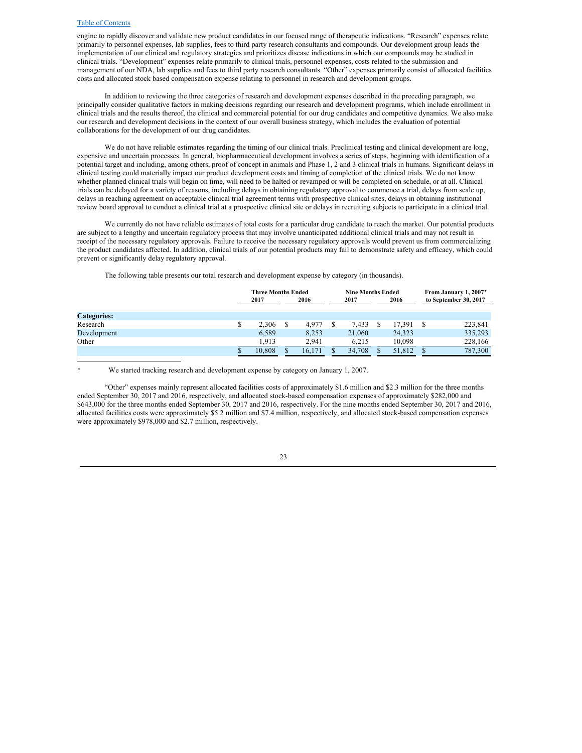engine to rapidly discover and validate new product candidates in our focused range of therapeutic indications. "Research" expenses relate primarily to personnel expenses, lab supplies, fees to third party research consultants and compounds. Our development group leads the implementation of our clinical and regulatory strategies and prioritizes disease indications in which our compounds may be studied in clinical trials. "Development" expenses relate primarily to clinical trials, personnel expenses, costs related to the submission and management of our NDA, lab supplies and fees to third party research consultants. "Other" expenses primarily consist of allocated facilities costs and allocated stock based compensation expense relating to personnel in research and development groups.

In addition to reviewing the three categories of research and development expenses described in the preceding paragraph, we principally consider qualitative factors in making decisions regarding our research and development programs, which include enrollment in clinical trials and the results thereof, the clinical and commercial potential for our drug candidates and competitive dynamics. We also make our research and development decisions in the context of our overall business strategy, which includes the evaluation of potential collaborations for the development of our drug candidates.

We do not have reliable estimates regarding the timing of our clinical trials. Preclinical testing and clinical development are long, expensive and uncertain processes. In general, biopharmaceutical development involves a series of steps, beginning with identification of a potential target and including, among others, proof of concept in animals and Phase 1, 2 and 3 clinical trials in humans. Significant delays in clinical testing could materially impact our product development costs and timing of completion of the clinical trials. We do not know whether planned clinical trials will begin on time, will need to be halted or revamped or will be completed on schedule, or at all. Clinical trials can be delayed for a variety of reasons, including delays in obtaining regulatory approval to commence a trial, delays from scale up, delays in reaching agreement on acceptable clinical trial agreement terms with prospective clinical sites, delays in obtaining institutional review board approval to conduct a clinical trial at a prospective clinical site or delays in recruiting subjects to participate in a clinical trial.

We currently do not have reliable estimates of total costs for a particular drug candidate to reach the market. Our potential products are subject to a lengthy and uncertain regulatory process that may involve unanticipated additional clinical trials and may not result in receipt of the necessary regulatory approvals. Failure to receive the necessary regulatory approvals would prevent us from commercializing the product candidates affected. In addition, clinical trials of our potential products may fail to demonstrate safety and efficacy, which could prevent or significantly delay regulatory approval.

The following table presents our total research and development expense by category (in thousands).

| | Three Months Ended | | Nine Months Ended | | From January 1, 2007* |
|---|---|---|---|---|---|
| | 2017 | 2016 | 2017 | 2016 | to September 30, 2017 |
| **Categories:** | | | | | |
| Research | $ 2,306 | $ 4,977 | $ 7,433 | $ 17,391 | $ 223,841 |
| Development | 6,589 | 8,253 | 21,060 | 24,323 | 335,293 |
| Other | 1,913 | 2,941 | 6,215 | 10,098 | 228,166 |
| | $ 10,808 | $ 16,171 | $ 34,708 | $ 51,812 | $ 787,300 |

\* We started tracking research and development expense by category on January 1, 2007.

"Other" expenses mainly represent allocated facilities costs of approximately $1.6 million and $2.3 million for the three months ended September 30, 2017 and 2016, respectively, and allocated stock-based compensation expenses of approximately $282,000 and $643,000 for the three months ended September 30, 2017 and 2016, respectively. For the nine months ended September 30, 2017 and 2016, allocated facilities costs were approximately $5.2 million and $7.4 million, respectively, and allocated stock-based compensation expenses were approximately $978,000 and $2.7 million, respectively.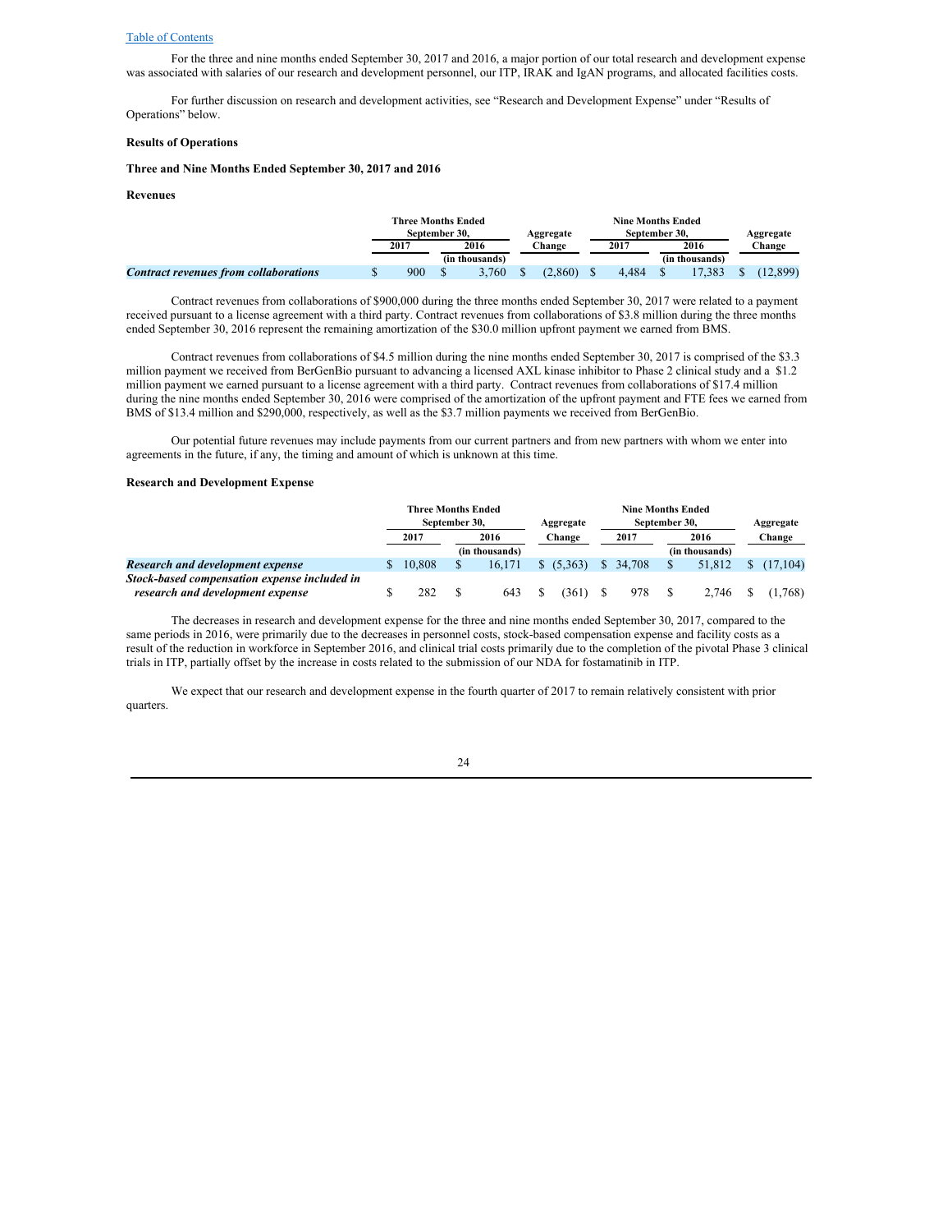For the three and nine months ended September 30, 2017 and 2016, a major portion of our total research and development expense was associated with salaries of our research and development personnel, our ITP, IRAK and IgAN programs, and allocated facilities costs.

For further discussion on research and development activities, see "Research and Development Expense" under "Results of Operations" below.

**Results of Operations**

**Three and Nine Months Ended September 30, 2017 and 2016**

**Revenues**

| | Three Months Ended September 30, | | Aggregate Change | Nine Months Ended September 30, | | Aggregate Change |
|---|---|---|---|---|---|---|
| | 2017 | 2016 | | 2017 | 2016 | |
| | (in thousands) | | | (in thousands) | | |
| ***Contract revenues from collaborations*** | $ 900 | $ 3,760 | $ (2,860) | $ 4,484 | $ 17,383 | $ (12,899) |

Contract revenues from collaborations of $900,000 during the three months ended September 30, 2017 were related to a payment received pursuant to a license agreement with a third party. Contract revenues from collaborations of $3.8 million during the three months ended September 30, 2016 represent the remaining amortization of the $30.0 million upfront payment we earned from BMS.

Contract revenues from collaborations of $4.5 million during the nine months ended September 30, 2017 is comprised of the $3.3 million payment we received from BerGenBio pursuant to advancing a licensed AXL kinase inhibitor to Phase 2 clinical study and a $1.2 million payment we earned pursuant to a license agreement with a third party. Contract revenues from collaborations of $17.4 million during the nine months ended September 30, 2016 were comprised of the amortization of the upfront payment and FTE fees we earned from BMS of $13.4 million and $290,000, respectively, as well as the $3.7 million payments we received from BerGenBio.

Our potential future revenues may include payments from our current partners and from new partners with whom we enter into agreements in the future, if any, the timing and amount of which is unknown at this time.

**Research and Development Expense**

| | Three Months Ended September 30, | | Aggregate Change | Nine Months Ended September 30, | | Aggregate Change |
|---|---|---|---|---|---|---|
| | 2017 | 2016 | | 2017 | 2016 | |
| | (in thousands) | | | (in thousands) | | |
| ***Research and development expense*** | $ 10,808 | $ 16,171 | $ (5,363) | $ 34,708 | $ 51,812 | $ (17,104) |
| ***Stock-based compensation expense included in research and development expense*** | $ 282 | $ 643 | $ (361) | $ 978 | $ 2,746 | $ (1,768) |

The decreases in research and development expense for the three and nine months ended September 30, 2017, compared to the same periods in 2016, were primarily due to the decreases in personnel costs, stock-based compensation expense and facility costs as a result of the reduction in workforce in September 2016, and clinical trial costs primarily due to the completion of the pivotal Phase 3 clinical trials in ITP, partially offset by the increase in costs related to the submission of our NDA for fostamatinib in ITP.

We expect that our research and development expense in the fourth quarter of 2017 to remain relatively consistent with prior quarters.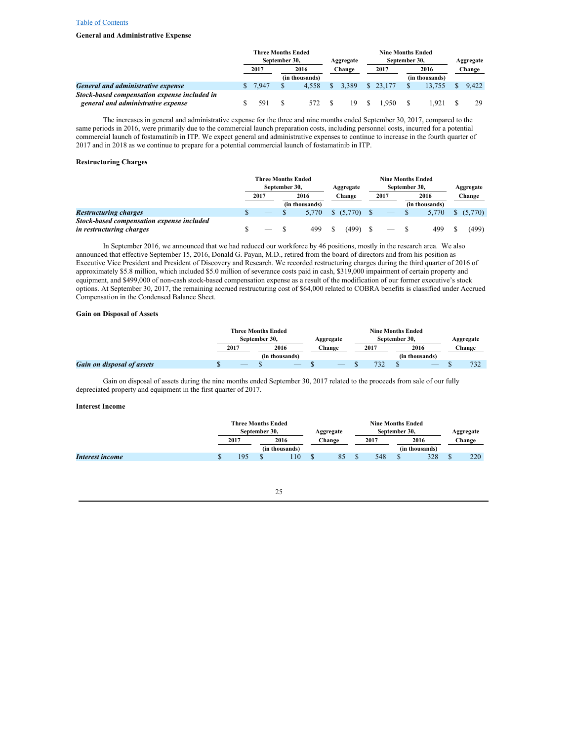[Table of Contents](#)

### General and Administrative Expense

| | Three Months Ended September 30, | | Aggregate Change | Nine Months Ended September 30, | | Aggregate Change |
|---|---|---|---|---|---|---|
| | 2017 | 2016 | | 2017 | 2016 | |
| | | (in thousands) | | | (in thousands) | |
| ***General and administrative expense*** | $ 7,947 | $ 4,558 | $ 3,389 | $ 23,177 | $ 13,755 | $ 9,422 |
| ***Stock-based compensation expense included in general and administrative expense*** | $ 591 | $ 572 | $ 19 | $ 1,950 | $ 1,921 | $ 29 |

The increases in general and administrative expense for the three and nine months ended September 30, 2017, compared to the same periods in 2016, were primarily due to the commercial launch preparation costs, including personnel costs, incurred for a potential commercial launch of fostamatinib in ITP. We expect general and administrative expenses to continue to increase in the fourth quarter of 2017 and in 2018 as we continue to prepare for a potential commercial launch of fostamatinib in ITP.

### Restructuring Charges

| | Three Months Ended September 30, | | Aggregate Change | Nine Months Ended September 30, | | Aggregate Change |
|---|---|---|---|---|---|---|
| | 2017 | 2016 | | 2017 | 2016 | |
| | | (in thousands) | | | (in thousands) | |
| ***Restructuring charges*** | $ — | $ 5,770 | $ (5,770) | $ — | $ 5,770 | $ (5,770) |
| ***Stock-based compensation expense included in restructuring charges*** | $ — | $ 499 | $ (499) | $ — | $ 499 | $ (499) |

In September 2016, we announced that we had reduced our workforce by 46 positions, mostly in the research area. We also announced that effective September 15, 2016, Donald G. Payan, M.D., retired from the board of directors and from his position as Executive Vice President and President of Discovery and Research. We recorded restructuring charges during the third quarter of 2016 of approximately $5.8 million, which included $5.0 million of severance costs paid in cash, $319,000 impairment of certain property and equipment, and $499,000 of non-cash stock-based compensation expense as a result of the modification of our former executive's stock options. At September 30, 2017, the remaining accrued restructuring cost of $64,000 related to COBRA benefits is classified under Accrued Compensation in the Condensed Balance Sheet.

### Gain on Disposal of Assets

| | Three Months Ended September 30, | | Aggregate Change | Nine Months Ended September 30, | | Aggregate Change |
|---|---|---|---|---|---|---|
| | 2017 | 2016 | | 2017 | 2016 | |
| | | (in thousands) | | | (in thousands) | |
| ***Gain on disposal of assets*** | $ — | $ — | $ — | $ 732 | $ — | $ 732 |

Gain on disposal of assets during the nine months ended September 30, 2017 related to the proceeds from sale of our fully depreciated property and equipment in the first quarter of 2017.

### Interest Income

| | Three Months Ended September 30, | | Aggregate Change | Nine Months Ended September 30, | | Aggregate Change |
|---|---|---|---|---|---|---|
| | 2017 | 2016 | | 2017 | 2016 | |
| | | (in thousands) | | | (in thousands) | |
| ***Interest income*** | $ 195 | $ 110 | $ 85 | $ 548 | $ 328 | $ 220 |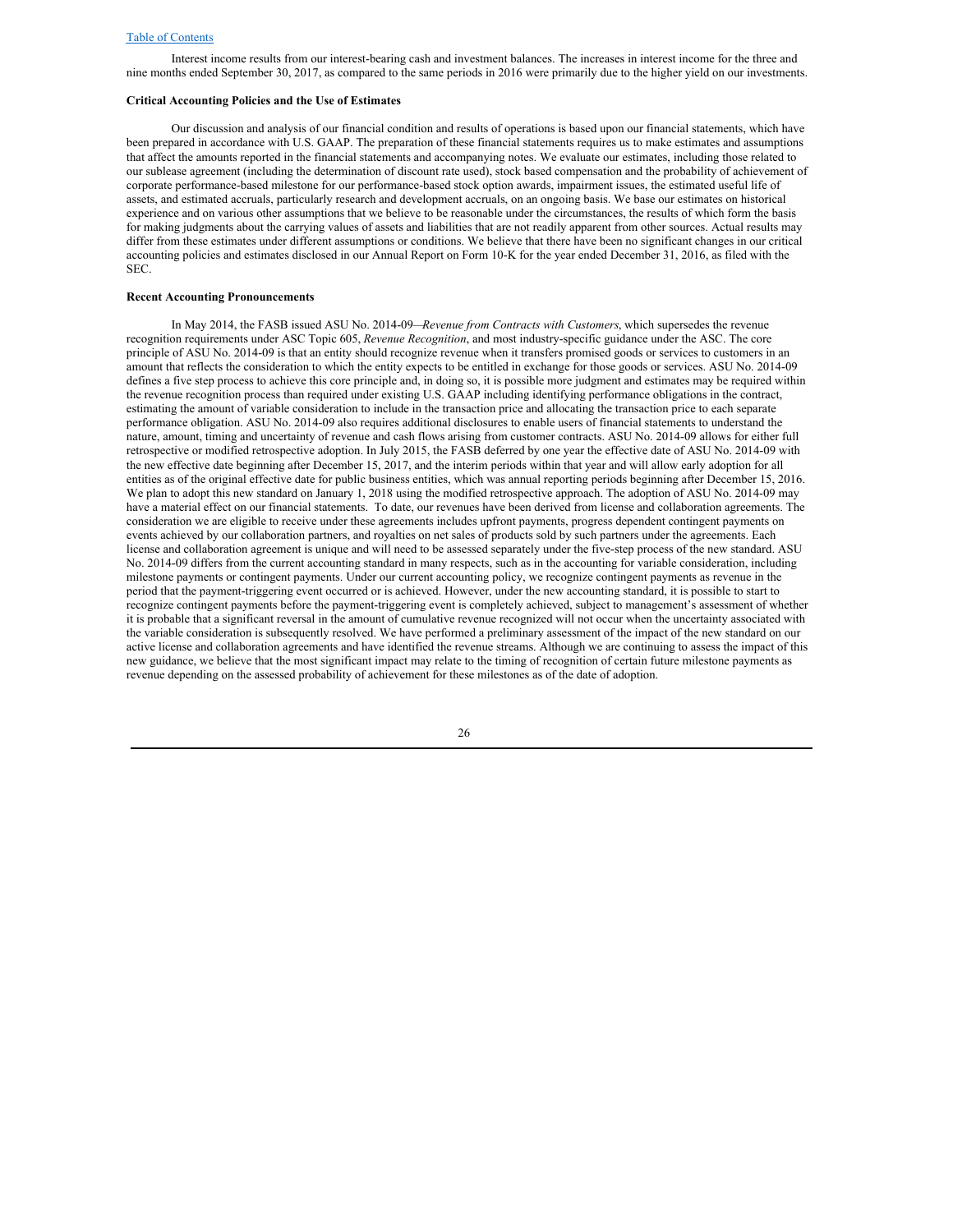Interest income results from our interest-bearing cash and investment balances. The increases in interest income for the three and nine months ended September 30, 2017, as compared to the same periods in 2016 were primarily due to the higher yield on our investments.

**Critical Accounting Policies and the Use of Estimates**

Our discussion and analysis of our financial condition and results of operations is based upon our financial statements, which have been prepared in accordance with U.S. GAAP. The preparation of these financial statements requires us to make estimates and assumptions that affect the amounts reported in the financial statements and accompanying notes. We evaluate our estimates, including those related to our sublease agreement (including the determination of discount rate used), stock based compensation and the probability of achievement of corporate performance-based milestone for our performance-based stock option awards, impairment issues, the estimated useful life of assets, and estimated accruals, particularly research and development accruals, on an ongoing basis. We base our estimates on historical experience and on various other assumptions that we believe to be reasonable under the circumstances, the results of which form the basis for making judgments about the carrying values of assets and liabilities that are not readily apparent from other sources. Actual results may differ from these estimates under different assumptions or conditions. We believe that there have been no significant changes in our critical accounting policies and estimates disclosed in our Annual Report on Form 10-K for the year ended December 31, 2016, as filed with the SEC.

**Recent Accounting Pronouncements**

In May 2014, the FASB issued ASU No. 2014-09—*Revenue from Contracts with Customers*, which supersedes the revenue recognition requirements under ASC Topic 605, *Revenue Recognition*, and most industry-specific guidance under the ASC. The core principle of ASU No. 2014-09 is that an entity should recognize revenue when it transfers promised goods or services to customers in an amount that reflects the consideration to which the entity expects to be entitled in exchange for those goods or services. ASU No. 2014-09 defines a five step process to achieve this core principle and, in doing so, it is possible more judgment and estimates may be required within the revenue recognition process than required under existing U.S. GAAP including identifying performance obligations in the contract, estimating the amount of variable consideration to include in the transaction price and allocating the transaction price to each separate performance obligation. ASU No. 2014-09 also requires additional disclosures to enable users of financial statements to understand the nature, amount, timing and uncertainty of revenue and cash flows arising from customer contracts. ASU No. 2014-09 allows for either full retrospective or modified retrospective adoption. In July 2015, the FASB deferred by one year the effective date of ASU No. 2014-09 with the new effective date beginning after December 15, 2017, and the interim periods within that year and will allow early adoption for all entities as of the original effective date for public business entities, which was annual reporting periods beginning after December 15, 2016. We plan to adopt this new standard on January 1, 2018 using the modified retrospective approach. The adoption of ASU No. 2014-09 may have a material effect on our financial statements. To date, our revenues have been derived from license and collaboration agreements. The consideration we are eligible to receive under these agreements includes upfront payments, progress dependent contingent payments on events achieved by our collaboration partners, and royalties on net sales of products sold by such partners under the agreements. Each license and collaboration agreement is unique and will need to be assessed separately under the five-step process of the new standard. ASU No. 2014-09 differs from the current accounting standard in many respects, such as in the accounting for variable consideration, including milestone payments or contingent payments. Under our current accounting policy, we recognize contingent payments as revenue in the period that the payment-triggering event occurred or is achieved. However, under the new accounting standard, it is possible to start to recognize contingent payments before the payment-triggering event is completely achieved, subject to management's assessment of whether it is probable that a significant reversal in the amount of cumulative revenue recognized will not occur when the uncertainty associated with the variable consideration is subsequently resolved. We have performed a preliminary assessment of the impact of the new standard on our active license and collaboration agreements and have identified the revenue streams. Although we are continuing to assess the impact of this new guidance, we believe that the most significant impact may relate to the timing of recognition of certain future milestone payments as revenue depending on the assessed probability of achievement for these milestones as of the date of adoption.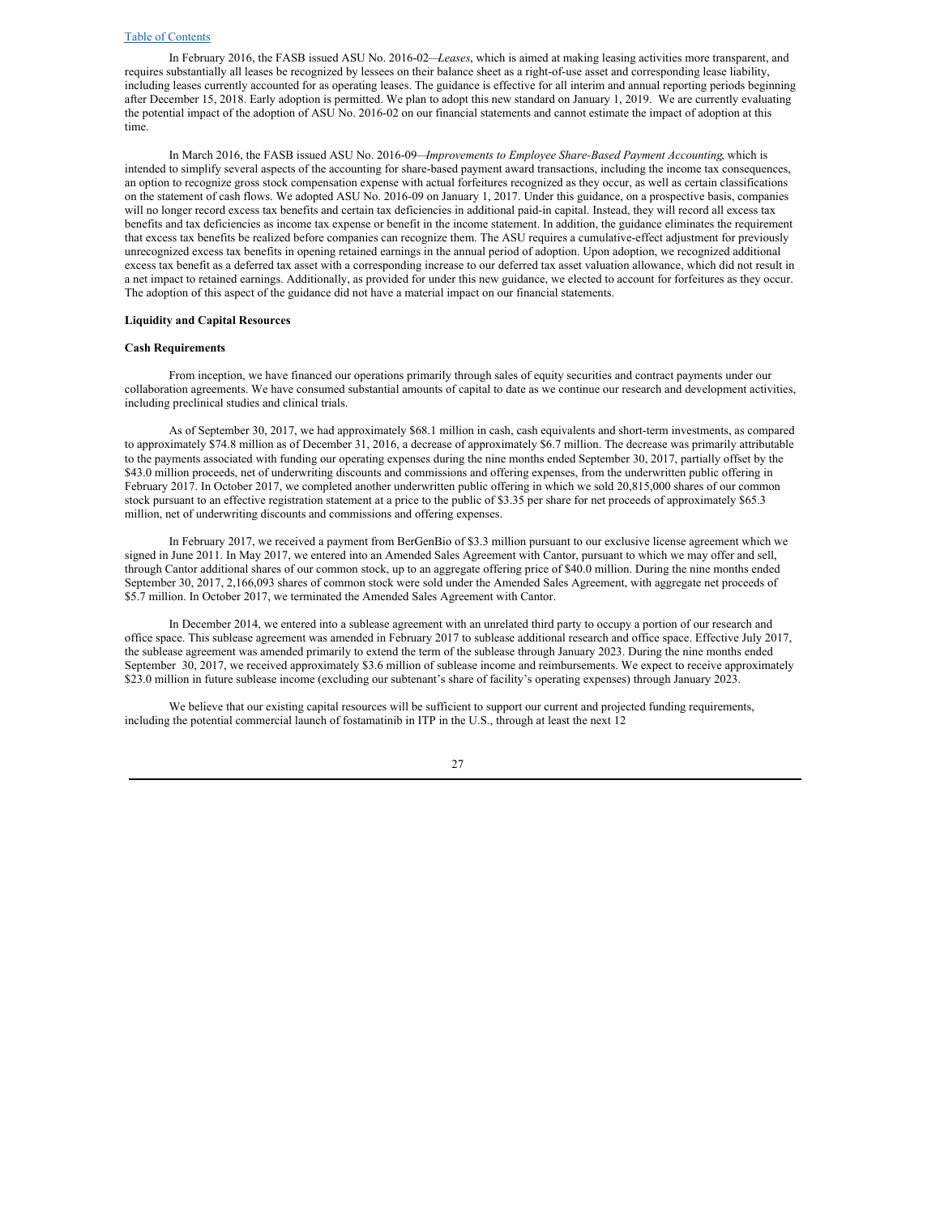In February 2016, the FASB issued ASU No. 2016-02—*Leases*, which is aimed at making leasing activities more transparent, and requires substantially all leases be recognized by lessees on their balance sheet as a right-of-use asset and corresponding lease liability, including leases currently accounted for as operating leases. The guidance is effective for all interim and annual reporting periods beginning after December 15, 2018. Early adoption is permitted. We plan to adopt this new standard on January 1, 2019. We are currently evaluating the potential impact of the adoption of ASU No. 2016-02 on our financial statements and cannot estimate the impact of adoption at this time.

In March 2016, the FASB issued ASU No. 2016-09—*Improvements to Employee Share-Based Payment Accounting,* which is intended to simplify several aspects of the accounting for share-based payment award transactions, including the income tax consequences, an option to recognize gross stock compensation expense with actual forfeitures recognized as they occur, as well as certain classifications on the statement of cash flows. We adopted ASU No. 2016-09 on January 1, 2017. Under this guidance, on a prospective basis, companies will no longer record excess tax benefits and certain tax deficiencies in additional paid-in capital. Instead, they will record all excess tax benefits and tax deficiencies as income tax expense or benefit in the income statement. In addition, the guidance eliminates the requirement that excess tax benefits be realized before companies can recognize them. The ASU requires a cumulative-effect adjustment for previously unrecognized excess tax benefits in opening retained earnings in the annual period of adoption. Upon adoption, we recognized additional excess tax benefit as a deferred tax asset with a corresponding increase to our deferred tax asset valuation allowance, which did not result in a net impact to retained earnings. Additionally, as provided for under this new guidance, we elected to account for forfeitures as they occur. The adoption of this aspect of the guidance did not have a material impact on our financial statements.

**Liquidity and Capital Resources**

**Cash Requirements**

From inception, we have financed our operations primarily through sales of equity securities and contract payments under our collaboration agreements. We have consumed substantial amounts of capital to date as we continue our research and development activities, including preclinical studies and clinical trials.

As of September 30, 2017, we had approximately $68.1 million in cash, cash equivalents and short-term investments, as compared to approximately $74.8 million as of December 31, 2016, a decrease of approximately $6.7 million. The decrease was primarily attributable to the payments associated with funding our operating expenses during the nine months ended September 30, 2017, partially offset by the $43.0 million proceeds, net of underwriting discounts and commissions and offering expenses, from the underwritten public offering in February 2017. In October 2017, we completed another underwritten public offering in which we sold 20,815,000 shares of our common stock pursuant to an effective registration statement at a price to the public of $3.35 per share for net proceeds of approximately $65.3 million, net of underwriting discounts and commissions and offering expenses.

In February 2017, we received a payment from BerGenBio of $3.3 million pursuant to our exclusive license agreement which we signed in June 2011. In May 2017, we entered into an Amended Sales Agreement with Cantor, pursuant to which we may offer and sell, through Cantor additional shares of our common stock, up to an aggregate offering price of $40.0 million. During the nine months ended September 30, 2017, 2,166,093 shares of common stock were sold under the Amended Sales Agreement, with aggregate net proceeds of $5.7 million. In October 2017, we terminated the Amended Sales Agreement with Cantor.

In December 2014, we entered into a sublease agreement with an unrelated third party to occupy a portion of our research and office space. This sublease agreement was amended in February 2017 to sublease additional research and office space. Effective July 2017, the sublease agreement was amended primarily to extend the term of the sublease through January 2023. During the nine months ended September 30, 2017, we received approximately $3.6 million of sublease income and reimbursements. We expect to receive approximately $23.0 million in future sublease income (excluding our subtenant's share of facility's operating expenses) through January 2023.

We believe that our existing capital resources will be sufficient to support our current and projected funding requirements, including the potential commercial launch of fostamatinib in ITP in the U.S., through at least the next 12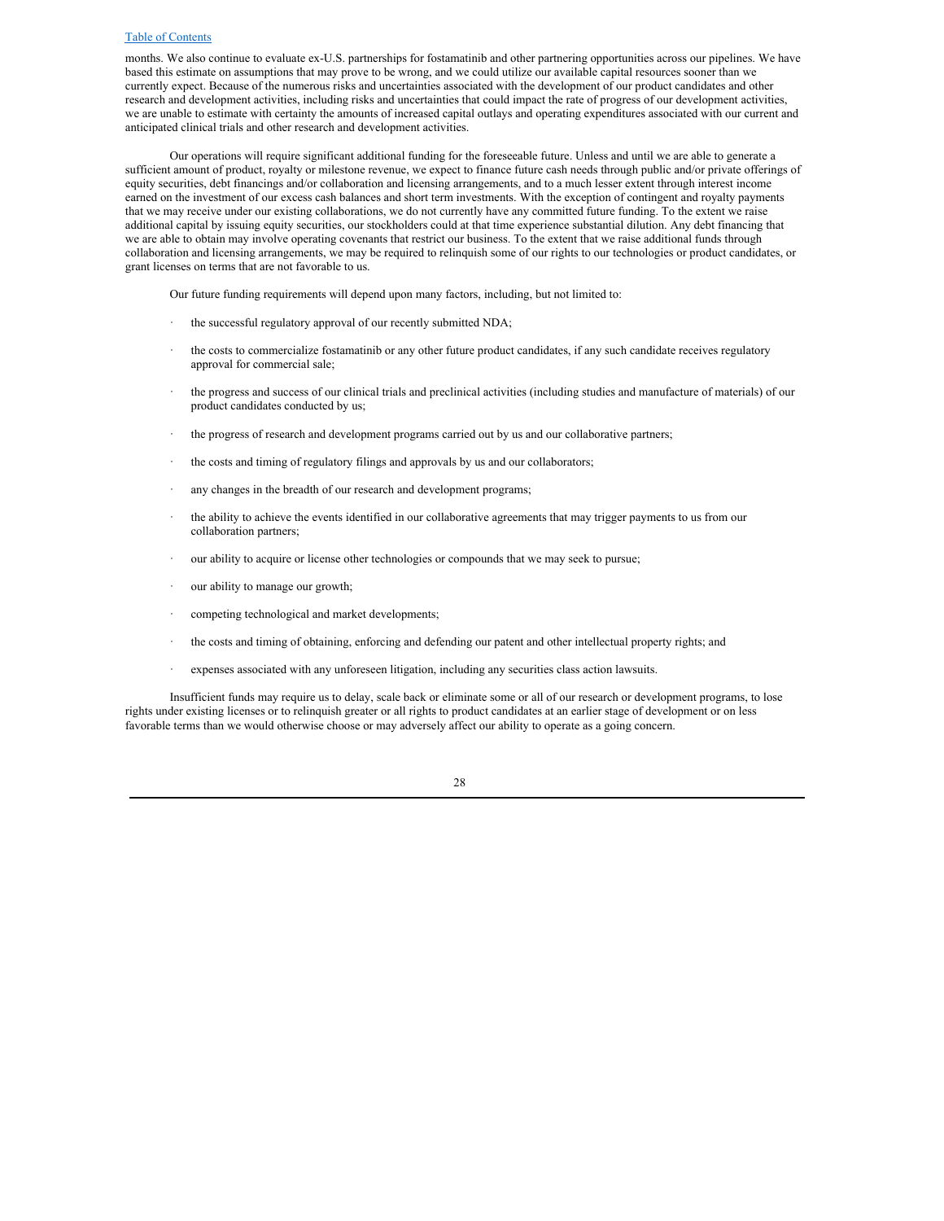months. We also continue to evaluate ex-U.S. partnerships for fostamatinib and other partnering opportunities across our pipelines. We have based this estimate on assumptions that may prove to be wrong, and we could utilize our available capital resources sooner than we currently expect. Because of the numerous risks and uncertainties associated with the development of our product candidates and other research and development activities, including risks and uncertainties that could impact the rate of progress of our development activities, we are unable to estimate with certainty the amounts of increased capital outlays and operating expenditures associated with our current and anticipated clinical trials and other research and development activities.

Our operations will require significant additional funding for the foreseeable future. Unless and until we are able to generate a sufficient amount of product, royalty or milestone revenue, we expect to finance future cash needs through public and/or private offerings of equity securities, debt financings and/or collaboration and licensing arrangements, and to a much lesser extent through interest income earned on the investment of our excess cash balances and short term investments. With the exception of contingent and royalty payments that we may receive under our existing collaborations, we do not currently have any committed future funding. To the extent we raise additional capital by issuing equity securities, our stockholders could at that time experience substantial dilution. Any debt financing that we are able to obtain may involve operating covenants that restrict our business. To the extent that we raise additional funds through collaboration and licensing arrangements, we may be required to relinquish some of our rights to our technologies or product candidates, or grant licenses on terms that are not favorable to us.

Our future funding requirements will depend upon many factors, including, but not limited to:

- the successful regulatory approval of our recently submitted NDA;
- the costs to commercialize fostamatinib or any other future product candidates, if any such candidate receives regulatory approval for commercial sale;
- the progress and success of our clinical trials and preclinical activities (including studies and manufacture of materials) of our product candidates conducted by us;
- the progress of research and development programs carried out by us and our collaborative partners;
- the costs and timing of regulatory filings and approvals by us and our collaborators;
- any changes in the breadth of our research and development programs;
- the ability to achieve the events identified in our collaborative agreements that may trigger payments to us from our collaboration partners;
- our ability to acquire or license other technologies or compounds that we may seek to pursue;
- our ability to manage our growth;
- competing technological and market developments;
- the costs and timing of obtaining, enforcing and defending our patent and other intellectual property rights; and
- expenses associated with any unforeseen litigation, including any securities class action lawsuits.

Insufficient funds may require us to delay, scale back or eliminate some or all of our research or development programs, to lose rights under existing licenses or to relinquish greater or all rights to product candidates at an earlier stage of development or on less favorable terms than we would otherwise choose or may adversely affect our ability to operate as a going concern.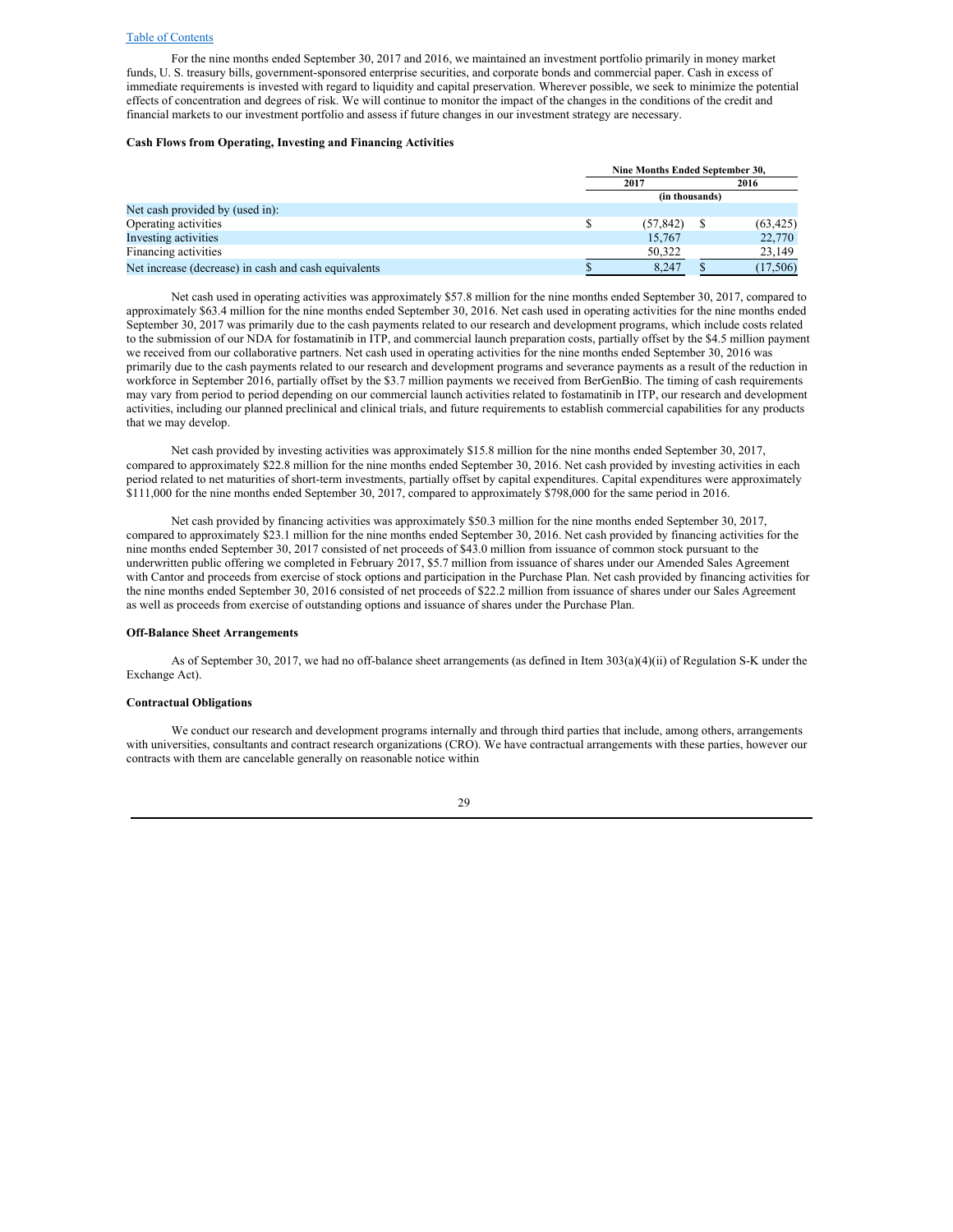[Table of Contents](#)

For the nine months ended September 30, 2017 and 2016, we maintained an investment portfolio primarily in money market funds, U. S. treasury bills, government-sponsored enterprise securities, and corporate bonds and commercial paper. Cash in excess of immediate requirements is invested with regard to liquidity and capital preservation. Wherever possible, we seek to minimize the potential effects of concentration and degrees of risk. We will continue to monitor the impact of the changes in the conditions of the credit and financial markets to our investment portfolio and assess if future changes in our investment strategy are necessary.

**Cash Flows from Operating, Investing and Financing Activities**

| | Nine Months Ended September 30, | |
|---|---|---|
| | 2017 | 2016 |
| | (in thousands) | |
| Net cash provided by (used in): | | |
| Operating activities | $ (57,842) | $ (63,425) |
| Investing activities | 15,767 | 22,770 |
| Financing activities | 50,322 | 23,149 |
| Net increase (decrease) in cash and cash equivalents | $ 8,247 | $ (17,506) |

Net cash used in operating activities was approximately $57.8 million for the nine months ended September 30, 2017, compared to approximately $63.4 million for the nine months ended September 30, 2016. Net cash used in operating activities for the nine months ended September 30, 2017 was primarily due to the cash payments related to our research and development programs, which include costs related to the submission of our NDA for fostamatinib in ITP, and commercial launch preparation costs, partially offset by the $4.5 million payment we received from our collaborative partners. Net cash used in operating activities for the nine months ended September 30, 2016 was primarily due to the cash payments related to our research and development programs and severance payments as a result of the reduction in workforce in September 2016, partially offset by the $3.7 million payments we received from BerGenBio. The timing of cash requirements may vary from period to period depending on our commercial launch activities related to fostamatinib in ITP, our research and development activities, including our planned preclinical and clinical trials, and future requirements to establish commercial capabilities for any products that we may develop.

Net cash provided by investing activities was approximately $15.8 million for the nine months ended September 30, 2017, compared to approximately $22.8 million for the nine months ended September 30, 2016. Net cash provided by investing activities in each period related to net maturities of short-term investments, partially offset by capital expenditures. Capital expenditures were approximately $111,000 for the nine months ended September 30, 2017, compared to approximately $798,000 for the same period in 2016.

Net cash provided by financing activities was approximately $50.3 million for the nine months ended September 30, 2017, compared to approximately $23.1 million for the nine months ended September 30, 2016. Net cash provided by financing activities for the nine months ended September 30, 2017 consisted of net proceeds of $43.0 million from issuance of common stock pursuant to the underwritten public offering we completed in February 2017, $5.7 million from issuance of shares under our Amended Sales Agreement with Cantor and proceeds from exercise of stock options and participation in the Purchase Plan. Net cash provided by financing activities for the nine months ended September 30, 2016 consisted of net proceeds of $22.2 million from issuance of shares under our Sales Agreement as well as proceeds from exercise of outstanding options and issuance of shares under the Purchase Plan.

**Off-Balance Sheet Arrangements**

As of September 30, 2017, we had no off-balance sheet arrangements (as defined in Item 303(a)(4)(ii) of Regulation S-K under the Exchange Act).

**Contractual Obligations**

We conduct our research and development programs internally and through third parties that include, among others, arrangements with universities, consultants and contract research organizations (CRO). We have contractual arrangements with these parties, however our contracts with them are cancelable generally on reasonable notice within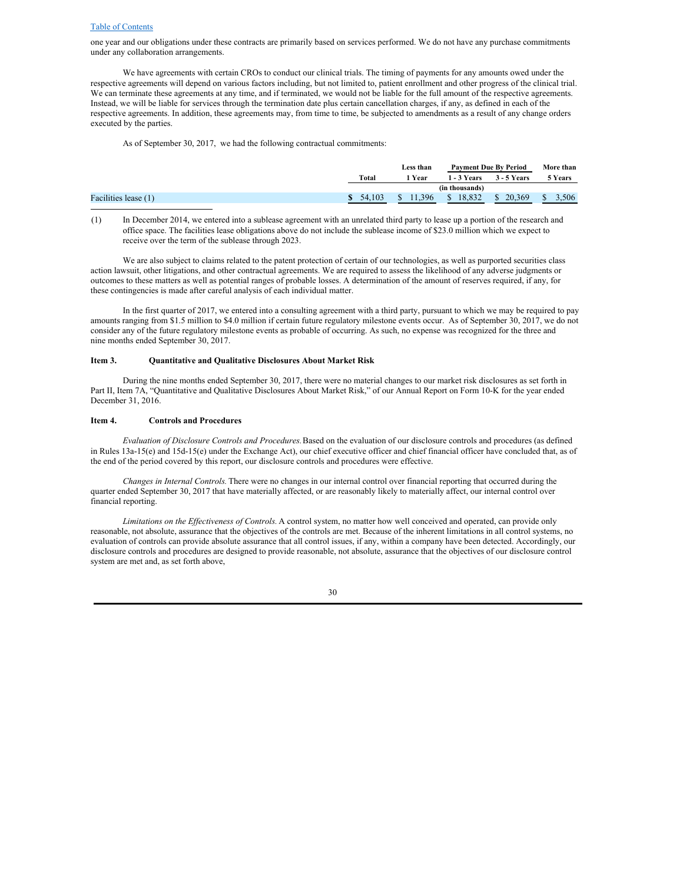one year and our obligations under these contracts are primarily based on services performed. We do not have any purchase commitments under any collaboration arrangements.

We have agreements with certain CROs to conduct our clinical trials. The timing of payments for any amounts owed under the respective agreements will depend on various factors including, but not limited to, patient enrollment and other progress of the clinical trial. We can terminate these agreements at any time, and if terminated, we would not be liable for the full amount of the respective agreements. Instead, we will be liable for services through the termination date plus certain cancellation charges, if any, as defined in each of the respective agreements. In addition, these agreements may, from time to time, be subjected to amendments as a result of any change orders executed by the parties.

As of September 30, 2017, we had the following contractual commitments:

| | | Payment Due By Period | | | |
|---|---|---|---|---|---|
| | Total | Less than 1 Year | 1 - 3 Years | 3 - 5 Years | More than 5 Years |
| | | | (in thousands) | | |
| Facilities lease (1) | $ 54,103 | $ 11,396 | $ 18,832 | $ 20,369 | $ 3,506 |

(1) In December 2014, we entered into a sublease agreement with an unrelated third party to lease up a portion of the research and office space. The facilities lease obligations above do not include the sublease income of $23.0 million which we expect to receive over the term of the sublease through 2023.

We are also subject to claims related to the patent protection of certain of our technologies, as well as purported securities class action lawsuit, other litigations, and other contractual agreements. We are required to assess the likelihood of any adverse judgments or outcomes to these matters as well as potential ranges of probable losses. A determination of the amount of reserves required, if any, for these contingencies is made after careful analysis of each individual matter.

In the first quarter of 2017, we entered into a consulting agreement with a third party, pursuant to which we may be required to pay amounts ranging from $1.5 million to $4.0 million if certain future regulatory milestone events occur. As of September 30, 2017, we do not consider any of the future regulatory milestone events as probable of occurring. As such, no expense was recognized for the three and nine months ended September 30, 2017.

### Item 3. Quantitative and Qualitative Disclosures About Market Risk

During the nine months ended September 30, 2017, there were no material changes to our market risk disclosures as set forth in Part II, Item 7A, "Quantitative and Qualitative Disclosures About Market Risk," of our Annual Report on Form 10-K for the year ended December 31, 2016.

### Item 4. Controls and Procedures

*Evaluation of Disclosure Controls and Procedures.* Based on the evaluation of our disclosure controls and procedures (as defined in Rules 13a-15(e) and 15d-15(e) under the Exchange Act), our chief executive officer and chief financial officer have concluded that, as of the end of the period covered by this report, our disclosure controls and procedures were effective.

*Changes in Internal Controls.* There were no changes in our internal control over financial reporting that occurred during the quarter ended September 30, 2017 that have materially affected, or are reasonably likely to materially affect, our internal control over financial reporting.

*Limitations on the Effectiveness of Controls.* A control system, no matter how well conceived and operated, can provide only reasonable, not absolute, assurance that the objectives of the controls are met. Because of the inherent limitations in all control systems, no evaluation of controls can provide absolute assurance that all control issues, if any, within a company have been detected. Accordingly, our disclosure controls and procedures are designed to provide reasonable, not absolute, assurance that the objectives of our disclosure control system are met and, as set forth above,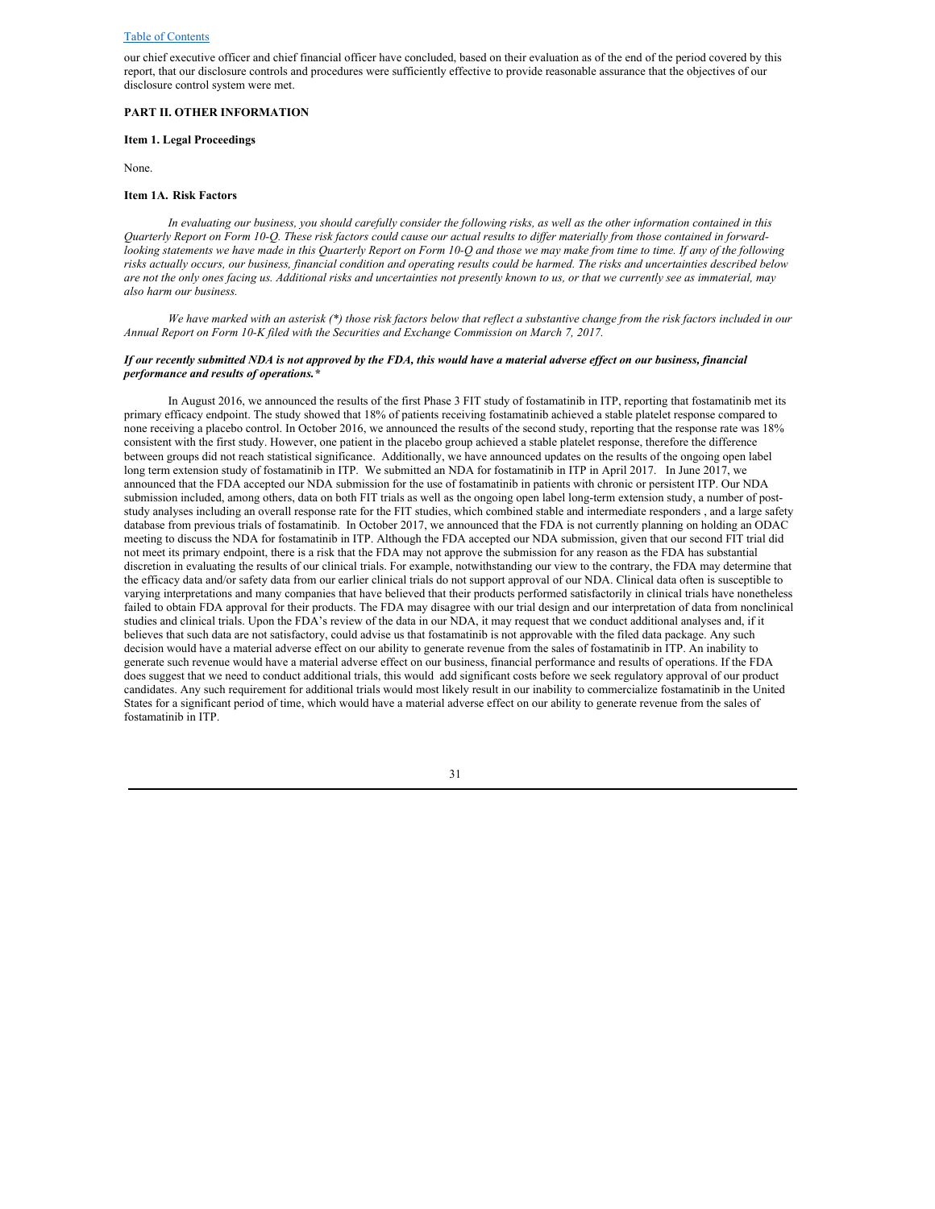our chief executive officer and chief financial officer have concluded, based on their evaluation as of the end of the period covered by this report, that our disclosure controls and procedures were sufficiently effective to provide reasonable assurance that the objectives of our disclosure control system were met.

## PART II. OTHER INFORMATION

### Item 1. Legal Proceedings

None.

### Item 1A. Risk Factors

*In evaluating our business, you should carefully consider the following risks, as well as the other information contained in this Quarterly Report on Form 10-Q. These risk factors could cause our actual results to differ materially from those contained in forward-looking statements we have made in this Quarterly Report on Form 10-Q and those we may make from time to time. If any of the following risks actually occurs, our business, financial condition and operating results could be harmed. The risks and uncertainties described below are not the only ones facing us. Additional risks and uncertainties not presently known to us, or that we currently see as immaterial, may also harm our business.*

*We have marked with an asterisk (*) those risk factors below that reflect a substantive change from the risk factors included in our Annual Report on Form 10-K filed with the Securities and Exchange Commission on March 7, 2017.*

***If our recently submitted NDA is not approved by the FDA, this would have a material adverse effect on our business, financial performance and results of operations.****

In August 2016, we announced the results of the first Phase 3 FIT study of fostamatinib in ITP, reporting that fostamatinib met its primary efficacy endpoint. The study showed that 18% of patients receiving fostamatinib achieved a stable platelet response compared to none receiving a placebo control. In October 2016, we announced the results of the second study, reporting that the response rate was 18% consistent with the first study. However, one patient in the placebo group achieved a stable platelet response, therefore the difference between groups did not reach statistical significance. Additionally, we have announced updates on the results of the ongoing open label long term extension study of fostamatinib in ITP. We submitted an NDA for fostamatinib in ITP in April 2017. In June 2017, we announced that the FDA accepted our NDA submission for the use of fostamatinib in patients with chronic or persistent ITP. Our NDA submission included, among others, data on both FIT trials as well as the ongoing open label long-term extension study, a number of post-study analyses including an overall response rate for the FIT studies, which combined stable and intermediate responders , and a large safety database from previous trials of fostamatinib. In October 2017, we announced that the FDA is not currently planning on holding an ODAC meeting to discuss the NDA for fostamatinib in ITP. Although the FDA accepted our NDA submission, given that our second FIT trial did not meet its primary endpoint, there is a risk that the FDA may not approve the submission for any reason as the FDA has substantial discretion in evaluating the results of our clinical trials. For example, notwithstanding our view to the contrary, the FDA may determine that the efficacy data and/or safety data from our earlier clinical trials do not support approval of our NDA. Clinical data often is susceptible to varying interpretations and many companies that have believed that their products performed satisfactorily in clinical trials have nonetheless failed to obtain FDA approval for their products. The FDA may disagree with our trial design and our interpretation of data from nonclinical studies and clinical trials. Upon the FDA's review of the data in our NDA, it may request that we conduct additional analyses and, if it believes that such data are not satisfactory, could advise us that fostamatinib is not approvable with the filed data package. Any such decision would have a material adverse effect on our ability to generate revenue from the sales of fostamatinib in ITP. An inability to generate such revenue would have a material adverse effect on our business, financial performance and results of operations. If the FDA does suggest that we need to conduct additional trials, this would add significant costs before we seek regulatory approval of our product candidates. Any such requirement for additional trials would most likely result in our inability to commercialize fostamatinib in the United States for a significant period of time, which would have a material adverse effect on our ability to generate revenue from the sales of fostamatinib in ITP.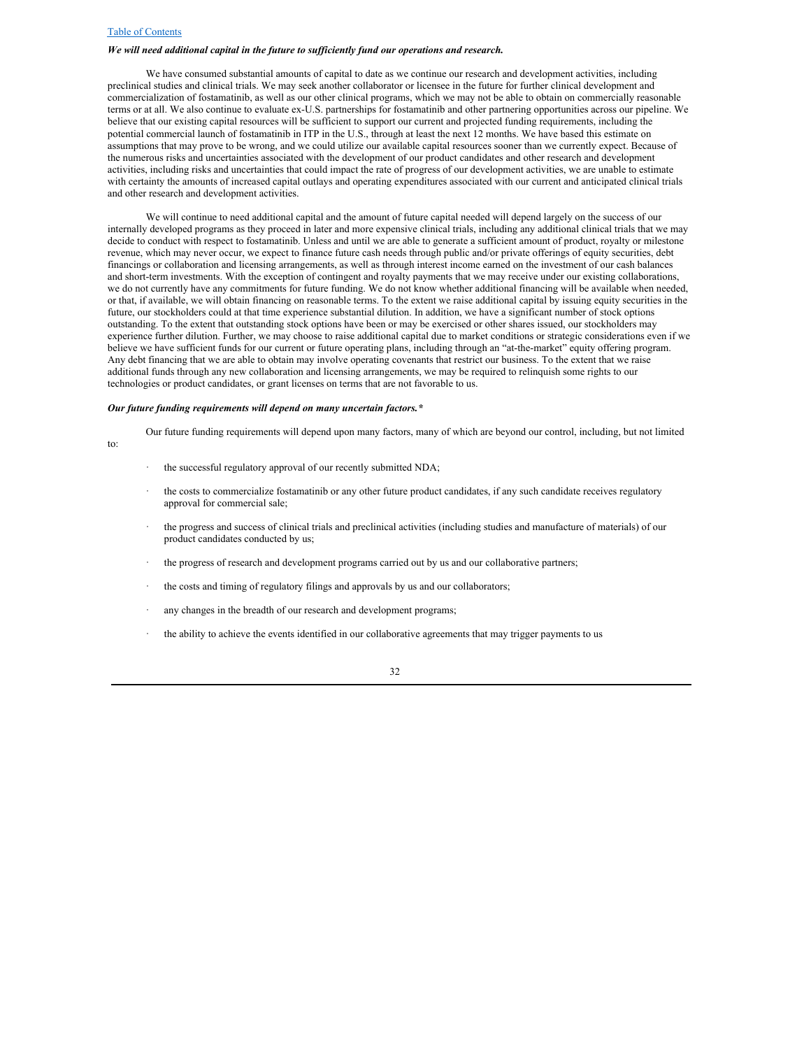***We will need additional capital in the future to sufficiently fund our operations and research.***

We have consumed substantial amounts of capital to date as we continue our research and development activities, including preclinical studies and clinical trials. We may seek another collaborator or licensee in the future for further clinical development and commercialization of fostamatinib, as well as our other clinical programs, which we may not be able to obtain on commercially reasonable terms or at all. We also continue to evaluate ex-U.S. partnerships for fostamatinib and other partnering opportunities across our pipeline. We believe that our existing capital resources will be sufficient to support our current and projected funding requirements, including the potential commercial launch of fostamatinib in ITP in the U.S., through at least the next 12 months. We have based this estimate on assumptions that may prove to be wrong, and we could utilize our available capital resources sooner than we currently expect. Because of the numerous risks and uncertainties associated with the development of our product candidates and other research and development activities, including risks and uncertainties that could impact the rate of progress of our development activities, we are unable to estimate with certainty the amounts of increased capital outlays and operating expenditures associated with our current and anticipated clinical trials and other research and development activities.

We will continue to need additional capital and the amount of future capital needed will depend largely on the success of our internally developed programs as they proceed in later and more expensive clinical trials, including any additional clinical trials that we may decide to conduct with respect to fostamatinib. Unless and until we are able to generate a sufficient amount of product, royalty or milestone revenue, which may never occur, we expect to finance future cash needs through public and/or private offerings of equity securities, debt financings or collaboration and licensing arrangements, as well as through interest income earned on the investment of our cash balances and short-term investments. With the exception of contingent and royalty payments that we may receive under our existing collaborations, we do not currently have any commitments for future funding. We do not know whether additional financing will be available when needed, or that, if available, we will obtain financing on reasonable terms. To the extent we raise additional capital by issuing equity securities in the future, our stockholders could at that time experience substantial dilution. In addition, we have a significant number of stock options outstanding. To the extent that outstanding stock options have been or may be exercised or other shares issued, our stockholders may experience further dilution. Further, we may choose to raise additional capital due to market conditions or strategic considerations even if we believe we have sufficient funds for our current or future operating plans, including through an "at-the-market" equity offering program. Any debt financing that we are able to obtain may involve operating covenants that restrict our business. To the extent that we raise additional funds through any new collaboration and licensing arrangements, we may be required to relinquish some rights to our technologies or product candidates, or grant licenses on terms that are not favorable to us.

***Our future funding requirements will depend on many uncertain factors.****

Our future funding requirements will depend upon many factors, many of which are beyond our control, including, but not limited to:

- the successful regulatory approval of our recently submitted NDA;
- the costs to commercialize fostamatinib or any other future product candidates, if any such candidate receives regulatory approval for commercial sale;
- the progress and success of clinical trials and preclinical activities (including studies and manufacture of materials) of our product candidates conducted by us;
- the progress of research and development programs carried out by us and our collaborative partners;
- the costs and timing of regulatory filings and approvals by us and our collaborators;
- any changes in the breadth of our research and development programs;
- the ability to achieve the events identified in our collaborative agreements that may trigger payments to us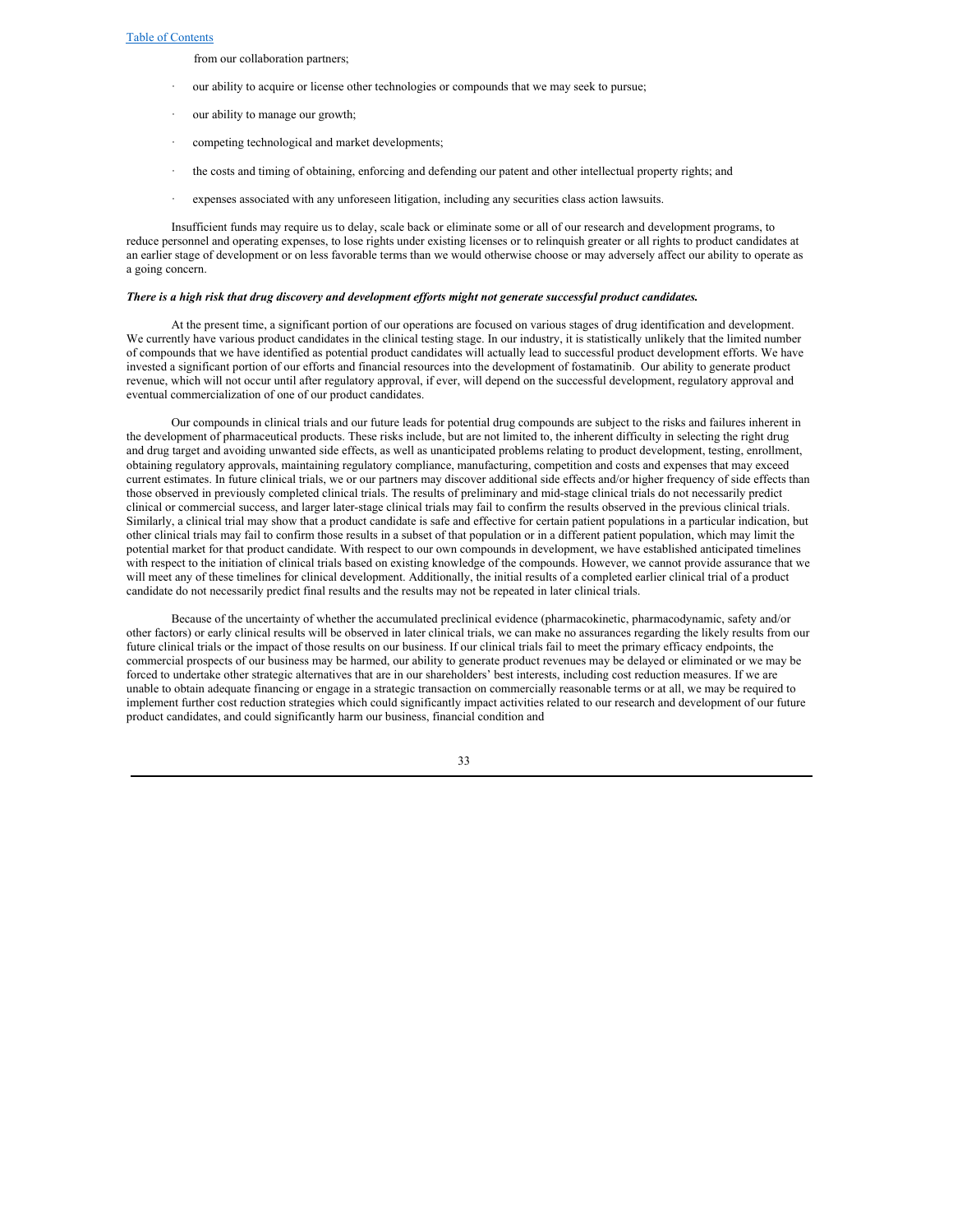from our collaboration partners;

- our ability to acquire or license other technologies or compounds that we may seek to pursue;
- our ability to manage our growth;
- competing technological and market developments;
- the costs and timing of obtaining, enforcing and defending our patent and other intellectual property rights; and
- expenses associated with any unforeseen litigation, including any securities class action lawsuits.

Insufficient funds may require us to delay, scale back or eliminate some or all of our research and development programs, to reduce personnel and operating expenses, to lose rights under existing licenses or to relinquish greater or all rights to product candidates at an earlier stage of development or on less favorable terms than we would otherwise choose or may adversely affect our ability to operate as a going concern.

***There is a high risk that drug discovery and development efforts might not generate successful product candidates.***

At the present time, a significant portion of our operations are focused on various stages of drug identification and development. We currently have various product candidates in the clinical testing stage. In our industry, it is statistically unlikely that the limited number of compounds that we have identified as potential product candidates will actually lead to successful product development efforts. We have invested a significant portion of our efforts and financial resources into the development of fostamatinib. Our ability to generate product revenue, which will not occur until after regulatory approval, if ever, will depend on the successful development, regulatory approval and eventual commercialization of one of our product candidates.

Our compounds in clinical trials and our future leads for potential drug compounds are subject to the risks and failures inherent in the development of pharmaceutical products. These risks include, but are not limited to, the inherent difficulty in selecting the right drug and drug target and avoiding unwanted side effects, as well as unanticipated problems relating to product development, testing, enrollment, obtaining regulatory approvals, maintaining regulatory compliance, manufacturing, competition and costs and expenses that may exceed current estimates. In future clinical trials, we or our partners may discover additional side effects and/or higher frequency of side effects than those observed in previously completed clinical trials. The results of preliminary and mid-stage clinical trials do not necessarily predict clinical or commercial success, and larger later-stage clinical trials may fail to confirm the results observed in the previous clinical trials. Similarly, a clinical trial may show that a product candidate is safe and effective for certain patient populations in a particular indication, but other clinical trials may fail to confirm those results in a subset of that population or in a different patient population, which may limit the potential market for that product candidate. With respect to our own compounds in development, we have established anticipated timelines with respect to the initiation of clinical trials based on existing knowledge of the compounds. However, we cannot provide assurance that we will meet any of these timelines for clinical development. Additionally, the initial results of a completed earlier clinical trial of a product candidate do not necessarily predict final results and the results may not be repeated in later clinical trials.

Because of the uncertainty of whether the accumulated preclinical evidence (pharmacokinetic, pharmacodynamic, safety and/or other factors) or early clinical results will be observed in later clinical trials, we can make no assurances regarding the likely results from our future clinical trials or the impact of those results on our business. If our clinical trials fail to meet the primary efficacy endpoints, the commercial prospects of our business may be harmed, our ability to generate product revenues may be delayed or eliminated or we may be forced to undertake other strategic alternatives that are in our shareholders' best interests, including cost reduction measures. If we are unable to obtain adequate financing or engage in a strategic transaction on commercially reasonable terms or at all, we may be required to implement further cost reduction strategies which could significantly impact activities related to our research and development of our future product candidates, and could significantly harm our business, financial condition and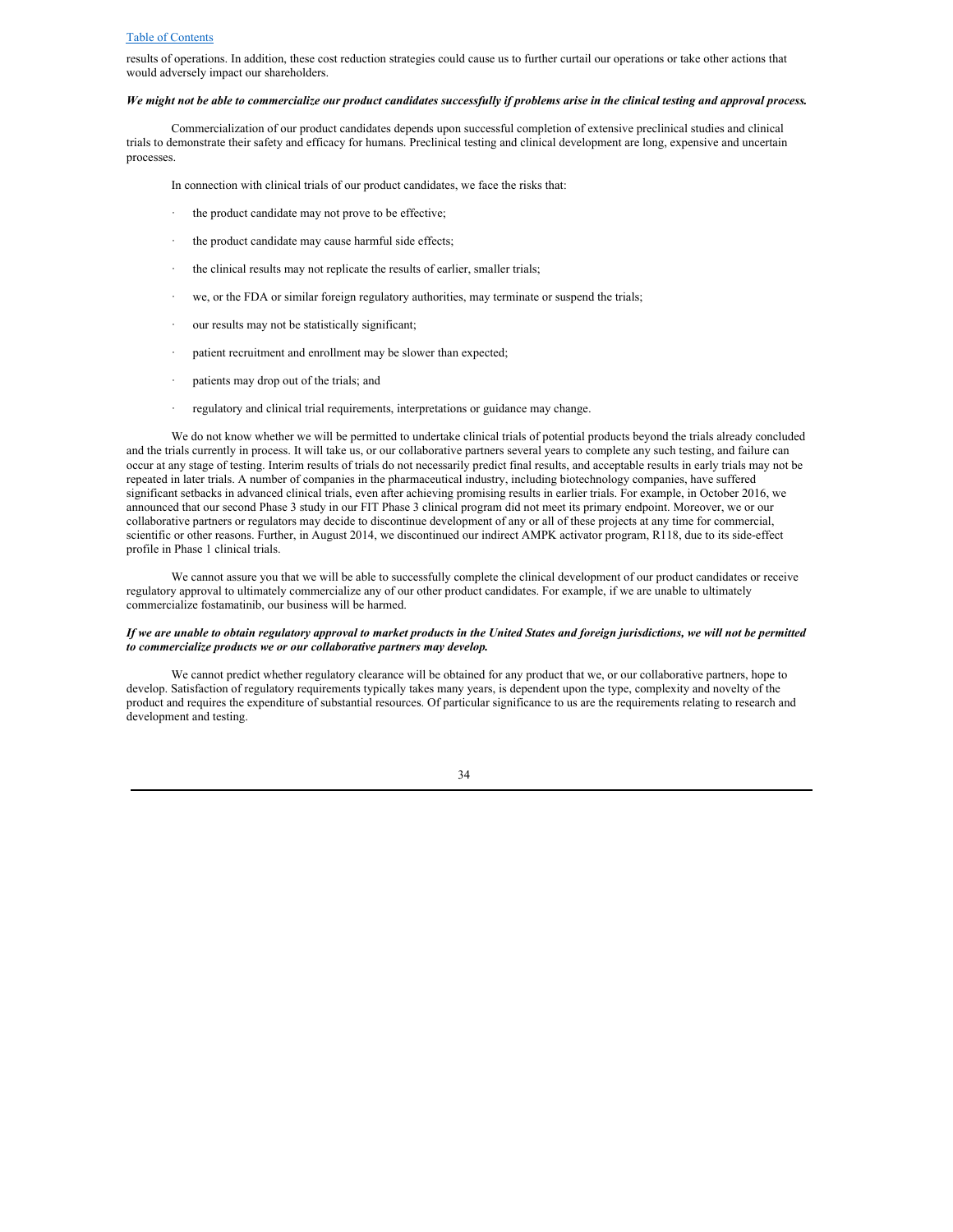results of operations. In addition, these cost reduction strategies could cause us to further curtail our operations or take other actions that would adversely impact our shareholders.

***We might not be able to commercialize our product candidates successfully if problems arise in the clinical testing and approval process.***

Commercialization of our product candidates depends upon successful completion of extensive preclinical studies and clinical trials to demonstrate their safety and efficacy for humans. Preclinical testing and clinical development are long, expensive and uncertain processes.

In connection with clinical trials of our product candidates, we face the risks that:

- the product candidate may not prove to be effective;
- the product candidate may cause harmful side effects;
- the clinical results may not replicate the results of earlier, smaller trials;
- we, or the FDA or similar foreign regulatory authorities, may terminate or suspend the trials;
- our results may not be statistically significant;
- patient recruitment and enrollment may be slower than expected;
- patients may drop out of the trials; and
- regulatory and clinical trial requirements, interpretations or guidance may change.

We do not know whether we will be permitted to undertake clinical trials of potential products beyond the trials already concluded and the trials currently in process. It will take us, or our collaborative partners several years to complete any such testing, and failure can occur at any stage of testing. Interim results of trials do not necessarily predict final results, and acceptable results in early trials may not be repeated in later trials. A number of companies in the pharmaceutical industry, including biotechnology companies, have suffered significant setbacks in advanced clinical trials, even after achieving promising results in earlier trials. For example, in October 2016, we announced that our second Phase 3 study in our FIT Phase 3 clinical program did not meet its primary endpoint. Moreover, we or our collaborative partners or regulators may decide to discontinue development of any or all of these projects at any time for commercial, scientific or other reasons. Further, in August 2014, we discontinued our indirect AMPK activator program, R118, due to its side-effect profile in Phase 1 clinical trials.

We cannot assure you that we will be able to successfully complete the clinical development of our product candidates or receive regulatory approval to ultimately commercialize any of our other product candidates. For example, if we are unable to ultimately commercialize fostamatinib, our business will be harmed.

***If we are unable to obtain regulatory approval to market products in the United States and foreign jurisdictions, we will not be permitted to commercialize products we or our collaborative partners may develop.***

We cannot predict whether regulatory clearance will be obtained for any product that we, or our collaborative partners, hope to develop. Satisfaction of regulatory requirements typically takes many years, is dependent upon the type, complexity and novelty of the product and requires the expenditure of substantial resources. Of particular significance to us are the requirements relating to research and development and testing.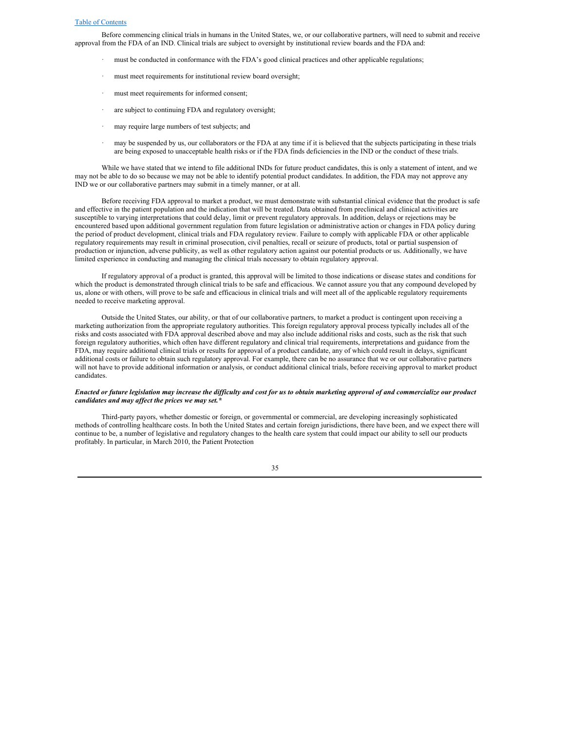Before commencing clinical trials in humans in the United States, we, or our collaborative partners, will need to submit and receive approval from the FDA of an IND. Clinical trials are subject to oversight by institutional review boards and the FDA and:

- must be conducted in conformance with the FDA's good clinical practices and other applicable regulations;
- must meet requirements for institutional review board oversight;
- must meet requirements for informed consent;
- are subject to continuing FDA and regulatory oversight;
- may require large numbers of test subjects; and
- may be suspended by us, our collaborators or the FDA at any time if it is believed that the subjects participating in these trials are being exposed to unacceptable health risks or if the FDA finds deficiencies in the IND or the conduct of these trials.

While we have stated that we intend to file additional INDs for future product candidates, this is only a statement of intent, and we may not be able to do so because we may not be able to identify potential product candidates. In addition, the FDA may not approve any IND we or our collaborative partners may submit in a timely manner, or at all.

Before receiving FDA approval to market a product, we must demonstrate with substantial clinical evidence that the product is safe and effective in the patient population and the indication that will be treated. Data obtained from preclinical and clinical activities are susceptible to varying interpretations that could delay, limit or prevent regulatory approvals. In addition, delays or rejections may be encountered based upon additional government regulation from future legislation or administrative action or changes in FDA policy during the period of product development, clinical trials and FDA regulatory review. Failure to comply with applicable FDA or other applicable regulatory requirements may result in criminal prosecution, civil penalties, recall or seizure of products, total or partial suspension of production or injunction, adverse publicity, as well as other regulatory action against our potential products or us. Additionally, we have limited experience in conducting and managing the clinical trials necessary to obtain regulatory approval.

If regulatory approval of a product is granted, this approval will be limited to those indications or disease states and conditions for which the product is demonstrated through clinical trials to be safe and efficacious. We cannot assure you that any compound developed by us, alone or with others, will prove to be safe and efficacious in clinical trials and will meet all of the applicable regulatory requirements needed to receive marketing approval.

Outside the United States, our ability, or that of our collaborative partners, to market a product is contingent upon receiving a marketing authorization from the appropriate regulatory authorities. This foreign regulatory approval process typically includes all of the risks and costs associated with FDA approval described above and may also include additional risks and costs, such as the risk that such foreign regulatory authorities, which often have different regulatory and clinical trial requirements, interpretations and guidance from the FDA, may require additional clinical trials or results for approval of a product candidate, any of which could result in delays, significant additional costs or failure to obtain such regulatory approval. For example, there can be no assurance that we or our collaborative partners will not have to provide additional information or analysis, or conduct additional clinical trials, before receiving approval to market product candidates.

***Enacted or future legislation may increase the difficulty and cost for us to obtain marketing approval of and commercialize our product candidates and may affect the prices we may set.****

Third-party payors, whether domestic or foreign, or governmental or commercial, are developing increasingly sophisticated methods of controlling healthcare costs. In both the United States and certain foreign jurisdictions, there have been, and we expect there will continue to be, a number of legislative and regulatory changes to the health care system that could impact our ability to sell our products profitably. In particular, in March 2010, the Patient Protection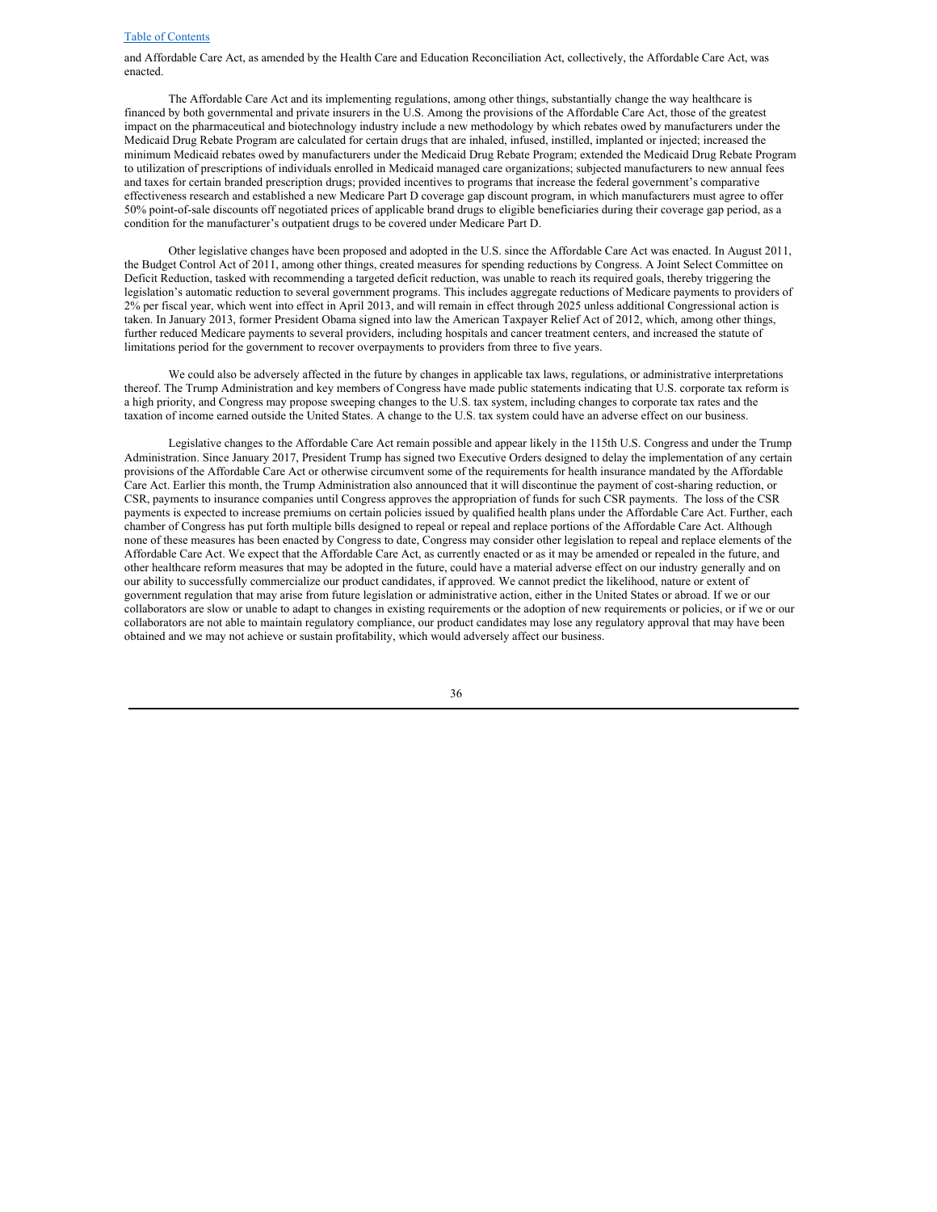and Affordable Care Act, as amended by the Health Care and Education Reconciliation Act, collectively, the Affordable Care Act, was enacted.

The Affordable Care Act and its implementing regulations, among other things, substantially change the way healthcare is financed by both governmental and private insurers in the U.S. Among the provisions of the Affordable Care Act, those of the greatest impact on the pharmaceutical and biotechnology industry include a new methodology by which rebates owed by manufacturers under the Medicaid Drug Rebate Program are calculated for certain drugs that are inhaled, infused, instilled, implanted or injected; increased the minimum Medicaid rebates owed by manufacturers under the Medicaid Drug Rebate Program; extended the Medicaid Drug Rebate Program to utilization of prescriptions of individuals enrolled in Medicaid managed care organizations; subjected manufacturers to new annual fees and taxes for certain branded prescription drugs; provided incentives to programs that increase the federal government's comparative effectiveness research and established a new Medicare Part D coverage gap discount program, in which manufacturers must agree to offer 50% point-of-sale discounts off negotiated prices of applicable brand drugs to eligible beneficiaries during their coverage gap period, as a condition for the manufacturer's outpatient drugs to be covered under Medicare Part D.

Other legislative changes have been proposed and adopted in the U.S. since the Affordable Care Act was enacted. In August 2011, the Budget Control Act of 2011, among other things, created measures for spending reductions by Congress. A Joint Select Committee on Deficit Reduction, tasked with recommending a targeted deficit reduction, was unable to reach its required goals, thereby triggering the legislation's automatic reduction to several government programs. This includes aggregate reductions of Medicare payments to providers of 2% per fiscal year, which went into effect in April 2013, and will remain in effect through 2025 unless additional Congressional action is taken. In January 2013, former President Obama signed into law the American Taxpayer Relief Act of 2012, which, among other things, further reduced Medicare payments to several providers, including hospitals and cancer treatment centers, and increased the statute of limitations period for the government to recover overpayments to providers from three to five years.

We could also be adversely affected in the future by changes in applicable tax laws, regulations, or administrative interpretations thereof. The Trump Administration and key members of Congress have made public statements indicating that U.S. corporate tax reform is a high priority, and Congress may propose sweeping changes to the U.S. tax system, including changes to corporate tax rates and the taxation of income earned outside the United States. A change to the U.S. tax system could have an adverse effect on our business.

Legislative changes to the Affordable Care Act remain possible and appear likely in the 115th U.S. Congress and under the Trump Administration. Since January 2017, President Trump has signed two Executive Orders designed to delay the implementation of any certain provisions of the Affordable Care Act or otherwise circumvent some of the requirements for health insurance mandated by the Affordable Care Act. Earlier this month, the Trump Administration also announced that it will discontinue the payment of cost-sharing reduction, or CSR, payments to insurance companies until Congress approves the appropriation of funds for such CSR payments. The loss of the CSR payments is expected to increase premiums on certain policies issued by qualified health plans under the Affordable Care Act. Further, each chamber of Congress has put forth multiple bills designed to repeal or repeal and replace portions of the Affordable Care Act. Although none of these measures has been enacted by Congress to date, Congress may consider other legislation to repeal and replace elements of the Affordable Care Act. We expect that the Affordable Care Act, as currently enacted or as it may be amended or repealed in the future, and other healthcare reform measures that may be adopted in the future, could have a material adverse effect on our industry generally and on our ability to successfully commercialize our product candidates, if approved. We cannot predict the likelihood, nature or extent of government regulation that may arise from future legislation or administrative action, either in the United States or abroad. If we or our collaborators are slow or unable to adapt to changes in existing requirements or the adoption of new requirements or policies, or if we or our collaborators are not able to maintain regulatory compliance, our product candidates may lose any regulatory approval that may have been obtained and we may not achieve or sustain profitability, which would adversely affect our business.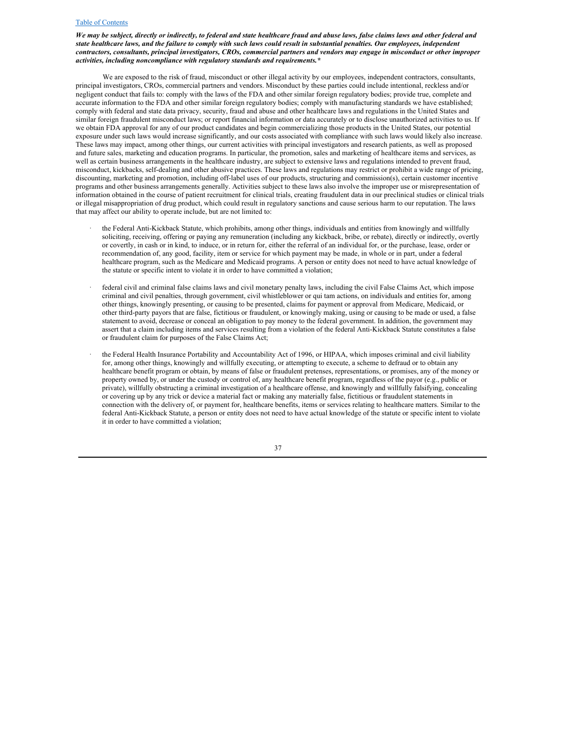***We may be subject, directly or indirectly, to federal and state healthcare fraud and abuse laws, false claims laws and other federal and state healthcare laws, and the failure to comply with such laws could result in substantial penalties. Our employees, independent contractors, consultants, principal investigators, CROs, commercial partners and vendors may engage in misconduct or other improper activities, including noncompliance with regulatory standards and requirements.****

We are exposed to the risk of fraud, misconduct or other illegal activity by our employees, independent contractors, consultants, principal investigators, CROs, commercial partners and vendors. Misconduct by these parties could include intentional, reckless and/or negligent conduct that fails to: comply with the laws of the FDA and other similar foreign regulatory bodies; provide true, complete and accurate information to the FDA and other similar foreign regulatory bodies; comply with manufacturing standards we have established; comply with federal and state data privacy, security, fraud and abuse and other healthcare laws and regulations in the United States and similar foreign fraudulent misconduct laws; or report financial information or data accurately or to disclose unauthorized activities to us. If we obtain FDA approval for any of our product candidates and begin commercializing those products in the United States, our potential exposure under such laws would increase significantly, and our costs associated with compliance with such laws would likely also increase. These laws may impact, among other things, our current activities with principal investigators and research patients, as well as proposed and future sales, marketing and education programs. In particular, the promotion, sales and marketing of healthcare items and services, as well as certain business arrangements in the healthcare industry, are subject to extensive laws and regulations intended to prevent fraud, misconduct, kickbacks, self-dealing and other abusive practices. These laws and regulations may restrict or prohibit a wide range of pricing, discounting, marketing and promotion, including off-label uses of our products, structuring and commission(s), certain customer incentive programs and other business arrangements generally. Activities subject to these laws also involve the improper use or misrepresentation of information obtained in the course of patient recruitment for clinical trials, creating fraudulent data in our preclinical studies or clinical trials or illegal misappropriation of drug product, which could result in regulatory sanctions and cause serious harm to our reputation. The laws that may affect our ability to operate include, but are not limited to:

- the Federal Anti-Kickback Statute, which prohibits, among other things, individuals and entities from knowingly and willfully soliciting, receiving, offering or paying any remuneration (including any kickback, bribe, or rebate), directly or indirectly, overtly or covertly, in cash or in kind, to induce, or in return for, either the referral of an individual for, or the purchase, lease, order or recommendation of, any good, facility, item or service for which payment may be made, in whole or in part, under a federal healthcare program, such as the Medicare and Medicaid programs. A person or entity does not need to have actual knowledge of the statute or specific intent to violate it in order to have committed a violation;

- federal civil and criminal false claims laws and civil monetary penalty laws, including the civil False Claims Act, which impose criminal and civil penalties, through government, civil whistleblower or qui tam actions, on individuals and entities for, among other things, knowingly presenting, or causing to be presented, claims for payment or approval from Medicare, Medicaid, or other third-party payors that are false, fictitious or fraudulent, or knowingly making, using or causing to be made or used, a false statement to avoid, decrease or conceal an obligation to pay money to the federal government. In addition, the government may assert that a claim including items and services resulting from a violation of the federal Anti-Kickback Statute constitutes a false or fraudulent claim for purposes of the False Claims Act;

- the Federal Health Insurance Portability and Accountability Act of 1996, or HIPAA, which imposes criminal and civil liability for, among other things, knowingly and willfully executing, or attempting to execute, a scheme to defraud or to obtain any healthcare benefit program or obtain, by means of false or fraudulent pretenses, representations, or promises, any of the money or property owned by, or under the custody or control of, any healthcare benefit program, regardless of the payor (e.g., public or private), willfully obstructing a criminal investigation of a healthcare offense, and knowingly and willfully falsifying, concealing or covering up by any trick or device a material fact or making any materially false, fictitious or fraudulent statements in connection with the delivery of, or payment for, healthcare benefits, items or services relating to healthcare matters. Similar to the federal Anti-Kickback Statute, a person or entity does not need to have actual knowledge of the statute or specific intent to violate it in order to have committed a violation;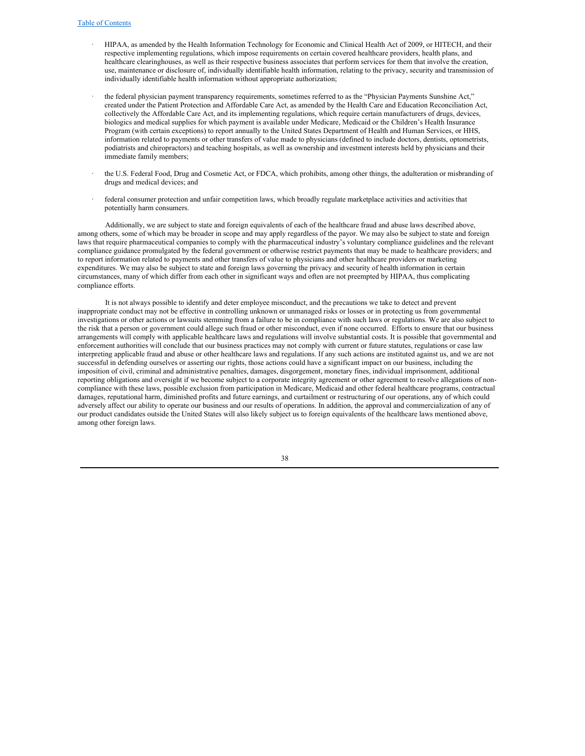- HIPAA, as amended by the Health Information Technology for Economic and Clinical Health Act of 2009, or HITECH, and their respective implementing regulations, which impose requirements on certain covered healthcare providers, health plans, and healthcare clearinghouses, as well as their respective business associates that perform services for them that involve the creation, use, maintenance or disclosure of, individually identifiable health information, relating to the privacy, security and transmission of individually identifiable health information without appropriate authorization;

- the federal physician payment transparency requirements, sometimes referred to as the "Physician Payments Sunshine Act," created under the Patient Protection and Affordable Care Act, as amended by the Health Care and Education Reconciliation Act, collectively the Affordable Care Act, and its implementing regulations, which require certain manufacturers of drugs, devices, biologics and medical supplies for which payment is available under Medicare, Medicaid or the Children's Health Insurance Program (with certain exceptions) to report annually to the United States Department of Health and Human Services, or HHS, information related to payments or other transfers of value made to physicians (defined to include doctors, dentists, optometrists, podiatrists and chiropractors) and teaching hospitals, as well as ownership and investment interests held by physicians and their immediate family members;

- the U.S. Federal Food, Drug and Cosmetic Act, or FDCA, which prohibits, among other things, the adulteration or misbranding of drugs and medical devices; and

- federal consumer protection and unfair competition laws, which broadly regulate marketplace activities and activities that potentially harm consumers.

Additionally, we are subject to state and foreign equivalents of each of the healthcare fraud and abuse laws described above, among others, some of which may be broader in scope and may apply regardless of the payor. We may also be subject to state and foreign laws that require pharmaceutical companies to comply with the pharmaceutical industry's voluntary compliance guidelines and the relevant compliance guidance promulgated by the federal government or otherwise restrict payments that may be made to healthcare providers; and to report information related to payments and other transfers of value to physicians and other healthcare providers or marketing expenditures. We may also be subject to state and foreign laws governing the privacy and security of health information in certain circumstances, many of which differ from each other in significant ways and often are not preempted by HIPAA, thus complicating compliance efforts.

It is not always possible to identify and deter employee misconduct, and the precautions we take to detect and prevent inappropriate conduct may not be effective in controlling unknown or unmanaged risks or losses or in protecting us from governmental investigations or other actions or lawsuits stemming from a failure to be in compliance with such laws or regulations. We are also subject to the risk that a person or government could allege such fraud or other misconduct, even if none occurred. Efforts to ensure that our business arrangements will comply with applicable healthcare laws and regulations will involve substantial costs. It is possible that governmental and enforcement authorities will conclude that our business practices may not comply with current or future statutes, regulations or case law interpreting applicable fraud and abuse or other healthcare laws and regulations. If any such actions are instituted against us, and we are not successful in defending ourselves or asserting our rights, those actions could have a significant impact on our business, including the imposition of civil, criminal and administrative penalties, damages, disgorgement, monetary fines, individual imprisonment, additional reporting obligations and oversight if we become subject to a corporate integrity agreement or other agreement to resolve allegations of non-compliance with these laws, possible exclusion from participation in Medicare, Medicaid and other federal healthcare programs, contractual damages, reputational harm, diminished profits and future earnings, and curtailment or restructuring of our operations, any of which could adversely affect our ability to operate our business and our results of operations. In addition, the approval and commercialization of any of our product candidates outside the United States will also likely subject us to foreign equivalents of the healthcare laws mentioned above, among other foreign laws.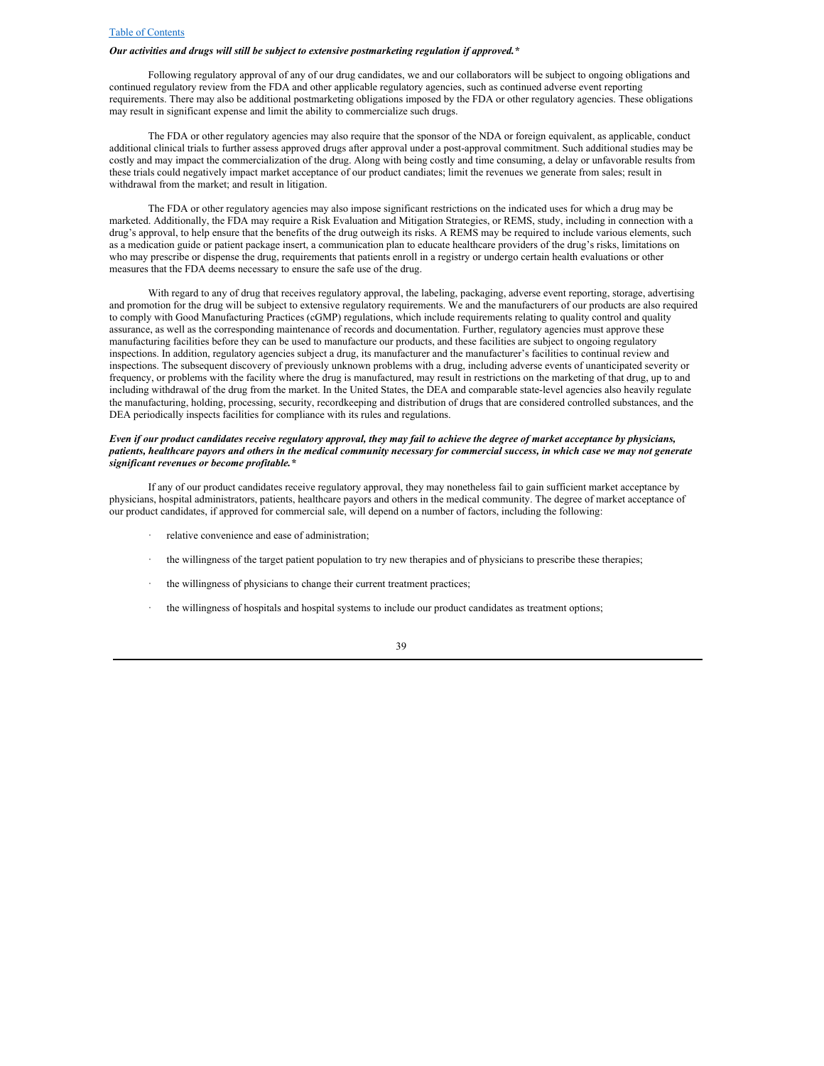***Our activities and drugs will still be subject to extensive postmarketing regulation if approved.****

Following regulatory approval of any of our drug candidates, we and our collaborators will be subject to ongoing obligations and continued regulatory review from the FDA and other applicable regulatory agencies, such as continued adverse event reporting requirements. There may also be additional postmarketing obligations imposed by the FDA or other regulatory agencies. These obligations may result in significant expense and limit the ability to commercialize such drugs.

The FDA or other regulatory agencies may also require that the sponsor of the NDA or foreign equivalent, as applicable, conduct additional clinical trials to further assess approved drugs after approval under a post-approval commitment. Such additional studies may be costly and may impact the commercialization of the drug. Along with being costly and time consuming, a delay or unfavorable results from these trials could negatively impact market acceptance of our product candiates; limit the revenues we generate from sales; result in withdrawal from the market; and result in litigation.

The FDA or other regulatory agencies may also impose significant restrictions on the indicated uses for which a drug may be marketed. Additionally, the FDA may require a Risk Evaluation and Mitigation Strategies, or REMS, study, including in connection with a drug's approval, to help ensure that the benefits of the drug outweigh its risks. A REMS may be required to include various elements, such as a medication guide or patient package insert, a communication plan to educate healthcare providers of the drug's risks, limitations on who may prescribe or dispense the drug, requirements that patients enroll in a registry or undergo certain health evaluations or other measures that the FDA deems necessary to ensure the safe use of the drug.

With regard to any of drug that receives regulatory approval, the labeling, packaging, adverse event reporting, storage, advertising and promotion for the drug will be subject to extensive regulatory requirements. We and the manufacturers of our products are also required to comply with Good Manufacturing Practices (cGMP) regulations, which include requirements relating to quality control and quality assurance, as well as the corresponding maintenance of records and documentation. Further, regulatory agencies must approve these manufacturing facilities before they can be used to manufacture our products, and these facilities are subject to ongoing regulatory inspections. In addition, regulatory agencies subject a drug, its manufacturer and the manufacturer's facilities to continual review and inspections. The subsequent discovery of previously unknown problems with a drug, including adverse events of unanticipated severity or frequency, or problems with the facility where the drug is manufactured, may result in restrictions on the marketing of that drug, up to and including withdrawal of the drug from the market. In the United States, the DEA and comparable state-level agencies also heavily regulate the manufacturing, holding, processing, security, recordkeeping and distribution of drugs that are considered controlled substances, and the DEA periodically inspects facilities for compliance with its rules and regulations.

***Even if our product candidates receive regulatory approval, they may fail to achieve the degree of market acceptance by physicians, patients, healthcare payors and others in the medical community necessary for commercial success, in which case we may not generate significant revenues or become profitable.****

If any of our product candidates receive regulatory approval, they may nonetheless fail to gain sufficient market acceptance by physicians, hospital administrators, patients, healthcare payors and others in the medical community. The degree of market acceptance of our product candidates, if approved for commercial sale, will depend on a number of factors, including the following:

- relative convenience and ease of administration;
- the willingness of the target patient population to try new therapies and of physicians to prescribe these therapies;
- the willingness of physicians to change their current treatment practices;
- the willingness of hospitals and hospital systems to include our product candidates as treatment options;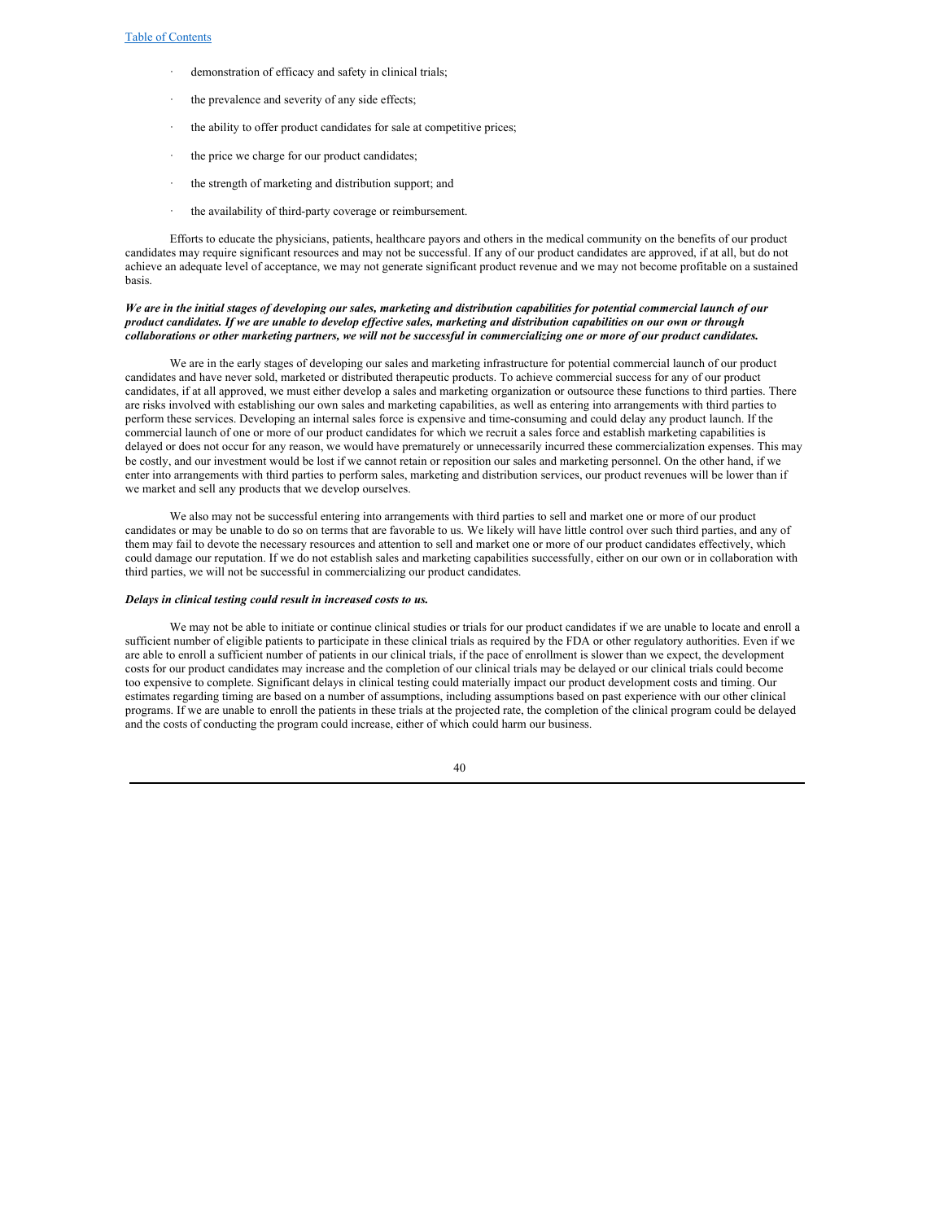- demonstration of efficacy and safety in clinical trials;
- the prevalence and severity of any side effects;
- the ability to offer product candidates for sale at competitive prices;
- the price we charge for our product candidates;
- the strength of marketing and distribution support; and
- the availability of third-party coverage or reimbursement.

Efforts to educate the physicians, patients, healthcare payors and others in the medical community on the benefits of our product candidates may require significant resources and may not be successful. If any of our product candidates are approved, if at all, but do not achieve an adequate level of acceptance, we may not generate significant product revenue and we may not become profitable on a sustained basis.

***We are in the initial stages of developing our sales, marketing and distribution capabilities for potential commercial launch of our product candidates. If we are unable to develop effective sales, marketing and distribution capabilities on our own or through collaborations or other marketing partners, we will not be successful in commercializing one or more of our product candidates.***

We are in the early stages of developing our sales and marketing infrastructure for potential commercial launch of our product candidates and have never sold, marketed or distributed therapeutic products. To achieve commercial success for any of our product candidates, if at all approved, we must either develop a sales and marketing organization or outsource these functions to third parties. There are risks involved with establishing our own sales and marketing capabilities, as well as entering into arrangements with third parties to perform these services. Developing an internal sales force is expensive and time-consuming and could delay any product launch. If the commercial launch of one or more of our product candidates for which we recruit a sales force and establish marketing capabilities is delayed or does not occur for any reason, we would have prematurely or unnecessarily incurred these commercialization expenses. This may be costly, and our investment would be lost if we cannot retain or reposition our sales and marketing personnel. On the other hand, if we enter into arrangements with third parties to perform sales, marketing and distribution services, our product revenues will be lower than if we market and sell any products that we develop ourselves.

We also may not be successful entering into arrangements with third parties to sell and market one or more of our product candidates or may be unable to do so on terms that are favorable to us. We likely will have little control over such third parties, and any of them may fail to devote the necessary resources and attention to sell and market one or more of our product candidates effectively, which could damage our reputation. If we do not establish sales and marketing capabilities successfully, either on our own or in collaboration with third parties, we will not be successful in commercializing our product candidates.

***Delays in clinical testing could result in increased costs to us.***

We may not be able to initiate or continue clinical studies or trials for our product candidates if we are unable to locate and enroll a sufficient number of eligible patients to participate in these clinical trials as required by the FDA or other regulatory authorities. Even if we are able to enroll a sufficient number of patients in our clinical trials, if the pace of enrollment is slower than we expect, the development costs for our product candidates may increase and the completion of our clinical trials may be delayed or our clinical trials could become too expensive to complete. Significant delays in clinical testing could materially impact our product development costs and timing. Our estimates regarding timing are based on a number of assumptions, including assumptions based on past experience with our other clinical programs. If we are unable to enroll the patients in these trials at the projected rate, the completion of the clinical program could be delayed and the costs of conducting the program could increase, either of which could harm our business.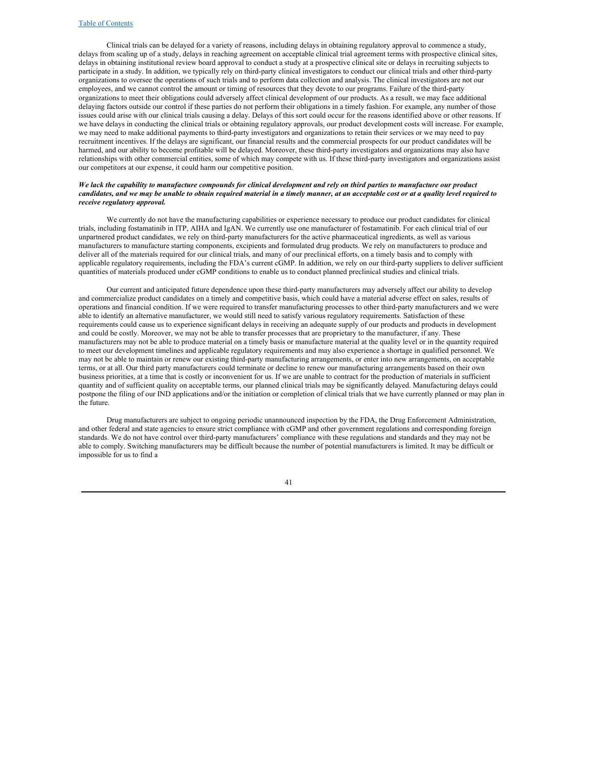Clinical trials can be delayed for a variety of reasons, including delays in obtaining regulatory approval to commence a study, delays from scaling up of a study, delays in reaching agreement on acceptable clinical trial agreement terms with prospective clinical sites, delays in obtaining institutional review board approval to conduct a study at a prospective clinical site or delays in recruiting subjects to participate in a study. In addition, we typically rely on third-party clinical investigators to conduct our clinical trials and other third-party organizations to oversee the operations of such trials and to perform data collection and analysis. The clinical investigators are not our employees, and we cannot control the amount or timing of resources that they devote to our programs. Failure of the third-party organizations to meet their obligations could adversely affect clinical development of our products. As a result, we may face additional delaying factors outside our control if these parties do not perform their obligations in a timely fashion. For example, any number of those issues could arise with our clinical trials causing a delay. Delays of this sort could occur for the reasons identified above or other reasons. If we have delays in conducting the clinical trials or obtaining regulatory approvals, our product development costs will increase. For example, we may need to make additional payments to third-party investigators and organizations to retain their services or we may need to pay recruitment incentives. If the delays are significant, our financial results and the commercial prospects for our product candidates will be harmed, and our ability to become profitable will be delayed. Moreover, these third-party investigators and organizations may also have relationships with other commercial entities, some of which may compete with us. If these third-party investigators and organizations assist our competitors at our expense, it could harm our competitive position.

***We lack the capability to manufacture compounds for clinical development and rely on third parties to manufacture our product candidates, and we may be unable to obtain required material in a timely manner, at an acceptable cost or at a quality level required to receive regulatory approval.***

We currently do not have the manufacturing capabilities or experience necessary to produce our product candidates for clinical trials, including fostamatinib in ITP, AIHA and IgAN. We currently use one manufacturer of fostamatinib. For each clinical trial of our unpartnered product candidates, we rely on third-party manufacturers for the active pharmaceutical ingredients, as well as various manufacturers to manufacture starting components, excipients and formulated drug products. We rely on manufacturers to produce and deliver all of the materials required for our clinical trials, and many of our preclinical efforts, on a timely basis and to comply with applicable regulatory requirements, including the FDA's current cGMP. In addition, we rely on our third-party suppliers to deliver sufficient quantities of materials produced under cGMP conditions to enable us to conduct planned preclinical studies and clinical trials.

Our current and anticipated future dependence upon these third-party manufacturers may adversely affect our ability to develop and commercialize product candidates on a timely and competitive basis, which could have a material adverse effect on sales, results of operations and financial condition. If we were required to transfer manufacturing processes to other third-party manufacturers and we were able to identify an alternative manufacturer, we would still need to satisfy various regulatory requirements. Satisfaction of these requirements could cause us to experience significant delays in receiving an adequate supply of our products and products in development and could be costly. Moreover, we may not be able to transfer processes that are proprietary to the manufacturer, if any. These manufacturers may not be able to produce material on a timely basis or manufacture material at the quality level or in the quantity required to meet our development timelines and applicable regulatory requirements and may also experience a shortage in qualified personnel. We may not be able to maintain or renew our existing third-party manufacturing arrangements, or enter into new arrangements, on acceptable terms, or at all. Our third party manufacturers could terminate or decline to renew our manufacturing arrangements based on their own business priorities, at a time that is costly or inconvenient for us. If we are unable to contract for the production of materials in sufficient quantity and of sufficient quality on acceptable terms, our planned clinical trials may be significantly delayed. Manufacturing delays could postpone the filing of our IND applications and/or the initiation or completion of clinical trials that we have currently planned or may plan in the future.

Drug manufacturers are subject to ongoing periodic unannounced inspection by the FDA, the Drug Enforcement Administration, and other federal and state agencies to ensure strict compliance with cGMP and other government regulations and corresponding foreign standards. We do not have control over third-party manufacturers' compliance with these regulations and standards and they may not be able to comply. Switching manufacturers may be difficult because the number of potential manufacturers is limited. It may be difficult or impossible for us to find a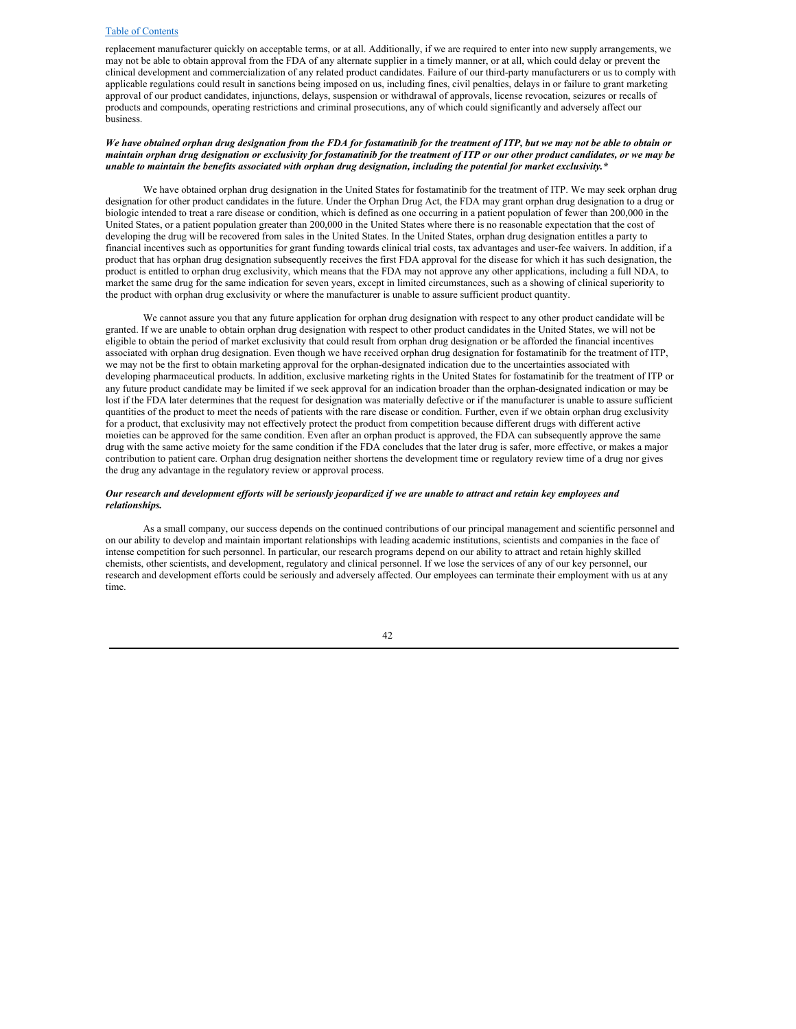replacement manufacturer quickly on acceptable terms, or at all. Additionally, if we are required to enter into new supply arrangements, we may not be able to obtain approval from the FDA of any alternate supplier in a timely manner, or at all, which could delay or prevent the clinical development and commercialization of any related product candidates. Failure of our third-party manufacturers or us to comply with applicable regulations could result in sanctions being imposed on us, including fines, civil penalties, delays in or failure to grant marketing approval of our product candidates, injunctions, delays, suspension or withdrawal of approvals, license revocation, seizures or recalls of products and compounds, operating restrictions and criminal prosecutions, any of which could significantly and adversely affect our business.

***We have obtained orphan drug designation from the FDA for fostamatinib for the treatment of ITP, but we may not be able to obtain or maintain orphan drug designation or exclusivity for fostamatinib for the treatment of ITP or our other product candidates, or we may be unable to maintain the benefits associated with orphan drug designation, including the potential for market exclusivity.****

We have obtained orphan drug designation in the United States for fostamatinib for the treatment of ITP. We may seek orphan drug designation for other product candidates in the future. Under the Orphan Drug Act, the FDA may grant orphan drug designation to a drug or biologic intended to treat a rare disease or condition, which is defined as one occurring in a patient population of fewer than 200,000 in the United States, or a patient population greater than 200,000 in the United States where there is no reasonable expectation that the cost of developing the drug will be recovered from sales in the United States. In the United States, orphan drug designation entitles a party to financial incentives such as opportunities for grant funding towards clinical trial costs, tax advantages and user-fee waivers. In addition, if a product that has orphan drug designation subsequently receives the first FDA approval for the disease for which it has such designation, the product is entitled to orphan drug exclusivity, which means that the FDA may not approve any other applications, including a full NDA, to market the same drug for the same indication for seven years, except in limited circumstances, such as a showing of clinical superiority to the product with orphan drug exclusivity or where the manufacturer is unable to assure sufficient product quantity.

We cannot assure you that any future application for orphan drug designation with respect to any other product candidate will be granted. If we are unable to obtain orphan drug designation with respect to other product candidates in the United States, we will not be eligible to obtain the period of market exclusivity that could result from orphan drug designation or be afforded the financial incentives associated with orphan drug designation. Even though we have received orphan drug designation for fostamatinib for the treatment of ITP, we may not be the first to obtain marketing approval for the orphan-designated indication due to the uncertainties associated with developing pharmaceutical products. In addition, exclusive marketing rights in the United States for fostamatinib for the treatment of ITP or any future product candidate may be limited if we seek approval for an indication broader than the orphan-designated indication or may be lost if the FDA later determines that the request for designation was materially defective or if the manufacturer is unable to assure sufficient quantities of the product to meet the needs of patients with the rare disease or condition. Further, even if we obtain orphan drug exclusivity for a product, that exclusivity may not effectively protect the product from competition because different drugs with different active moieties can be approved for the same condition. Even after an orphan product is approved, the FDA can subsequently approve the same drug with the same active moiety for the same condition if the FDA concludes that the later drug is safer, more effective, or makes a major contribution to patient care. Orphan drug designation neither shortens the development time or regulatory review time of a drug nor gives the drug any advantage in the regulatory review or approval process.

***Our research and development efforts will be seriously jeopardized if we are unable to attract and retain key employees and relationships.***

As a small company, our success depends on the continued contributions of our principal management and scientific personnel and on our ability to develop and maintain important relationships with leading academic institutions, scientists and companies in the face of intense competition for such personnel. In particular, our research programs depend on our ability to attract and retain highly skilled chemists, other scientists, and development, regulatory and clinical personnel. If we lose the services of any of our key personnel, our research and development efforts could be seriously and adversely affected. Our employees can terminate their employment with us at any time.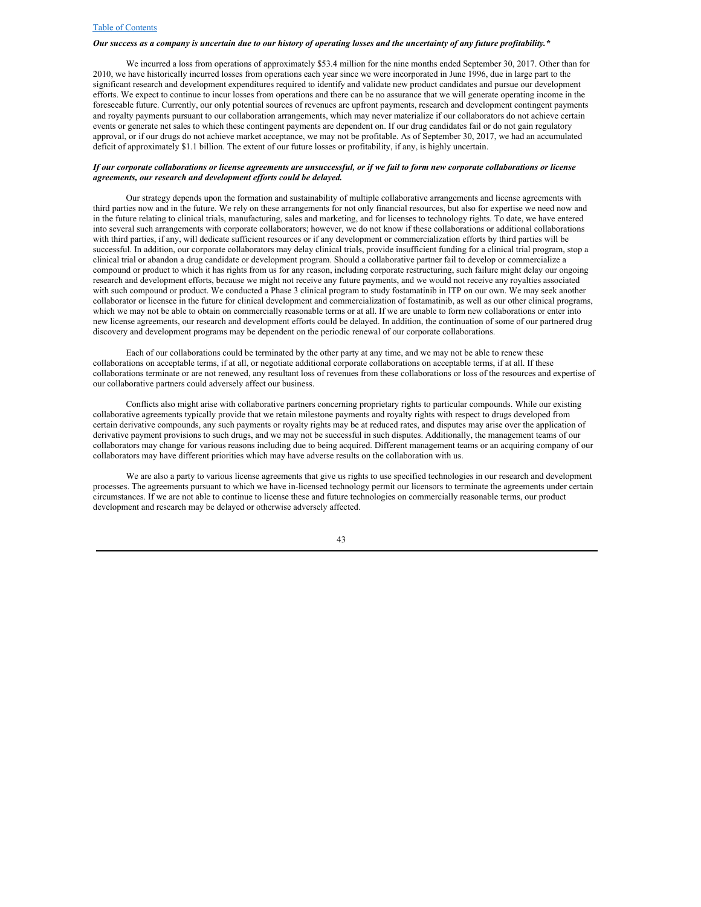***Our success as a company is uncertain due to our history of operating losses and the uncertainty of any future profitability.****

We incurred a loss from operations of approximately $53.4 million for the nine months ended September 30, 2017. Other than for 2010, we have historically incurred losses from operations each year since we were incorporated in June 1996, due in large part to the significant research and development expenditures required to identify and validate new product candidates and pursue our development efforts. We expect to continue to incur losses from operations and there can be no assurance that we will generate operating income in the foreseeable future. Currently, our only potential sources of revenues are upfront payments, research and development contingent payments and royalty payments pursuant to our collaboration arrangements, which may never materialize if our collaborators do not achieve certain events or generate net sales to which these contingent payments are dependent on. If our drug candidates fail or do not gain regulatory approval, or if our drugs do not achieve market acceptance, we may not be profitable. As of September 30, 2017, we had an accumulated deficit of approximately $1.1 billion. The extent of our future losses or profitability, if any, is highly uncertain.

***If our corporate collaborations or license agreements are unsuccessful, or if we fail to form new corporate collaborations or license agreements, our research and development efforts could be delayed.***

Our strategy depends upon the formation and sustainability of multiple collaborative arrangements and license agreements with third parties now and in the future. We rely on these arrangements for not only financial resources, but also for expertise we need now and in the future relating to clinical trials, manufacturing, sales and marketing, and for licenses to technology rights. To date, we have entered into several such arrangements with corporate collaborators; however, we do not know if these collaborations or additional collaborations with third parties, if any, will dedicate sufficient resources or if any development or commercialization efforts by third parties will be successful. In addition, our corporate collaborators may delay clinical trials, provide insufficient funding for a clinical trial program, stop a clinical trial or abandon a drug candidate or development program. Should a collaborative partner fail to develop or commercialize a compound or product to which it has rights from us for any reason, including corporate restructuring, such failure might delay our ongoing research and development efforts, because we might not receive any future payments, and we would not receive any royalties associated with such compound or product. We conducted a Phase 3 clinical program to study fostamatinib in ITP on our own. We may seek another collaborator or licensee in the future for clinical development and commercialization of fostamatinib, as well as our other clinical programs, which we may not be able to obtain on commercially reasonable terms or at all. If we are unable to form new collaborations or enter into new license agreements, our research and development efforts could be delayed. In addition, the continuation of some of our partnered drug discovery and development programs may be dependent on the periodic renewal of our corporate collaborations.

Each of our collaborations could be terminated by the other party at any time, and we may not be able to renew these collaborations on acceptable terms, if at all, or negotiate additional corporate collaborations on acceptable terms, if at all. If these collaborations terminate or are not renewed, any resultant loss of revenues from these collaborations or loss of the resources and expertise of our collaborative partners could adversely affect our business.

Conflicts also might arise with collaborative partners concerning proprietary rights to particular compounds. While our existing collaborative agreements typically provide that we retain milestone payments and royalty rights with respect to drugs developed from certain derivative compounds, any such payments or royalty rights may be at reduced rates, and disputes may arise over the application of derivative payment provisions to such drugs, and we may not be successful in such disputes. Additionally, the management teams of our collaborators may change for various reasons including due to being acquired. Different management teams or an acquiring company of our collaborators may have different priorities which may have adverse results on the collaboration with us.

We are also a party to various license agreements that give us rights to use specified technologies in our research and development processes. The agreements pursuant to which we have in-licensed technology permit our licensors to terminate the agreements under certain circumstances. If we are not able to continue to license these and future technologies on commercially reasonable terms, our product development and research may be delayed or otherwise adversely affected.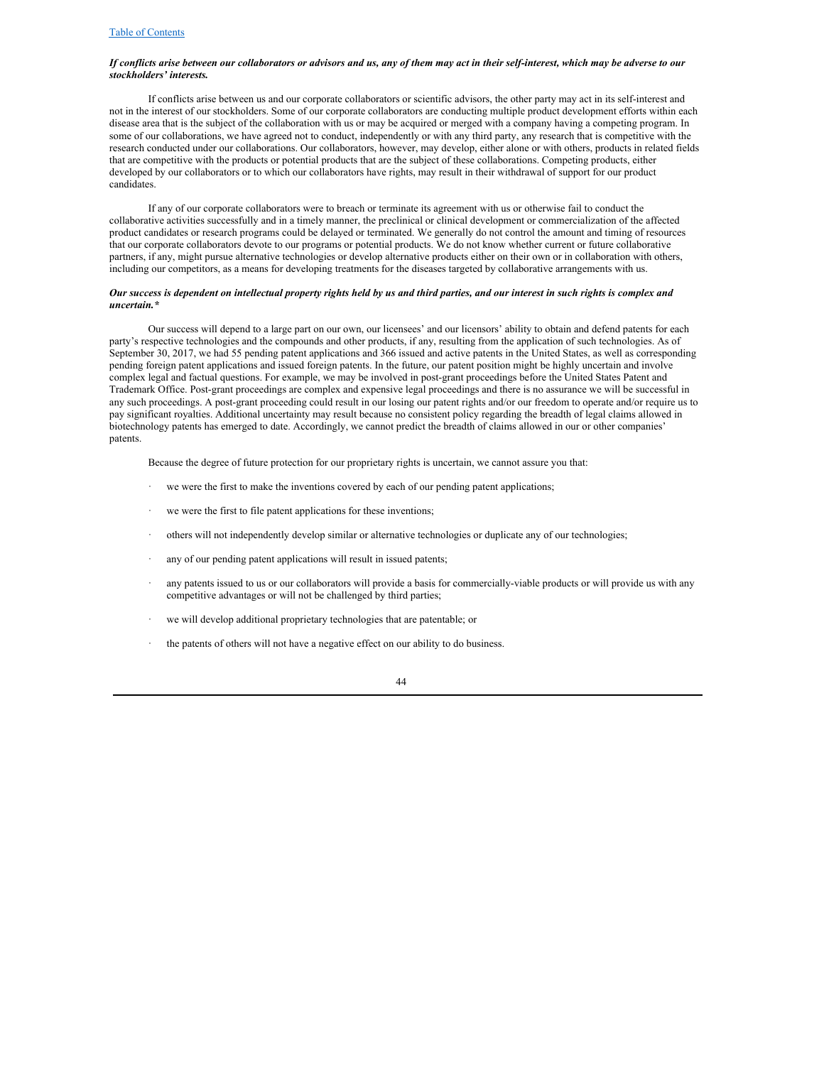***If conflicts arise between our collaborators or advisors and us, any of them may act in their self-interest, which may be adverse to our stockholders' interests.***

If conflicts arise between us and our corporate collaborators or scientific advisors, the other party may act in its self-interest and not in the interest of our stockholders. Some of our corporate collaborators are conducting multiple product development efforts within each disease area that is the subject of the collaboration with us or may be acquired or merged with a company having a competing program. In some of our collaborations, we have agreed not to conduct, independently or with any third party, any research that is competitive with the research conducted under our collaborations. Our collaborators, however, may develop, either alone or with others, products in related fields that are competitive with the products or potential products that are the subject of these collaborations. Competing products, either developed by our collaborators or to which our collaborators have rights, may result in their withdrawal of support for our product candidates.

If any of our corporate collaborators were to breach or terminate its agreement with us or otherwise fail to conduct the collaborative activities successfully and in a timely manner, the preclinical or clinical development or commercialization of the affected product candidates or research programs could be delayed or terminated. We generally do not control the amount and timing of resources that our corporate collaborators devote to our programs or potential products. We do not know whether current or future collaborative partners, if any, might pursue alternative technologies or develop alternative products either on their own or in collaboration with others, including our competitors, as a means for developing treatments for the diseases targeted by collaborative arrangements with us.

***Our success is dependent on intellectual property rights held by us and third parties, and our interest in such rights is complex and uncertain.****

Our success will depend to a large part on our own, our licensees' and our licensors' ability to obtain and defend patents for each party's respective technologies and the compounds and other products, if any, resulting from the application of such technologies. As of September 30, 2017, we had 55 pending patent applications and 366 issued and active patents in the United States, as well as corresponding pending foreign patent applications and issued foreign patents. In the future, our patent position might be highly uncertain and involve complex legal and factual questions. For example, we may be involved in post-grant proceedings before the United States Patent and Trademark Office. Post-grant proceedings are complex and expensive legal proceedings and there is no assurance we will be successful in any such proceedings. A post-grant proceeding could result in our losing our patent rights and/or our freedom to operate and/or require us to pay significant royalties. Additional uncertainty may result because no consistent policy regarding the breadth of legal claims allowed in biotechnology patents has emerged to date. Accordingly, we cannot predict the breadth of claims allowed in our or other companies' patents.

Because the degree of future protection for our proprietary rights is uncertain, we cannot assure you that:

- we were the first to make the inventions covered by each of our pending patent applications;
- we were the first to file patent applications for these inventions;
- others will not independently develop similar or alternative technologies or duplicate any of our technologies;
- any of our pending patent applications will result in issued patents;
- any patents issued to us or our collaborators will provide a basis for commercially-viable products or will provide us with any competitive advantages or will not be challenged by third parties;
- we will develop additional proprietary technologies that are patentable; or
- the patents of others will not have a negative effect on our ability to do business.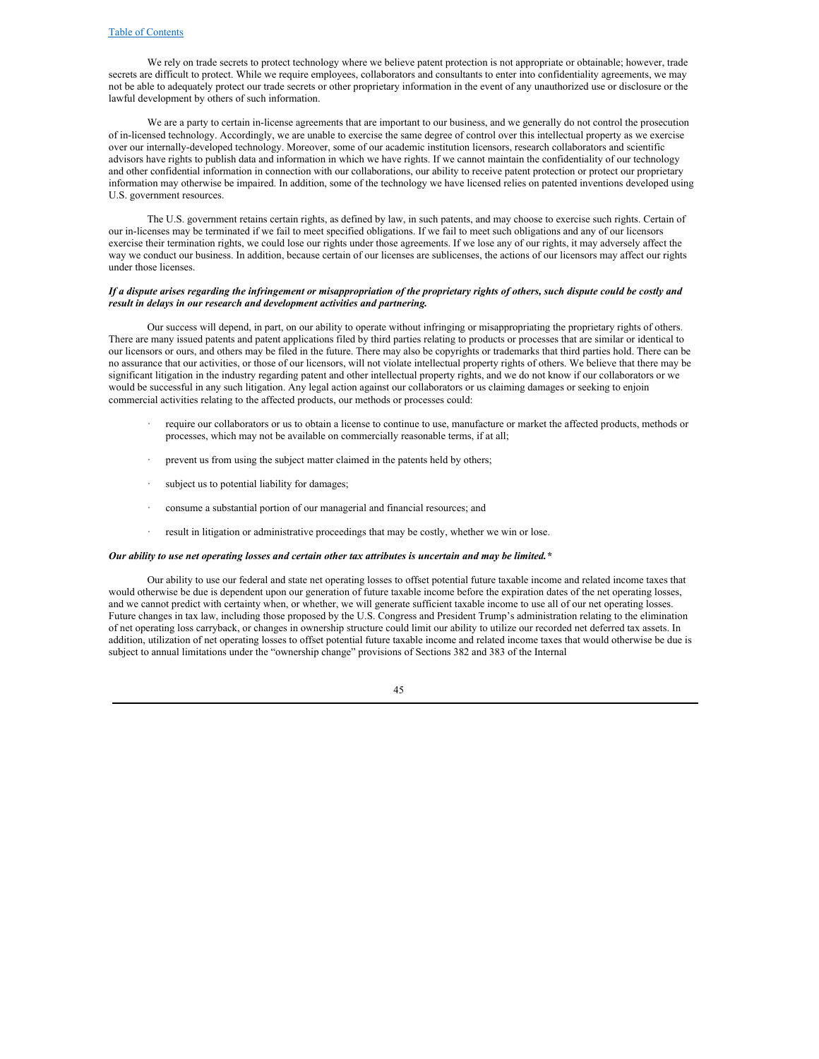We rely on trade secrets to protect technology where we believe patent protection is not appropriate or obtainable; however, trade secrets are difficult to protect. While we require employees, collaborators and consultants to enter into confidentiality agreements, we may not be able to adequately protect our trade secrets or other proprietary information in the event of any unauthorized use or disclosure or the lawful development by others of such information.

We are a party to certain in-license agreements that are important to our business, and we generally do not control the prosecution of in-licensed technology. Accordingly, we are unable to exercise the same degree of control over this intellectual property as we exercise over our internally-developed technology. Moreover, some of our academic institution licensors, research collaborators and scientific advisors have rights to publish data and information in which we have rights. If we cannot maintain the confidentiality of our technology and other confidential information in connection with our collaborations, our ability to receive patent protection or protect our proprietary information may otherwise be impaired. In addition, some of the technology we have licensed relies on patented inventions developed using U.S. government resources.

The U.S. government retains certain rights, as defined by law, in such patents, and may choose to exercise such rights. Certain of our in-licenses may be terminated if we fail to meet specified obligations. If we fail to meet such obligations and any of our licensors exercise their termination rights, we could lose our rights under those agreements. If we lose any of our rights, it may adversely affect the way we conduct our business. In addition, because certain of our licenses are sublicenses, the actions of our licensors may affect our rights under those licenses.

***If a dispute arises regarding the infringement or misappropriation of the proprietary rights of others, such dispute could be costly and result in delays in our research and development activities and partnering.***

Our success will depend, in part, on our ability to operate without infringing or misappropriating the proprietary rights of others. There are many issued patents and patent applications filed by third parties relating to products or processes that are similar or identical to our licensors or ours, and others may be filed in the future. There may also be copyrights or trademarks that third parties hold. There can be no assurance that our activities, or those of our licensors, will not violate intellectual property rights of others. We believe that there may be significant litigation in the industry regarding patent and other intellectual property rights, and we do not know if our collaborators or we would be successful in any such litigation. Any legal action against our collaborators or us claiming damages or seeking to enjoin commercial activities relating to the affected products, our methods or processes could:

- require our collaborators or us to obtain a license to continue to use, manufacture or market the affected products, methods or processes, which may not be available on commercially reasonable terms, if at all;
- prevent us from using the subject matter claimed in the patents held by others;
- subject us to potential liability for damages;
- consume a substantial portion of our managerial and financial resources; and
- result in litigation or administrative proceedings that may be costly, whether we win or lose.

***Our ability to use net operating losses and certain other tax attributes is uncertain and may be limited.****

Our ability to use our federal and state net operating losses to offset potential future taxable income and related income taxes that would otherwise be due is dependent upon our generation of future taxable income before the expiration dates of the net operating losses, and we cannot predict with certainty when, or whether, we will generate sufficient taxable income to use all of our net operating losses. Future changes in tax law, including those proposed by the U.S. Congress and President Trump's administration relating to the elimination of net operating loss carryback, or changes in ownership structure could limit our ability to utilize our recorded net deferred tax assets. In addition, utilization of net operating losses to offset potential future taxable income and related income taxes that would otherwise be due is subject to annual limitations under the "ownership change" provisions of Sections 382 and 383 of the Internal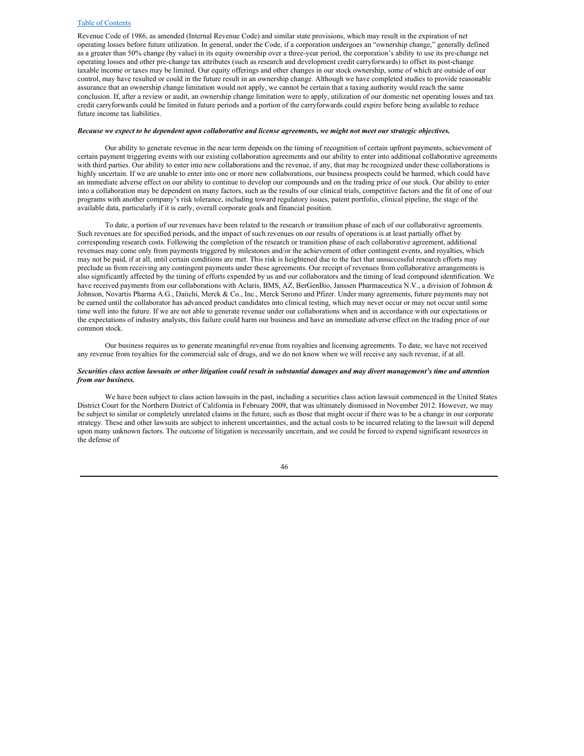Revenue Code of 1986, as amended (Internal Revenue Code) and similar state provisions, which may result in the expiration of net operating losses before future utilization. In general, under the Code, if a corporation undergoes an "ownership change," generally defined as a greater than 50% change (by value) in its equity ownership over a three-year period, the corporation's ability to use its pre-change net operating losses and other pre-change tax attributes (such as research and development credit carryforwards) to offset its post-change taxable income or taxes may be limited. Our equity offerings and other changes in our stock ownership, some of which are outside of our control, may have resulted or could in the future result in an ownership change. Although we have completed studies to provide reasonable assurance that an ownership change limitation would not apply, we cannot be certain that a taxing authority would reach the same conclusion. If, after a review or audit, an ownership change limitation were to apply, utilization of our domestic net operating losses and tax credit carryforwards could be limited in future periods and a portion of the carryforwards could expire before being available to reduce future income tax liabilities.

***Because we expect to be dependent upon collaborative and license agreements, we might not meet our strategic objectives.***

Our ability to generate revenue in the near term depends on the timing of recognition of certain upfront payments, achievement of certain payment triggering events with our existing collaboration agreements and our ability to enter into additional collaborative agreements with third parties. Our ability to enter into new collaborations and the revenue, if any, that may be recognized under these collaborations is highly uncertain. If we are unable to enter into one or more new collaborations, our business prospects could be harmed, which could have an immediate adverse effect on our ability to continue to develop our compounds and on the trading price of our stock. Our ability to enter into a collaboration may be dependent on many factors, such as the results of our clinical trials, competitive factors and the fit of one of our programs with another company's risk tolerance, including toward regulatory issues, patent portfolio, clinical pipeline, the stage of the available data, particularly if it is early, overall corporate goals and financial position.

To date, a portion of our revenues have been related to the research or transition phase of each of our collaborative agreements. Such revenues are for specified periods, and the impact of such revenues on our results of operations is at least partially offset by corresponding research costs. Following the completion of the research or transition phase of each collaborative agreement, additional revenues may come only from payments triggered by milestones and/or the achievement of other contingent events, and royalties, which may not be paid, if at all, until certain conditions are met. This risk is heightened due to the fact that unsuccessful research efforts may preclude us from receiving any contingent payments under these agreements. Our receipt of revenues from collaborative arrangements is also significantly affected by the timing of efforts expended by us and our collaborators and the timing of lead compound identification. We have received payments from our collaborations with Aclaris, BMS, AZ, BerGenBio, Janssen Pharmaceutica N.V., a division of Johnson & Johnson, Novartis Pharma A.G., Daiichi, Merck & Co., Inc., Merck Serono and Pfizer. Under many agreements, future payments may not be earned until the collaborator has advanced product candidates into clinical testing, which may never occur or may not occur until some time well into the future. If we are not able to generate revenue under our collaborations when and in accordance with our expectations or the expectations of industry analysts, this failure could harm our business and have an immediate adverse effect on the trading price of our common stock.

Our business requires us to generate meaningful revenue from royalties and licensing agreements. To date, we have not received any revenue from royalties for the commercial sale of drugs, and we do not know when we will receive any such revenue, if at all.

***Securities class action lawsuits or other litigation could result in substantial damages and may divert management's time and attention from our business.***

We have been subject to class action lawsuits in the past, including a securities class action lawsuit commenced in the United States District Court for the Northern District of California in February 2009, that was ultimately dismissed in November 2012. However, we may be subject to similar or completely unrelated claims in the future, such as those that might occur if there was to be a change in our corporate strategy. These and other lawsuits are subject to inherent uncertainties, and the actual costs to be incurred relating to the lawsuit will depend upon many unknown factors. The outcome of litigation is necessarily uncertain, and we could be forced to expend significant resources in the defense of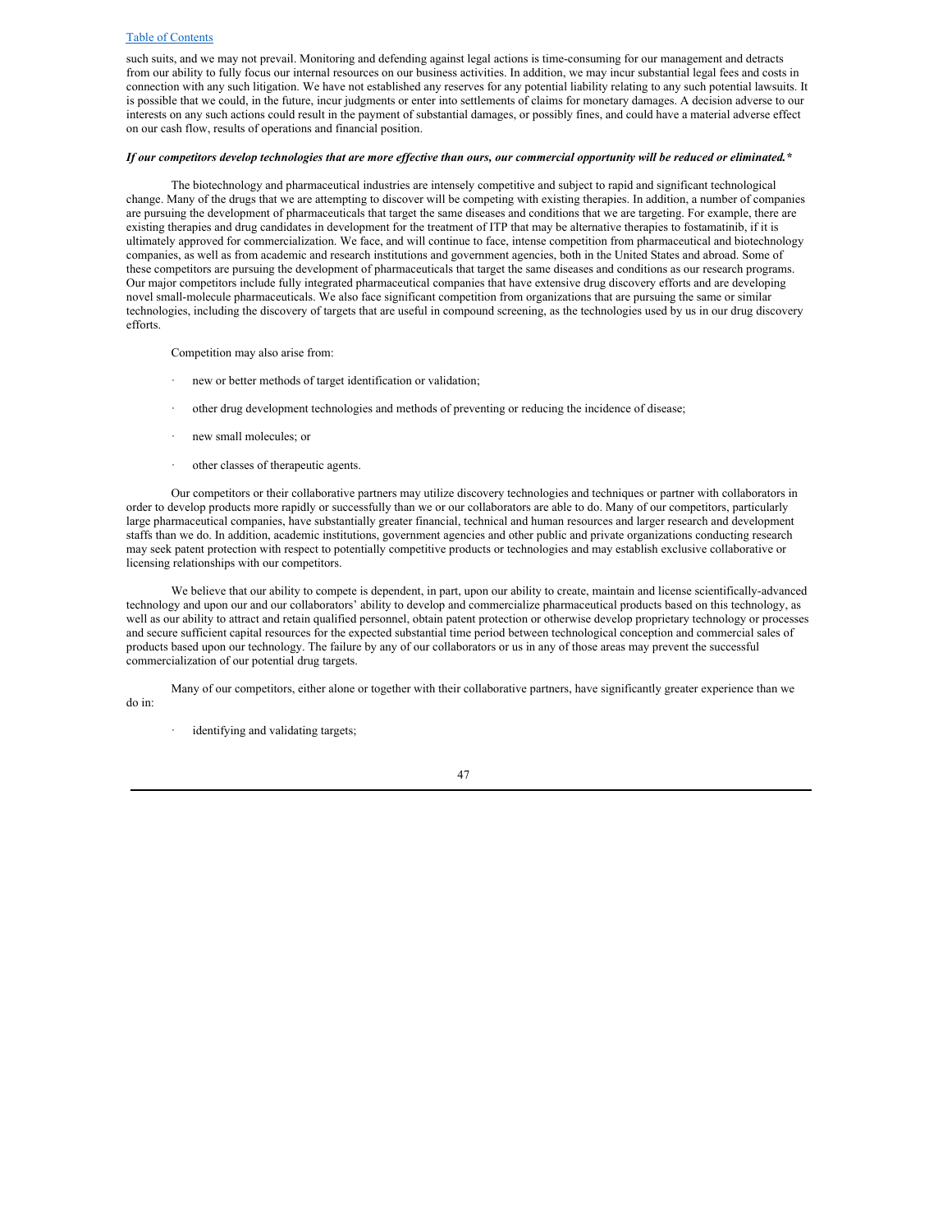such suits, and we may not prevail. Monitoring and defending against legal actions is time-consuming for our management and detracts from our ability to fully focus our internal resources on our business activities. In addition, we may incur substantial legal fees and costs in connection with any such litigation. We have not established any reserves for any potential liability relating to any such potential lawsuits. It is possible that we could, in the future, incur judgments or enter into settlements of claims for monetary damages. A decision adverse to our interests on any such actions could result in the payment of substantial damages, or possibly fines, and could have a material adverse effect on our cash flow, results of operations and financial position.

***If our competitors develop technologies that are more effective than ours, our commercial opportunity will be reduced or eliminated.****

The biotechnology and pharmaceutical industries are intensely competitive and subject to rapid and significant technological change. Many of the drugs that we are attempting to discover will be competing with existing therapies. In addition, a number of companies are pursuing the development of pharmaceuticals that target the same diseases and conditions that we are targeting. For example, there are existing therapies and drug candidates in development for the treatment of ITP that may be alternative therapies to fostamatinib, if it is ultimately approved for commercialization. We face, and will continue to face, intense competition from pharmaceutical and biotechnology companies, as well as from academic and research institutions and government agencies, both in the United States and abroad. Some of these competitors are pursuing the development of pharmaceuticals that target the same diseases and conditions as our research programs. Our major competitors include fully integrated pharmaceutical companies that have extensive drug discovery efforts and are developing novel small-molecule pharmaceuticals. We also face significant competition from organizations that are pursuing the same or similar technologies, including the discovery of targets that are useful in compound screening, as the technologies used by us in our drug discovery efforts.

Competition may also arise from:

- new or better methods of target identification or validation;
- other drug development technologies and methods of preventing or reducing the incidence of disease;
- new small molecules; or
- other classes of therapeutic agents.

Our competitors or their collaborative partners may utilize discovery technologies and techniques or partner with collaborators in order to develop products more rapidly or successfully than we or our collaborators are able to do. Many of our competitors, particularly large pharmaceutical companies, have substantially greater financial, technical and human resources and larger research and development staffs than we do. In addition, academic institutions, government agencies and other public and private organizations conducting research may seek patent protection with respect to potentially competitive products or technologies and may establish exclusive collaborative or licensing relationships with our competitors.

We believe that our ability to compete is dependent, in part, upon our ability to create, maintain and license scientifically-advanced technology and upon our and our collaborators' ability to develop and commercialize pharmaceutical products based on this technology, as well as our ability to attract and retain qualified personnel, obtain patent protection or otherwise develop proprietary technology or processes and secure sufficient capital resources for the expected substantial time period between technological conception and commercial sales of products based upon our technology. The failure by any of our collaborators or us in any of those areas may prevent the successful commercialization of our potential drug targets.

Many of our competitors, either alone or together with their collaborative partners, have significantly greater experience than we do in:

- identifying and validating targets;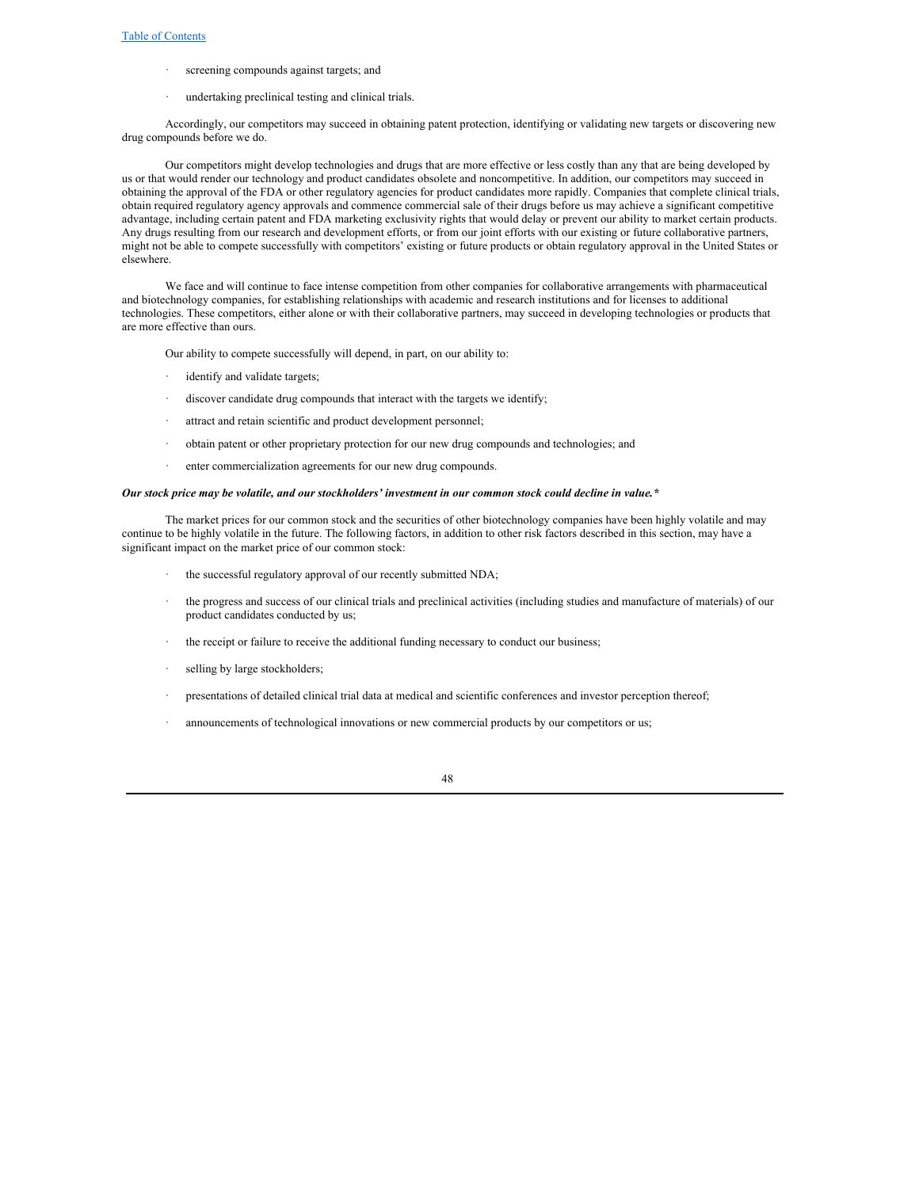- screening compounds against targets; and
- undertaking preclinical testing and clinical trials.

Accordingly, our competitors may succeed in obtaining patent protection, identifying or validating new targets or discovering new drug compounds before we do.

Our competitors might develop technologies and drugs that are more effective or less costly than any that are being developed by us or that would render our technology and product candidates obsolete and noncompetitive. In addition, our competitors may succeed in obtaining the approval of the FDA or other regulatory agencies for product candidates more rapidly. Companies that complete clinical trials, obtain required regulatory agency approvals and commence commercial sale of their drugs before us may achieve a significant competitive advantage, including certain patent and FDA marketing exclusivity rights that would delay or prevent our ability to market certain products. Any drugs resulting from our research and development efforts, or from our joint efforts with our existing or future collaborative partners, might not be able to compete successfully with competitors' existing or future products or obtain regulatory approval in the United States or elsewhere.

We face and will continue to face intense competition from other companies for collaborative arrangements with pharmaceutical and biotechnology companies, for establishing relationships with academic and research institutions and for licenses to additional technologies. These competitors, either alone or with their collaborative partners, may succeed in developing technologies or products that are more effective than ours.

Our ability to compete successfully will depend, in part, on our ability to:

- identify and validate targets;
- discover candidate drug compounds that interact with the targets we identify;
- attract and retain scientific and product development personnel;
- obtain patent or other proprietary protection for our new drug compounds and technologies; and
- enter commercialization agreements for our new drug compounds.

***Our stock price may be volatile, and our stockholders' investment in our common stock could decline in value.****

The market prices for our common stock and the securities of other biotechnology companies have been highly volatile and may continue to be highly volatile in the future. The following factors, in addition to other risk factors described in this section, may have a significant impact on the market price of our common stock:

- the successful regulatory approval of our recently submitted NDA;
- the progress and success of our clinical trials and preclinical activities (including studies and manufacture of materials) of our product candidates conducted by us;
- the receipt or failure to receive the additional funding necessary to conduct our business;
- selling by large stockholders;
- presentations of detailed clinical trial data at medical and scientific conferences and investor perception thereof;
- announcements of technological innovations or new commercial products by our competitors or us;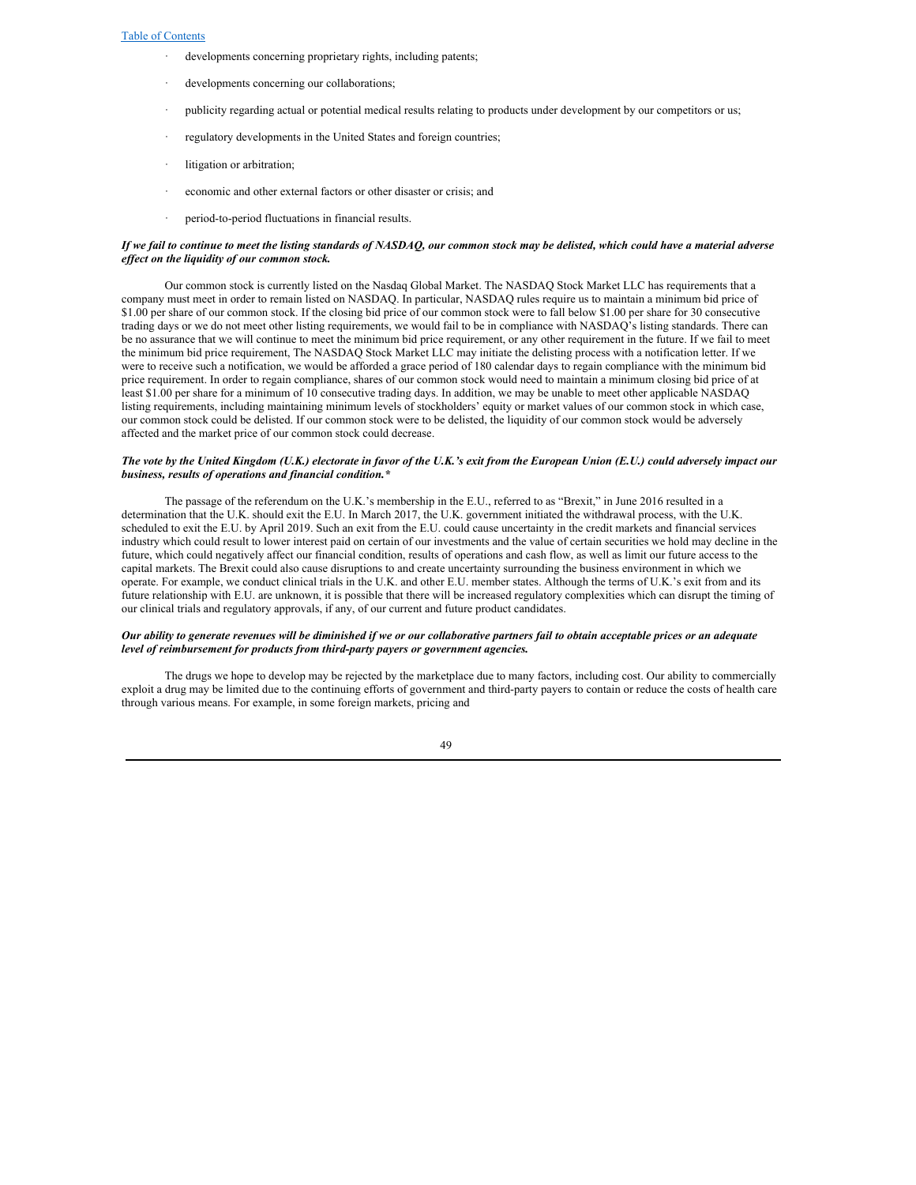- developments concerning proprietary rights, including patents;
- developments concerning our collaborations;
- publicity regarding actual or potential medical results relating to products under development by our competitors or us;
- regulatory developments in the United States and foreign countries;
- litigation or arbitration;
- economic and other external factors or other disaster or crisis; and
- period-to-period fluctuations in financial results.

***If we fail to continue to meet the listing standards of NASDAQ, our common stock may be delisted, which could have a material adverse effect on the liquidity of our common stock.***

Our common stock is currently listed on the Nasdaq Global Market. The NASDAQ Stock Market LLC has requirements that a company must meet in order to remain listed on NASDAQ. In particular, NASDAQ rules require us to maintain a minimum bid price of $1.00 per share of our common stock. If the closing bid price of our common stock were to fall below $1.00 per share for 30 consecutive trading days or we do not meet other listing requirements, we would fail to be in compliance with NASDAQ's listing standards. There can be no assurance that we will continue to meet the minimum bid price requirement, or any other requirement in the future. If we fail to meet the minimum bid price requirement, The NASDAQ Stock Market LLC may initiate the delisting process with a notification letter. If we were to receive such a notification, we would be afforded a grace period of 180 calendar days to regain compliance with the minimum bid price requirement. In order to regain compliance, shares of our common stock would need to maintain a minimum closing bid price of at least $1.00 per share for a minimum of 10 consecutive trading days. In addition, we may be unable to meet other applicable NASDAQ listing requirements, including maintaining minimum levels of stockholders' equity or market values of our common stock in which case, our common stock could be delisted. If our common stock were to be delisted, the liquidity of our common stock would be adversely affected and the market price of our common stock could decrease.

***The vote by the United Kingdom (U.K.) electorate in favor of the U.K.'s exit from the European Union (E.U.) could adversely impact our business, results of operations and financial condition.****

The passage of the referendum on the U.K.'s membership in the E.U., referred to as "Brexit," in June 2016 resulted in a determination that the U.K. should exit the E.U. In March 2017, the U.K. government initiated the withdrawal process, with the U.K. scheduled to exit the E.U. by April 2019. Such an exit from the E.U. could cause uncertainty in the credit markets and financial services industry which could result to lower interest paid on certain of our investments and the value of certain securities we hold may decline in the future, which could negatively affect our financial condition, results of operations and cash flow, as well as limit our future access to the capital markets. The Brexit could also cause disruptions to and create uncertainty surrounding the business environment in which we operate. For example, we conduct clinical trials in the U.K. and other E.U. member states. Although the terms of U.K.'s exit from and its future relationship with E.U. are unknown, it is possible that there will be increased regulatory complexities which can disrupt the timing of our clinical trials and regulatory approvals, if any, of our current and future product candidates.

***Our ability to generate revenues will be diminished if we or our collaborative partners fail to obtain acceptable prices or an adequate level of reimbursement for products from third-party payers or government agencies.***

The drugs we hope to develop may be rejected by the marketplace due to many factors, including cost. Our ability to commercially exploit a drug may be limited due to the continuing efforts of government and third-party payers to contain or reduce the costs of health care through various means. For example, in some foreign markets, pricing and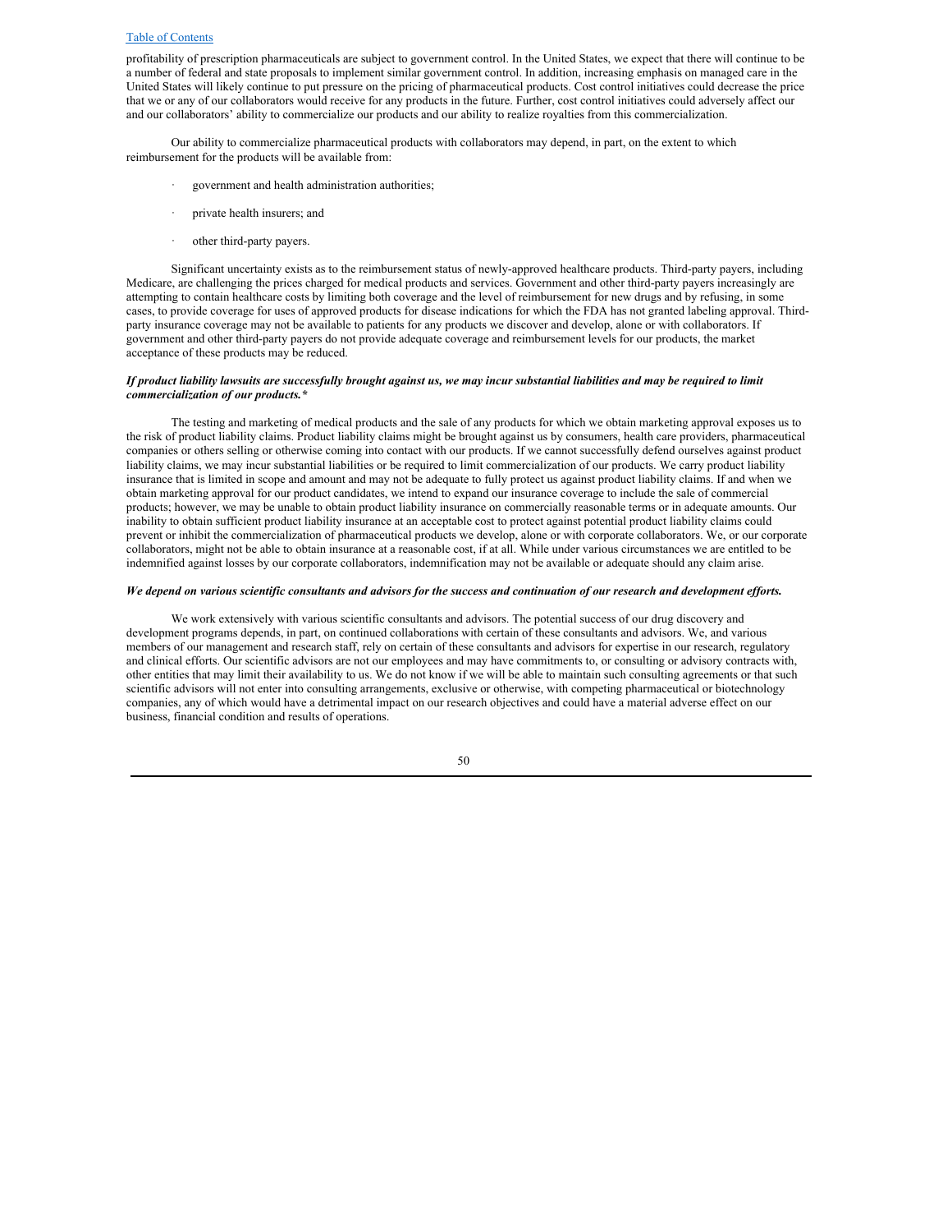profitability of prescription pharmaceuticals are subject to government control. In the United States, we expect that there will continue to be a number of federal and state proposals to implement similar government control. In addition, increasing emphasis on managed care in the United States will likely continue to put pressure on the pricing of pharmaceutical products. Cost control initiatives could decrease the price that we or any of our collaborators would receive for any products in the future. Further, cost control initiatives could adversely affect our and our collaborators' ability to commercialize our products and our ability to realize royalties from this commercialization.

Our ability to commercialize pharmaceutical products with collaborators may depend, in part, on the extent to which reimbursement for the products will be available from:

- government and health administration authorities;
- private health insurers; and
- other third-party payers.

Significant uncertainty exists as to the reimbursement status of newly-approved healthcare products. Third-party payers, including Medicare, are challenging the prices charged for medical products and services. Government and other third-party payers increasingly are attempting to contain healthcare costs by limiting both coverage and the level of reimbursement for new drugs and by refusing, in some cases, to provide coverage for uses of approved products for disease indications for which the FDA has not granted labeling approval. Third-party insurance coverage may not be available to patients for any products we discover and develop, alone or with collaborators. If government and other third-party payers do not provide adequate coverage and reimbursement levels for our products, the market acceptance of these products may be reduced.

***If product liability lawsuits are successfully brought against us, we may incur substantial liabilities and may be required to limit commercialization of our products.****

The testing and marketing of medical products and the sale of any products for which we obtain marketing approval exposes us to the risk of product liability claims. Product liability claims might be brought against us by consumers, health care providers, pharmaceutical companies or others selling or otherwise coming into contact with our products. If we cannot successfully defend ourselves against product liability claims, we may incur substantial liabilities or be required to limit commercialization of our products. We carry product liability insurance that is limited in scope and amount and may not be adequate to fully protect us against product liability claims. If and when we obtain marketing approval for our product candidates, we intend to expand our insurance coverage to include the sale of commercial products; however, we may be unable to obtain product liability insurance on commercially reasonable terms or in adequate amounts. Our inability to obtain sufficient product liability insurance at an acceptable cost to protect against potential product liability claims could prevent or inhibit the commercialization of pharmaceutical products we develop, alone or with corporate collaborators. We, or our corporate collaborators, might not be able to obtain insurance at a reasonable cost, if at all. While under various circumstances we are entitled to be indemnified against losses by our corporate collaborators, indemnification may not be available or adequate should any claim arise.

***We depend on various scientific consultants and advisors for the success and continuation of our research and development efforts.***

We work extensively with various scientific consultants and advisors. The potential success of our drug discovery and development programs depends, in part, on continued collaborations with certain of these consultants and advisors. We, and various members of our management and research staff, rely on certain of these consultants and advisors for expertise in our research, regulatory and clinical efforts. Our scientific advisors are not our employees and may have commitments to, or consulting or advisory contracts with, other entities that may limit their availability to us. We do not know if we will be able to maintain such consulting agreements or that such scientific advisors will not enter into consulting arrangements, exclusive or otherwise, with competing pharmaceutical or biotechnology companies, any of which would have a detrimental impact on our research objectives and could have a material adverse effect on our business, financial condition and results of operations.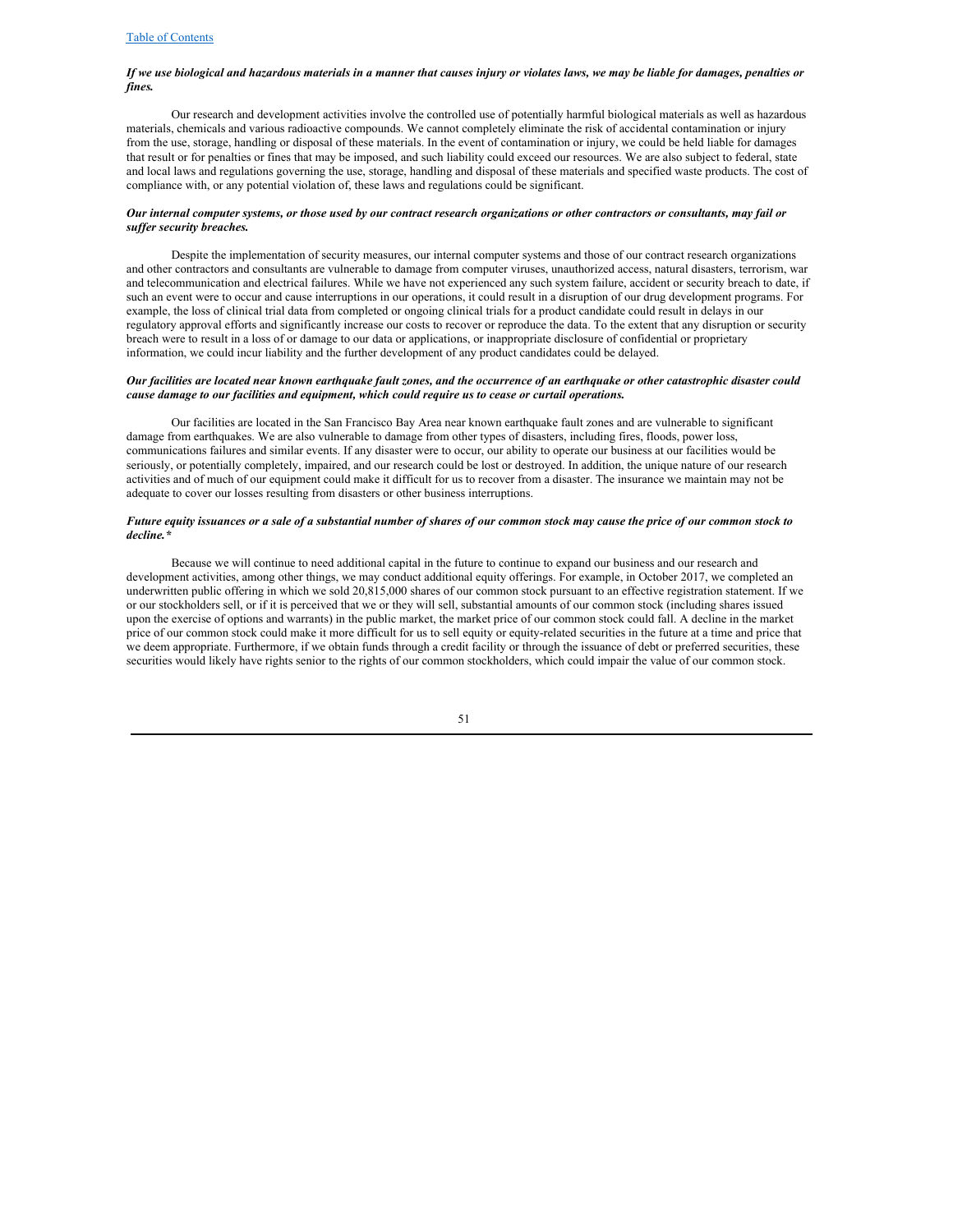***If we use biological and hazardous materials in a manner that causes injury or violates laws, we may be liable for damages, penalties or fines.***

Our research and development activities involve the controlled use of potentially harmful biological materials as well as hazardous materials, chemicals and various radioactive compounds. We cannot completely eliminate the risk of accidental contamination or injury from the use, storage, handling or disposal of these materials. In the event of contamination or injury, we could be held liable for damages that result or for penalties or fines that may be imposed, and such liability could exceed our resources. We are also subject to federal, state and local laws and regulations governing the use, storage, handling and disposal of these materials and specified waste products. The cost of compliance with, or any potential violation of, these laws and regulations could be significant.

***Our internal computer systems, or those used by our contract research organizations or other contractors or consultants, may fail or suffer security breaches.***

Despite the implementation of security measures, our internal computer systems and those of our contract research organizations and other contractors and consultants are vulnerable to damage from computer viruses, unauthorized access, natural disasters, terrorism, war and telecommunication and electrical failures. While we have not experienced any such system failure, accident or security breach to date, if such an event were to occur and cause interruptions in our operations, it could result in a disruption of our drug development programs. For example, the loss of clinical trial data from completed or ongoing clinical trials for a product candidate could result in delays in our regulatory approval efforts and significantly increase our costs to recover or reproduce the data. To the extent that any disruption or security breach were to result in a loss of or damage to our data or applications, or inappropriate disclosure of confidential or proprietary information, we could incur liability and the further development of any product candidates could be delayed.

***Our facilities are located near known earthquake fault zones, and the occurrence of an earthquake or other catastrophic disaster could cause damage to our facilities and equipment, which could require us to cease or curtail operations.***

Our facilities are located in the San Francisco Bay Area near known earthquake fault zones and are vulnerable to significant damage from earthquakes. We are also vulnerable to damage from other types of disasters, including fires, floods, power loss, communications failures and similar events. If any disaster were to occur, our ability to operate our business at our facilities would be seriously, or potentially completely, impaired, and our research could be lost or destroyed. In addition, the unique nature of our research activities and of much of our equipment could make it difficult for us to recover from a disaster. The insurance we maintain may not be adequate to cover our losses resulting from disasters or other business interruptions.

***Future equity issuances or a sale of a substantial number of shares of our common stock may cause the price of our common stock to decline.****

Because we will continue to need additional capital in the future to continue to expand our business and our research and development activities, among other things, we may conduct additional equity offerings. For example, in October 2017, we completed an underwritten public offering in which we sold 20,815,000 shares of our common stock pursuant to an effective registration statement. If we or our stockholders sell, or if it is perceived that we or they will sell, substantial amounts of our common stock (including shares issued upon the exercise of options and warrants) in the public market, the market price of our common stock could fall. A decline in the market price of our common stock could make it more difficult for us to sell equity or equity-related securities in the future at a time and price that we deem appropriate. Furthermore, if we obtain funds through a credit facility or through the issuance of debt or preferred securities, these securities would likely have rights senior to the rights of our common stockholders, which could impair the value of our common stock.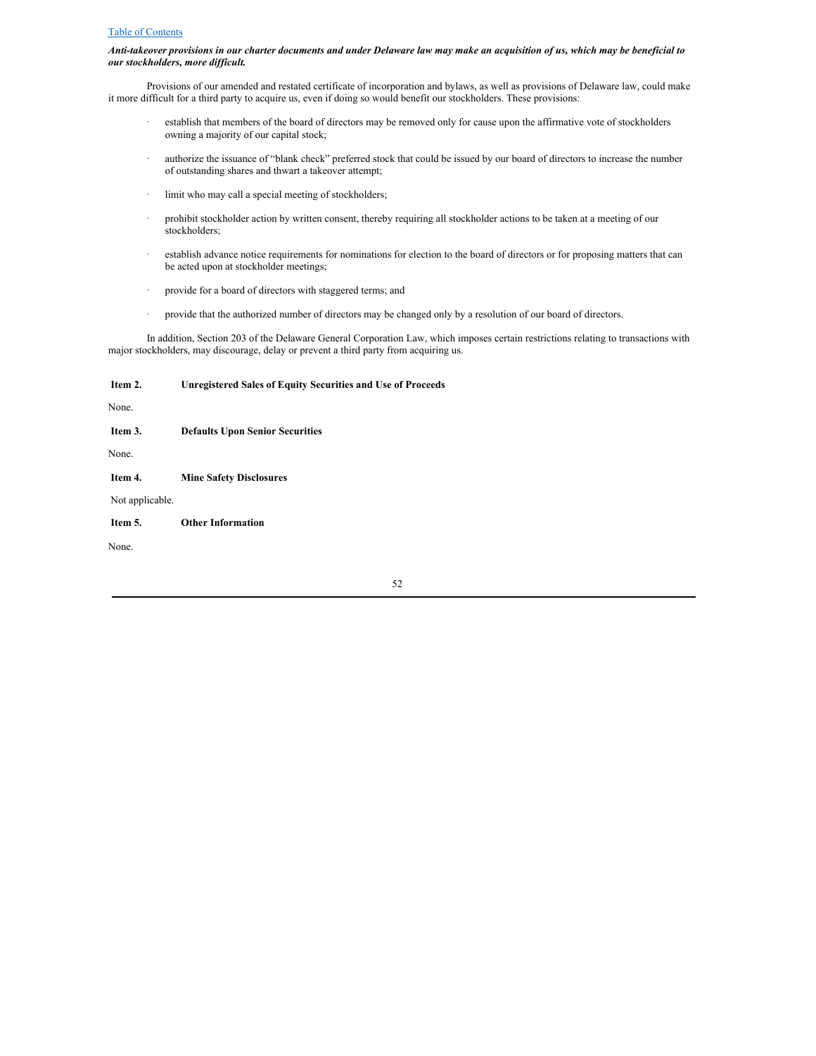***Anti-takeover provisions in our charter documents and under Delaware law may make an acquisition of us, which may be beneficial to our stockholders, more difficult.***

Provisions of our amended and restated certificate of incorporation and bylaws, as well as provisions of Delaware law, could make it more difficult for a third party to acquire us, even if doing so would benefit our stockholders. These provisions:

- establish that members of the board of directors may be removed only for cause upon the affirmative vote of stockholders owning a majority of our capital stock;
- authorize the issuance of "blank check" preferred stock that could be issued by our board of directors to increase the number of outstanding shares and thwart a takeover attempt;
- limit who may call a special meeting of stockholders;
- prohibit stockholder action by written consent, thereby requiring all stockholder actions to be taken at a meeting of our stockholders;
- establish advance notice requirements for nominations for election to the board of directors or for proposing matters that can be acted upon at stockholder meetings;
- provide for a board of directors with staggered terms; and
- provide that the authorized number of directors may be changed only by a resolution of our board of directors.

In addition, Section 203 of the Delaware General Corporation Law, which imposes certain restrictions relating to transactions with major stockholders, may discourage, delay or prevent a third party from acquiring us.

## Item 2. Unregistered Sales of Equity Securities and Use of Proceeds

None.

## Item 3. Defaults Upon Senior Securities

None.

## Item 4. Mine Safety Disclosures

Not applicable.

## Item 5. Other Information

None.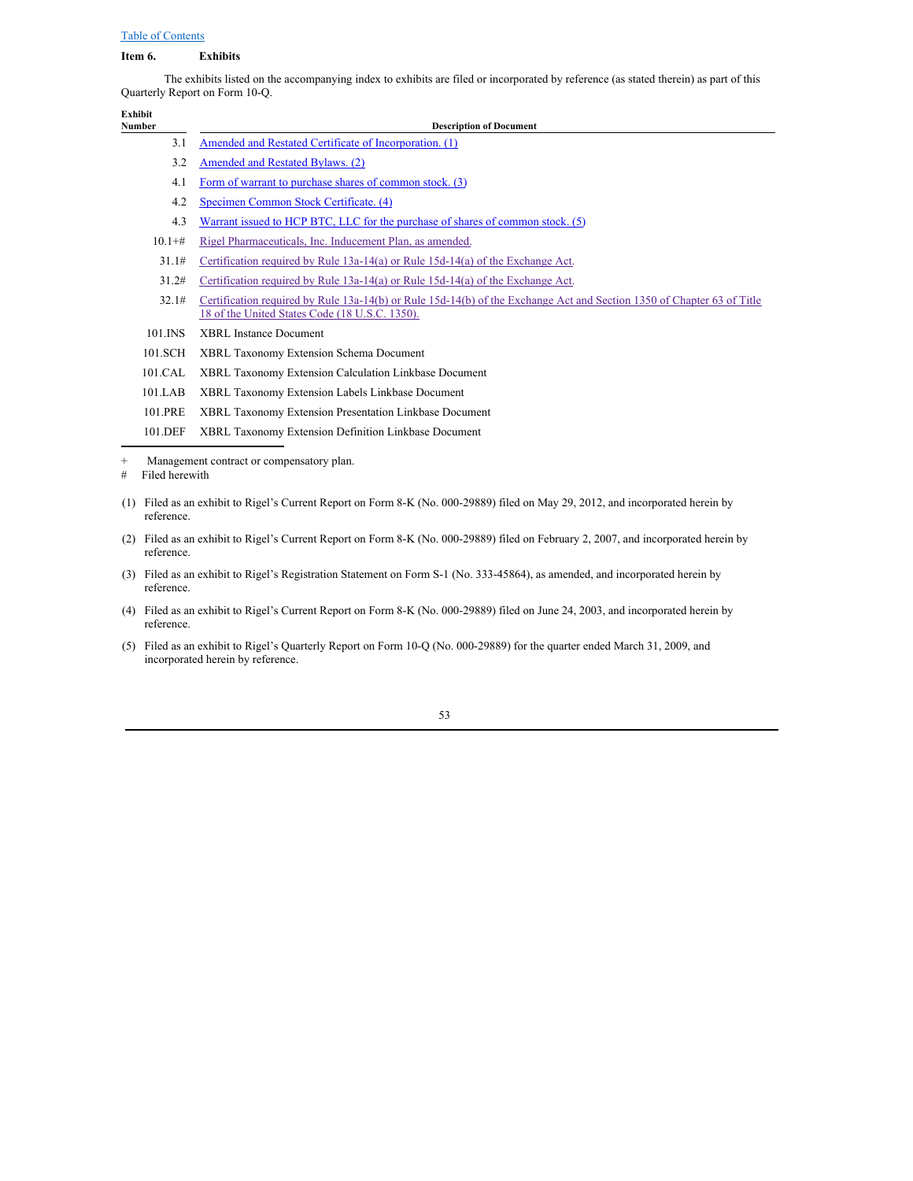Table of Contents

**Item 6. Exhibits**

The exhibits listed on the accompanying index to exhibits are filed or incorporated by reference (as stated therein) as part of this Quarterly Report on Form 10-Q.

| Exhibit Number | Description of Document |
|---|---|
| 3.1 | Amended and Restated Certificate of Incorporation. (1) |
| 3.2 | Amended and Restated Bylaws. (2) |
| 4.1 | Form of warrant to purchase shares of common stock. (3) |
| 4.2 | Specimen Common Stock Certificate. (4) |
| 4.3 | Warrant issued to HCP BTC, LLC for the purchase of shares of common stock. (5) |
| 10.1+# | Rigel Pharmaceuticals, Inc. Inducement Plan, as amended. |
| 31.1# | Certification required by Rule 13a-14(a) or Rule 15d-14(a) of the Exchange Act. |
| 31.2# | Certification required by Rule 13a-14(a) or Rule 15d-14(a) of the Exchange Act. |
| 32.1# | Certification required by Rule 13a-14(b) or Rule 15d-14(b) of the Exchange Act and Section 1350 of Chapter 63 of Title 18 of the United States Code (18 U.S.C. 1350). |
| 101.INS | XBRL Instance Document |
| 101.SCH | XBRL Taxonomy Extension Schema Document |
| 101.CAL | XBRL Taxonomy Extension Calculation Linkbase Document |
| 101.LAB | XBRL Taxonomy Extension Labels Linkbase Document |
| 101.PRE | XBRL Taxonomy Extension Presentation Linkbase Document |
| 101.DEF | XBRL Taxonomy Extension Definition Linkbase Document |

+ Management contract or compensatory plan.

# Filed herewith

(1) Filed as an exhibit to Rigel's Current Report on Form 8-K (No. 000-29889) filed on May 29, 2012, and incorporated herein by reference.

(2) Filed as an exhibit to Rigel's Current Report on Form 8-K (No. 000-29889) filed on February 2, 2007, and incorporated herein by reference.

(3) Filed as an exhibit to Rigel's Registration Statement on Form S-1 (No. 333-45864), as amended, and incorporated herein by reference.

(4) Filed as an exhibit to Rigel's Current Report on Form 8-K (No. 000-29889) filed on June 24, 2003, and incorporated herein by reference.

(5) Filed as an exhibit to Rigel's Quarterly Report on Form 10-Q (No. 000-29889) for the quarter ended March 31, 2009, and incorporated herein by reference.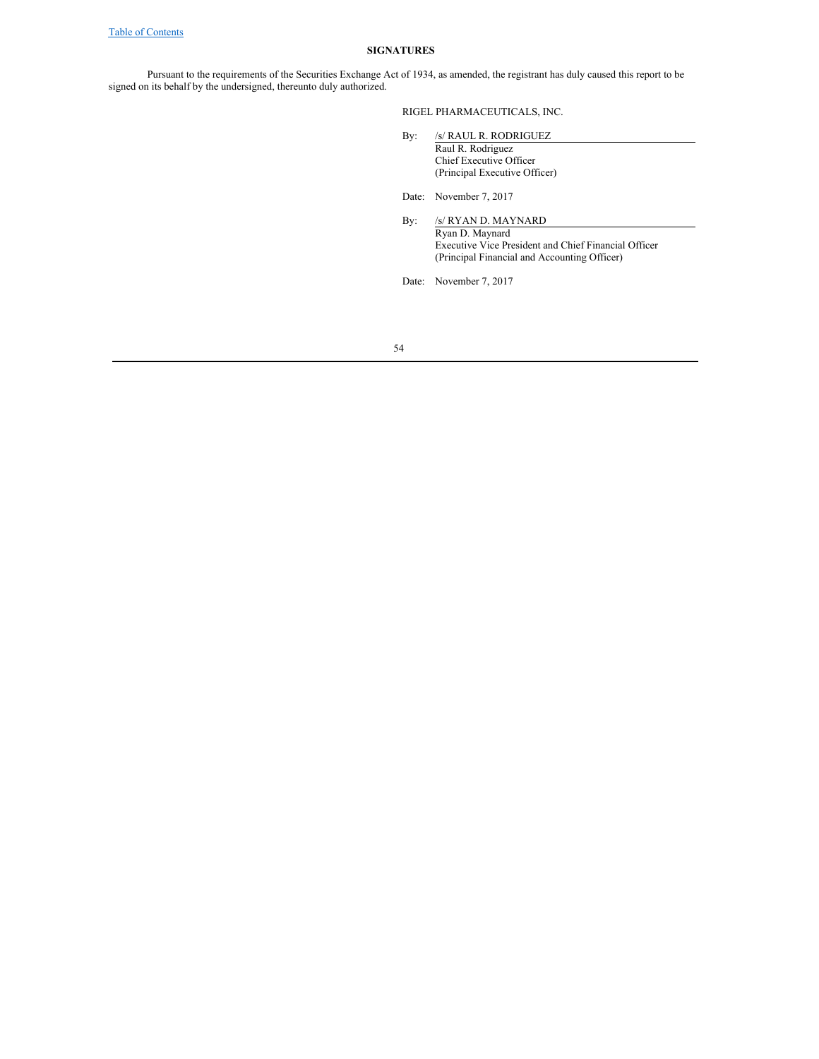## SIGNATURES

Pursuant to the requirements of the Securities Exchange Act of 1934, as amended, the registrant has duly caused this report to be signed on its behalf by the undersigned, thereunto duly authorized.

RIGEL PHARMACEUTICALS, INC.

By: /s/ RAUL R. RODRIGUEZ
Raul R. Rodriguez
Chief Executive Officer
(Principal Executive Officer)

Date: November 7, 2017

By: /s/ RYAN D. MAYNARD
Ryan D. Maynard
Executive Vice President and Chief Financial Officer
(Principal Financial and Accounting Officer)

Date: November 7, 2017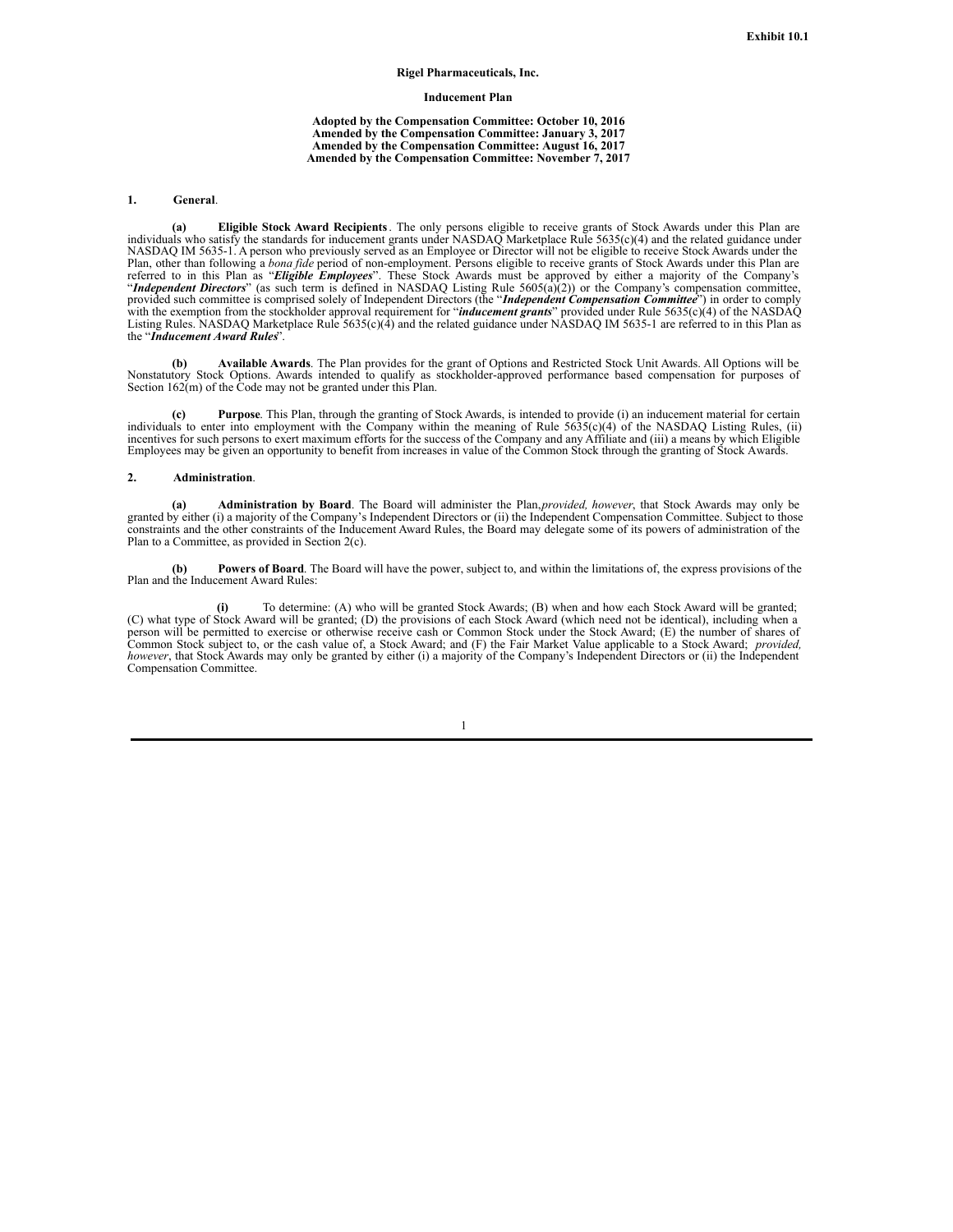Exhibit 10.1

**Rigel Pharmaceuticals, Inc.**

**Inducement Plan**

**Adopted by the Compensation Committee: October 10, 2016**
**Amended by the Compensation Committee: January 3, 2017**
**Amended by the Compensation Committee: August 16, 2017**
**Amended by the Compensation Committee: November 7, 2017**

**1. General**.

**(a) Eligible Stock Award Recipients**. The only persons eligible to receive grants of Stock Awards under this Plan are individuals who satisfy the standards for inducement grants under NASDAQ Marketplace Rule 5635(c)(4) and the related guidance under NASDAQ IM 5635-1. A person who previously served as an Employee or Director will not be eligible to receive Stock Awards under the Plan, other than following a *bona fide* period of non-employment. Persons eligible to receive grants of Stock Awards under this Plan are referred to in this Plan as "***Eligible Employees***". These Stock Awards must be approved by either a majority of the Company's "***Independent Directors***" (as such term is defined in NASDAQ Listing Rule 5605(a)(2)) or the Company's compensation committee, provided such committee is comprised solely of Independent Directors (the "***Independent Compensation Committee***") in order to comply with the exemption from the stockholder approval requirement for "***inducement grants***" provided under Rule 5635(c)(4) of the NASDAQ Listing Rules. NASDAQ Marketplace Rule 5635(c)(4) and the related guidance under NASDAQ IM 5635-1 are referred to in this Plan as the "***Inducement Award Rules***".

**(b) Available Awards**. The Plan provides for the grant of Options and Restricted Stock Unit Awards. All Options will be Nonstatutory Stock Options. Awards intended to qualify as stockholder-approved performance based compensation for purposes of Section 162(m) of the Code may not be granted under this Plan.

**(c) Purpose**. This Plan, through the granting of Stock Awards, is intended to provide (i) an inducement material for certain individuals to enter into employment with the Company within the meaning of Rule 5635(c)(4) of the NASDAQ Listing Rules, (ii) incentives for such persons to exert maximum efforts for the success of the Company and any Affiliate and (iii) a means by which Eligible Employees may be given an opportunity to benefit from increases in value of the Common Stock through the granting of Stock Awards.

**2. Administration**.

**(a) Administration by Board**. The Board will administer the Plan, *provided, however*, that Stock Awards may only be granted by either (i) a majority of the Company's Independent Directors or (ii) the Independent Compensation Committee. Subject to those constraints and the other constraints of the Inducement Award Rules, the Board may delegate some of its powers of administration of the Plan to a Committee, as provided in Section 2(c).

**(b) Powers of Board**. The Board will have the power, subject to, and within the limitations of, the express provisions of the Plan and the Inducement Award Rules:

**(i)** To determine: (A) who will be granted Stock Awards; (B) when and how each Stock Award will be granted; (C) what type of Stock Award will be granted; (D) the provisions of each Stock Award (which need not be identical), including when a person will be permitted to exercise or otherwise receive cash or Common Stock under the Stock Award; (E) the number of shares of Common Stock subject to, or the cash value of, a Stock Award; and (F) the Fair Market Value applicable to a Stock Award; *provided, however*, that Stock Awards may only be granted by either (i) a majority of the Company's Independent Directors or (ii) the Independent Compensation Committee.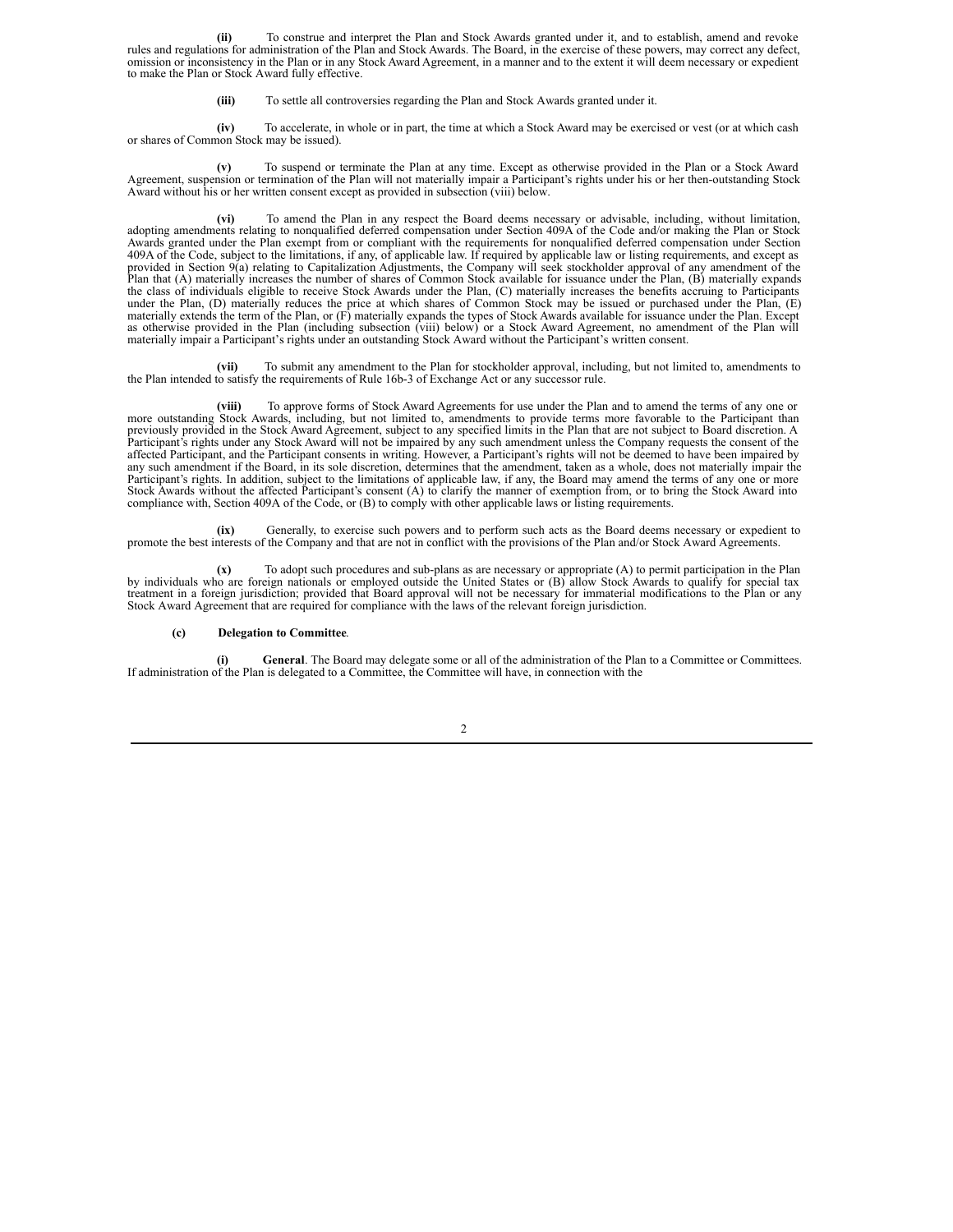**(ii)** To construe and interpret the Plan and Stock Awards granted under it, and to establish, amend and revoke rules and regulations for administration of the Plan and Stock Awards. The Board, in the exercise of these powers, may correct any defect, omission or inconsistency in the Plan or in any Stock Award Agreement, in a manner and to the extent it will deem necessary or expedient to make the Plan or Stock Award fully effective.

**(iii)** To settle all controversies regarding the Plan and Stock Awards granted under it.

**(iv)** To accelerate, in whole or in part, the time at which a Stock Award may be exercised or vest (or at which cash or shares of Common Stock may be issued).

**(v)** To suspend or terminate the Plan at any time. Except as otherwise provided in the Plan or a Stock Award Agreement, suspension or termination of the Plan will not materially impair a Participant's rights under his or her then-outstanding Stock Award without his or her written consent except as provided in subsection (viii) below.

**(vi)** To amend the Plan in any respect the Board deems necessary or advisable, including, without limitation, adopting amendments relating to nonqualified deferred compensation under Section 409A of the Code and/or making the Plan or Stock Awards granted under the Plan exempt from or compliant with the requirements for nonqualified deferred compensation under Section 409A of the Code, subject to the limitations, if any, of applicable law. If required by applicable law or listing requirements, and except as provided in Section 9(a) relating to Capitalization Adjustments, the Company will seek stockholder approval of any amendment of the Plan that (A) materially increases the number of shares of Common Stock available for issuance under the Plan, (B) materially expands the class of individuals eligible to receive Stock Awards under the Plan, (C) materially increases the benefits accruing to Participants under the Plan, (D) materially reduces the price at which shares of Common Stock may be issued or purchased under the Plan, (E) materially extends the term of the Plan, or (F) materially expands the types of Stock Awards available for issuance under the Plan. Except as otherwise provided in the Plan (including subsection (viii) below) or a Stock Award Agreement, no amendment of the Plan will materially impair a Participant's rights under an outstanding Stock Award without the Participant's written consent.

**(vii)** To submit any amendment to the Plan for stockholder approval, including, but not limited to, amendments to the Plan intended to satisfy the requirements of Rule 16b-3 of Exchange Act or any successor rule.

**(viii)** To approve forms of Stock Award Agreements for use under the Plan and to amend the terms of any one or more outstanding Stock Awards, including, but not limited to, amendments to provide terms more favorable to the Participant than previously provided in the Stock Award Agreement, subject to any specified limits in the Plan that are not subject to Board discretion. A Participant's rights under any Stock Award will not be impaired by any such amendment unless the Company requests the consent of the affected Participant, and the Participant consents in writing. However, a Participant's rights will not be deemed to have been impaired by any such amendment if the Board, in its sole discretion, determines that the amendment, taken as a whole, does not materially impair the Participant's rights. In addition, subject to the limitations of applicable law, if any, the Board may amend the terms of any one or more Stock Awards without the affected Participant's consent (A) to clarify the manner of exemption from, or to bring the Stock Award into compliance with, Section 409A of the Code, or (B) to comply with other applicable laws or listing requirements.

**(ix)** Generally, to exercise such powers and to perform such acts as the Board deems necessary or expedient to promote the best interests of the Company and that are not in conflict with the provisions of the Plan and/or Stock Award Agreements.

**(x)** To adopt such procedures and sub-plans as are necessary or appropriate (A) to permit participation in the Plan by individuals who are foreign nationals or employed outside the United States or (B) allow Stock Awards to qualify for special tax treatment in a foreign jurisdiction; provided that Board approval will not be necessary for immaterial modifications to the Plan or any Stock Award Agreement that are required for compliance with the laws of the relevant foreign jurisdiction.

**(c) Delegation to Committee**.

**(i) General**. The Board may delegate some or all of the administration of the Plan to a Committee or Committees. If administration of the Plan is delegated to a Committee, the Committee will have, in connection with the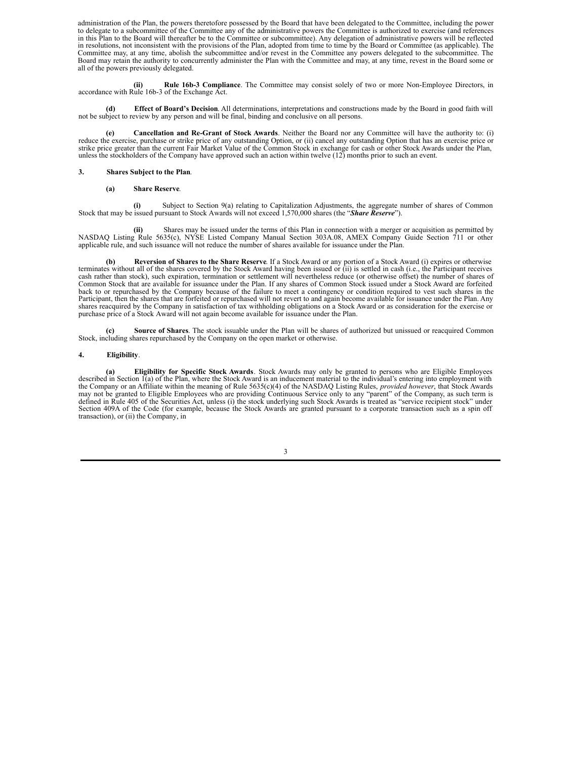administration of the Plan, the powers theretofore possessed by the Board that have been delegated to the Committee, including the power to delegate to a subcommittee of the Committee any of the administrative powers the Committee is authorized to exercise (and references in this Plan to the Board will thereafter be to the Committee or subcommittee). Any delegation of administrative powers will be reflected in resolutions, not inconsistent with the provisions of the Plan, adopted from time to time by the Board or Committee (as applicable). The Committee may, at any time, abolish the subcommittee and/or revest in the Committee any powers delegated to the subcommittee. The Board may retain the authority to concurrently administer the Plan with the Committee and may, at any time, revest in the Board some or all of the powers previously delegated.

**(ii) Rule 16b-3 Compliance**. The Committee may consist solely of two or more Non-Employee Directors, in accordance with Rule 16b-3 of the Exchange Act.

**(d) Effect of Board's Decision**. All determinations, interpretations and constructions made by the Board in good faith will not be subject to review by any person and will be final, binding and conclusive on all persons.

**(e) Cancellation and Re-Grant of Stock Awards**. Neither the Board nor any Committee will have the authority to: (i) reduce the exercise, purchase or strike price of any outstanding Option, or (ii) cancel any outstanding Option that has an exercise price or strike price greater than the current Fair Market Value of the Common Stock in exchange for cash or other Stock Awards under the Plan, unless the stockholders of the Company have approved such an action within twelve (12) months prior to such an event.

**3. Shares Subject to the Plan**.

**(a) Share Reserve**.

**(i)** Subject to Section 9(a) relating to Capitalization Adjustments, the aggregate number of shares of Common Stock that may be issued pursuant to Stock Awards will not exceed 1,570,000 shares (the "***Share Reserve***").

**(ii)** Shares may be issued under the terms of this Plan in connection with a merger or acquisition as permitted by NASDAQ Listing Rule 5635(c), NYSE Listed Company Manual Section 303A.08, AMEX Company Guide Section 711 or other applicable rule, and such issuance will not reduce the number of shares available for issuance under the Plan.

**(b) Reversion of Shares to the Share Reserve**. If a Stock Award or any portion of a Stock Award (i) expires or otherwise terminates without all of the shares covered by the Stock Award having been issued or (ii) is settled in cash (i.e., the Participant receives cash rather than stock), such expiration, termination or settlement will nevertheless reduce (or otherwise offset) the number of shares of Common Stock that are available for issuance under the Plan. If any shares of Common Stock issued under a Stock Award are forfeited back to or repurchased by the Company because of the failure to meet a contingency or condition required to vest such shares in the Participant, then the shares that are forfeited or repurchased will not revert to and again become available for issuance under the Plan. Any shares reacquired by the Company in satisfaction of tax withholding obligations on a Stock Award or as consideration for the exercise or purchase price of a Stock Award will not again become available for issuance under the Plan.

**(c) Source of Shares**. The stock issuable under the Plan will be shares of authorized but unissued or reacquired Common Stock, including shares repurchased by the Company on the open market or otherwise.

**4. Eligibility**.

**(a) Eligibility for Specific Stock Awards**. Stock Awards may only be granted to persons who are Eligible Employees described in Section 1(a) of the Plan, where the Stock Award is an inducement material to the individual's entering into employment with the Company or an Affiliate within the meaning of Rule 5635(c)(4) of the NASDAQ Listing Rules, *provided however*, that Stock Awards may not be granted to Eligible Employees who are providing Continuous Service only to any "parent" of the Company, as such term is defined in Rule 405 of the Securities Act, unless (i) the stock underlying such Stock Awards is treated as "service recipient stock" under Section 409A of the Code (for example, because the Stock Awards are granted pursuant to a corporate transaction such as a spin off transaction), or (ii) the Company, in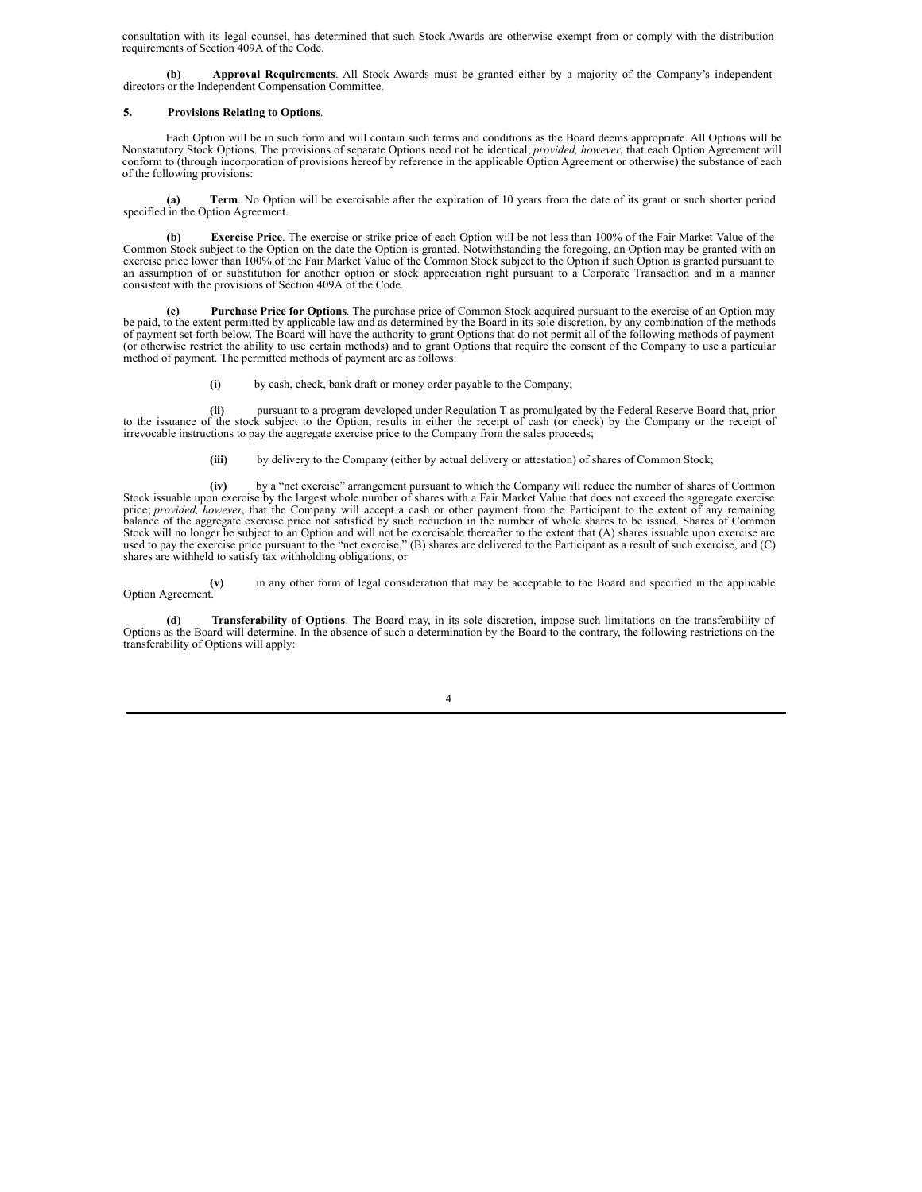consultation with its legal counsel, has determined that such Stock Awards are otherwise exempt from or comply with the distribution requirements of Section 409A of the Code.

**(b) Approval Requirements**. All Stock Awards must be granted either by a majority of the Company's independent directors or the Independent Compensation Committee.

**5. Provisions Relating to Options**.

Each Option will be in such form and will contain such terms and conditions as the Board deems appropriate. All Options will be Nonstatutory Stock Options. The provisions of separate Options need not be identical; *provided, however*, that each Option Agreement will conform to (through incorporation of provisions hereof by reference in the applicable Option Agreement or otherwise) the substance of each of the following provisions:

**(a) Term**. No Option will be exercisable after the expiration of 10 years from the date of its grant or such shorter period specified in the Option Agreement.

**(b) Exercise Price**. The exercise or strike price of each Option will be not less than 100% of the Fair Market Value of the Common Stock subject to the Option on the date the Option is granted. Notwithstanding the foregoing, an Option may be granted with an exercise price lower than 100% of the Fair Market Value of the Common Stock subject to the Option if such Option is granted pursuant to an assumption of or substitution for another option or stock appreciation right pursuant to a Corporate Transaction and in a manner consistent with the provisions of Section 409A of the Code.

**(c) Purchase Price for Options**. The purchase price of Common Stock acquired pursuant to the exercise of an Option may be paid, to the extent permitted by applicable law and as determined by the Board in its sole discretion, by any combination of the methods of payment set forth below. The Board will have the authority to grant Options that do not permit all of the following methods of payment (or otherwise restrict the ability to use certain methods) and to grant Options that require the consent of the Company to use a particular method of payment. The permitted methods of payment are as follows:

**(i)** by cash, check, bank draft or money order payable to the Company;

**(ii)** pursuant to a program developed under Regulation T as promulgated by the Federal Reserve Board that, prior to the issuance of the stock subject to the Option, results in either the receipt of cash (or check) by the Company or the receipt of irrevocable instructions to pay the aggregate exercise price to the Company from the sales proceeds;

**(iii)** by delivery to the Company (either by actual delivery or attestation) of shares of Common Stock;

**(iv)** by a "net exercise" arrangement pursuant to which the Company will reduce the number of shares of Common Stock issuable upon exercise by the largest whole number of shares with a Fair Market Value that does not exceed the aggregate exercise price; *provided, however*, that the Company will accept a cash or other payment from the Participant to the extent of any remaining balance of the aggregate exercise price not satisfied by such reduction in the number of whole shares to be issued. Shares of Common Stock will no longer be subject to an Option and will not be exercisable thereafter to the extent that (A) shares issuable upon exercise are used to pay the exercise price pursuant to the "net exercise," (B) shares are delivered to the Participant as a result of such exercise, and (C) shares are withheld to satisfy tax withholding obligations; or

**(v)** in any other form of legal consideration that may be acceptable to the Board and specified in the applicable Option Agreement.

**(d) Transferability of Options**. The Board may, in its sole discretion, impose such limitations on the transferability of Options as the Board will determine. In the absence of such a determination by the Board to the contrary, the following restrictions on the transferability of Options will apply: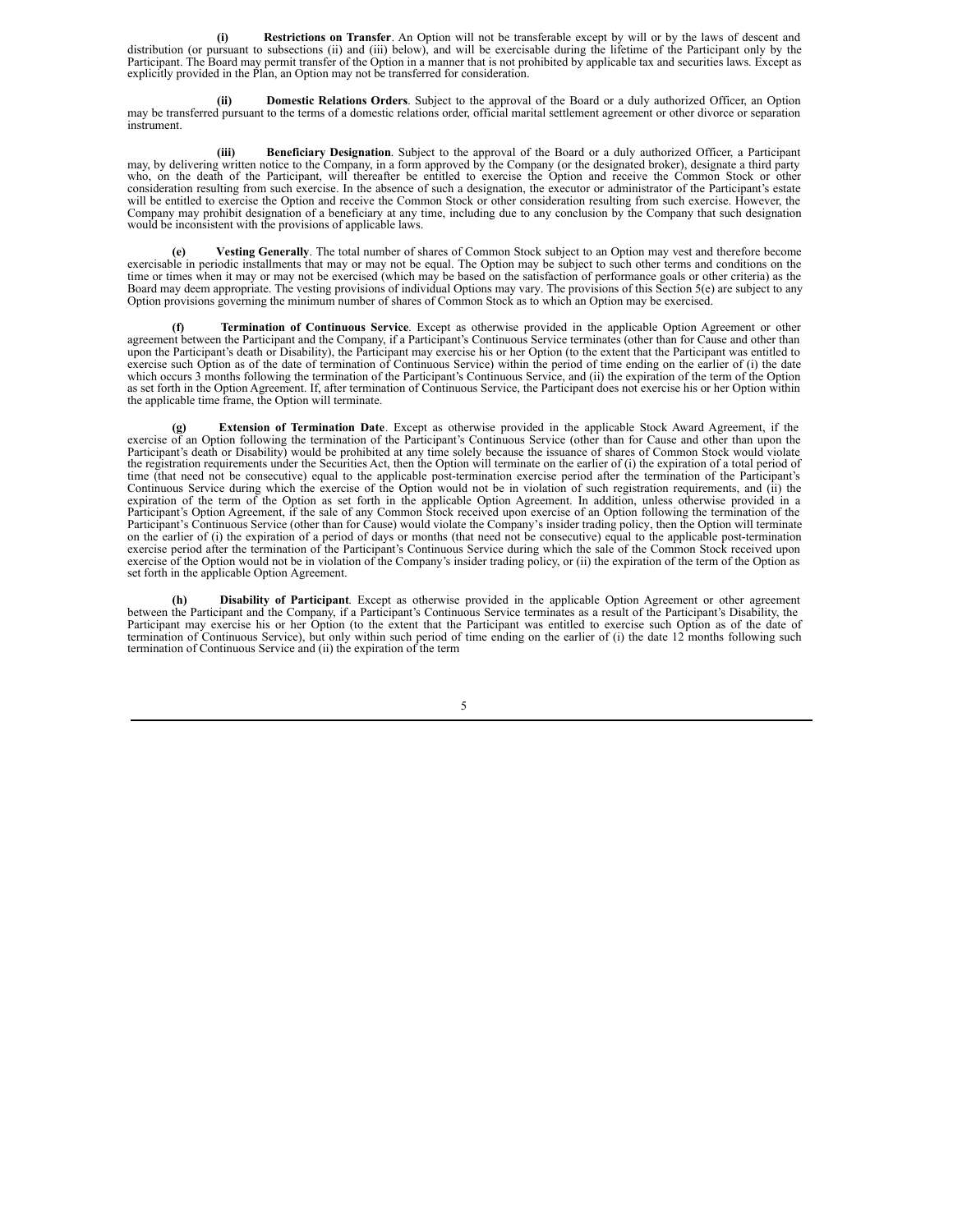(i) **Restrictions on Transfer**. An Option will not be transferable except by will or by the laws of descent and distribution (or pursuant to subsections (ii) and (iii) below), and will be exercisable during the lifetime of the Participant only by the Participant. The Board may permit transfer of the Option in a manner that is not prohibited by applicable tax and securities laws. Except as explicitly provided in the Plan, an Option may not be transferred for consideration.

(ii) **Domestic Relations Orders**. Subject to the approval of the Board or a duly authorized Officer, an Option may be transferred pursuant to the terms of a domestic relations order, official marital settlement agreement or other divorce or separation instrument.

(iii) **Beneficiary Designation**. Subject to the approval of the Board or a duly authorized Officer, a Participant may, by delivering written notice to the Company, in a form approved by the Company (or the designated broker), designate a third party who, on the death of the Participant, will thereafter be entitled to exercise the Option and receive the Common Stock or other consideration resulting from such exercise. In the absence of such a designation, the executor or administrator of the Participant's estate will be entitled to exercise the Option and receive the Common Stock or other consideration resulting from such exercise. However, the Company may prohibit designation of a beneficiary at any time, including due to any conclusion by the Company that such designation would be inconsistent with the provisions of applicable laws.

**(e) Vesting Generally**. The total number of shares of Common Stock subject to an Option may vest and therefore become exercisable in periodic installments that may or may not be equal. The Option may be subject to such other terms and conditions on the time or times when it may or may not be exercised (which may be based on the satisfaction of performance goals or other criteria) as the Board may deem appropriate. The vesting provisions of individual Options may vary. The provisions of this Section 5(e) are subject to any Option provisions governing the minimum number of shares of Common Stock as to which an Option may be exercised.

**(f) Termination of Continuous Service**. Except as otherwise provided in the applicable Option Agreement or other agreement between the Participant and the Company, if a Participant's Continuous Service terminates (other than for Cause and other than upon the Participant's death or Disability), the Participant may exercise his or her Option (to the extent that the Participant was entitled to exercise such Option as of the date of termination of Continuous Service) within the period of time ending on the earlier of (i) the date which occurs 3 months following the termination of the Participant's Continuous Service, and (ii) the expiration of the term of the Option as set forth in the Option Agreement. If, after termination of Continuous Service, the Participant does not exercise his or her Option within the applicable time frame, the Option will terminate.

**(g) Extension of Termination Date**. Except as otherwise provided in the applicable Stock Award Agreement, if the exercise of an Option following the termination of the Participant's Continuous Service (other than for Cause and other than upon the Participant's death or Disability) would be prohibited at any time solely because the issuance of shares of Common Stock would violate the registration requirements under the Securities Act, then the Option will terminate on the earlier of (i) the expiration of a total period of time (that need not be consecutive) equal to the applicable post-termination exercise period after the termination of the Participant's Continuous Service during which the exercise of the Option would not be in violation of such registration requirements, and (ii) the expiration of the term of the Option as set forth in the applicable Option Agreement. In addition, unless otherwise provided in a Participant's Option Agreement, if the sale of any Common Stock received upon exercise of an Option following the termination of the Participant's Continuous Service (other than for Cause) would violate the Company's insider trading policy, then the Option will terminate on the earlier of (i) the expiration of a period of days or months (that need not be consecutive) equal to the applicable post-termination exercise period after the termination of the Participant's Continuous Service during which the sale of the Common Stock received upon exercise of the Option would not be in violation of the Company's insider trading policy, or (ii) the expiration of the term of the Option as set forth in the applicable Option Agreement.

**(h) Disability of Participant**. Except as otherwise provided in the applicable Option Agreement or other agreement between the Participant and the Company, if a Participant's Continuous Service terminates as a result of the Participant's Disability, the Participant may exercise his or her Option (to the extent that the Participant was entitled to exercise such Option as of the date of termination of Continuous Service), but only within such period of time ending on the earlier of (i) the date 12 months following such termination of Continuous Service and (ii) the expiration of the term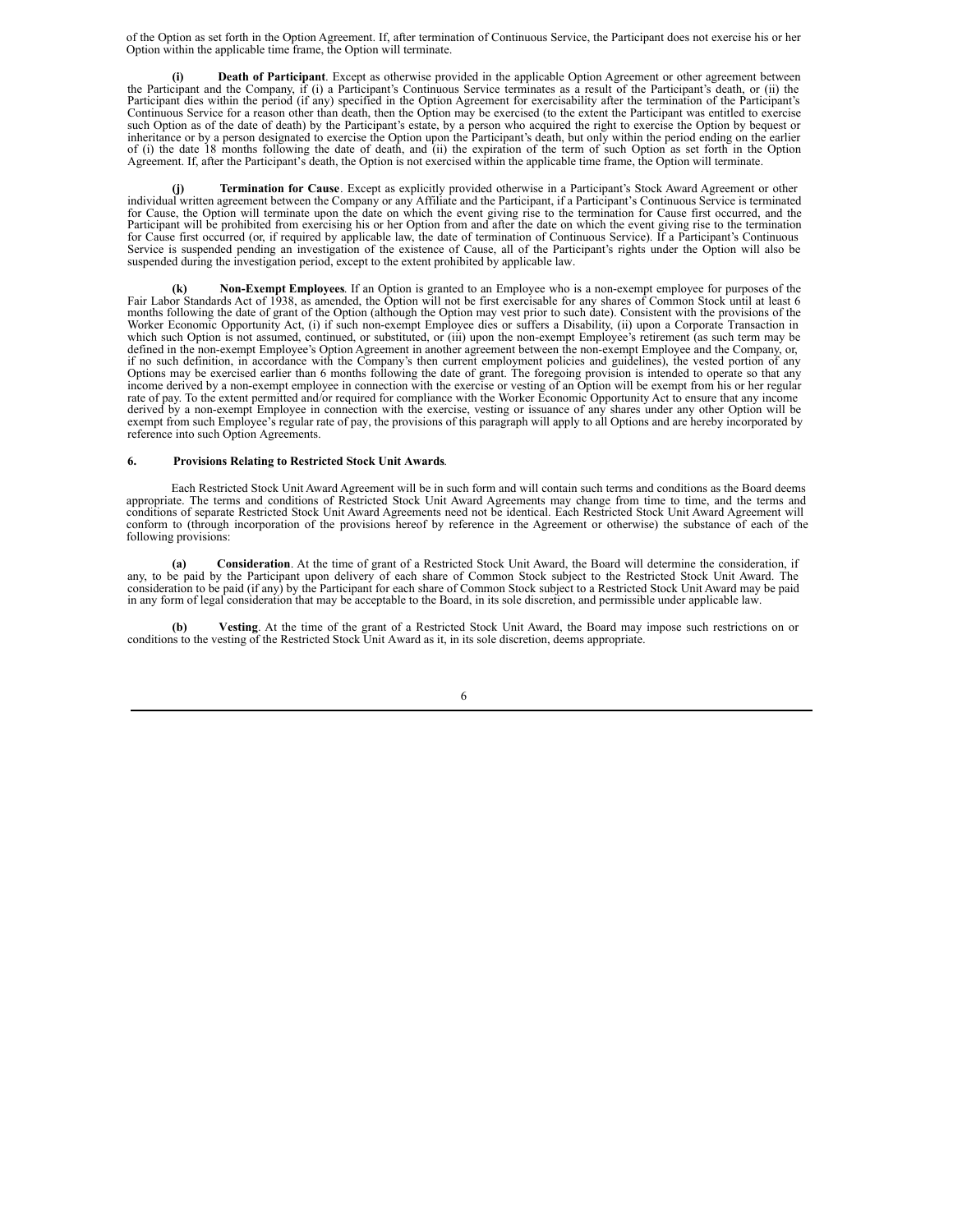of the Option as set forth in the Option Agreement. If, after termination of Continuous Service, the Participant does not exercise his or her Option within the applicable time frame, the Option will terminate.

**(i) Death of Participant**. Except as otherwise provided in the applicable Option Agreement or other agreement between the Participant and the Company, if (i) a Participant's Continuous Service terminates as a result of the Participant's death, or (ii) the Participant dies within the period (if any) specified in the Option Agreement for exercisability after the termination of the Participant's Continuous Service for a reason other than death, then the Option may be exercised (to the extent the Participant was entitled to exercise such Option as of the date of death) by the Participant's estate, by a person who acquired the right to exercise the Option by bequest or inheritance or by a person designated to exercise the Option upon the Participant's death, but only within the period ending on the earlier of (i) the date 18 months following the date of death, and (ii) the expiration of the term of such Option as set forth in the Option Agreement. If, after the Participant's death, the Option is not exercised within the applicable time frame, the Option will terminate.

**(j) Termination for Cause**. Except as explicitly provided otherwise in a Participant's Stock Award Agreement or other individual written agreement between the Company or any Affiliate and the Participant, if a Participant's Continuous Service is terminated for Cause, the Option will terminate upon the date on which the event giving rise to the termination for Cause first occurred, and the Participant will be prohibited from exercising his or her Option from and after the date on which the event giving rise to the termination for Cause first occurred (or, if required by applicable law, the date of termination of Continuous Service). If a Participant's Continuous Service is suspended pending an investigation of the existence of Cause, all of the Participant's rights under the Option will also be suspended during the investigation period, except to the extent prohibited by applicable law.

**(k) Non-Exempt Employees**. If an Option is granted to an Employee who is a non-exempt employee for purposes of the Fair Labor Standards Act of 1938, as amended, the Option will not be first exercisable for any shares of Common Stock until at least 6 months following the date of grant of the Option (although the Option may vest prior to such date). Consistent with the provisions of the Worker Economic Opportunity Act, (i) if such non-exempt Employee dies or suffers a Disability, (ii) upon a Corporate Transaction in which such Option is not assumed, continued, or substituted, or (iii) upon the non-exempt Employee's retirement (as such term may be defined in the non-exempt Employee's Option Agreement in another agreement between the non-exempt Employee and the Company, or, if no such definition, in accordance with the Company's then current employment policies and guidelines), the vested portion of any Options may be exercised earlier than 6 months following the date of grant. The foregoing provision is intended to operate so that any income derived by a non-exempt employee in connection with the exercise or vesting of an Option will be exempt from his or her regular rate of pay. To the extent permitted and/or required for compliance with the Worker Economic Opportunity Act to ensure that any income derived by a non-exempt Employee in connection with the exercise, vesting or issuance of any shares under any other Option will be exempt from such Employee's regular rate of pay, the provisions of this paragraph will apply to all Options and are hereby incorporated by reference into such Option Agreements.

**6. Provisions Relating to Restricted Stock Unit Awards**.

Each Restricted Stock Unit Award Agreement will be in such form and will contain such terms and conditions as the Board deems appropriate. The terms and conditions of Restricted Stock Unit Award Agreements may change from time to time, and the terms and conditions of separate Restricted Stock Unit Award Agreements need not be identical. Each Restricted Stock Unit Award Agreement will conform to (through incorporation of the provisions hereof by reference in the Agreement or otherwise) the substance of each of the following provisions:

**(a) Consideration**. At the time of grant of a Restricted Stock Unit Award, the Board will determine the consideration, if any, to be paid by the Participant upon delivery of each share of Common Stock subject to the Restricted Stock Unit Award. The consideration to be paid (if any) by the Participant for each share of Common Stock subject to a Restricted Stock Unit Award may be paid in any form of legal consideration that may be acceptable to the Board, in its sole discretion, and permissible under applicable law.

**(b) Vesting**. At the time of the grant of a Restricted Stock Unit Award, the Board may impose such restrictions on or conditions to the vesting of the Restricted Stock Unit Award as it, in its sole discretion, deems appropriate.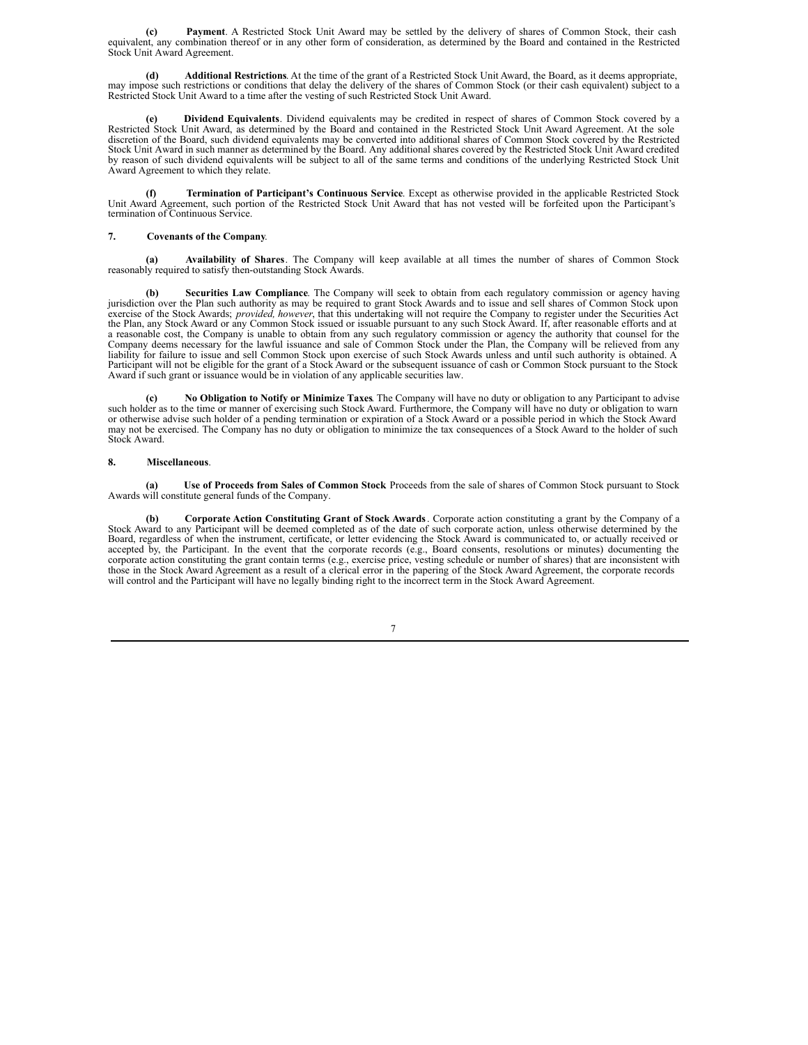**(c) Payment**. A Restricted Stock Unit Award may be settled by the delivery of shares of Common Stock, their cash equivalent, any combination thereof or in any other form of consideration, as determined by the Board and contained in the Restricted Stock Unit Award Agreement.

**(d) Additional Restrictions**. At the time of the grant of a Restricted Stock Unit Award, the Board, as it deems appropriate, may impose such restrictions or conditions that delay the delivery of the shares of Common Stock (or their cash equivalent) subject to a Restricted Stock Unit Award to a time after the vesting of such Restricted Stock Unit Award.

**(e) Dividend Equivalents**. Dividend equivalents may be credited in respect of shares of Common Stock covered by a Restricted Stock Unit Award, as determined by the Board and contained in the Restricted Stock Unit Award Agreement. At the sole discretion of the Board, such dividend equivalents may be converted into additional shares of Common Stock covered by the Restricted Stock Unit Award in such manner as determined by the Board. Any additional shares covered by the Restricted Stock Unit Award credited by reason of such dividend equivalents will be subject to all of the same terms and conditions of the underlying Restricted Stock Unit Award Agreement to which they relate.

**(f) Termination of Participant's Continuous Service**. Except as otherwise provided in the applicable Restricted Stock Unit Award Agreement, such portion of the Restricted Stock Unit Award that has not vested will be forfeited upon the Participant's termination of Continuous Service.

**7. Covenants of the Company**.

**(a) Availability of Shares**. The Company will keep available at all times the number of shares of Common Stock reasonably required to satisfy then-outstanding Stock Awards.

**(b) Securities Law Compliance**. The Company will seek to obtain from each regulatory commission or agency having jurisdiction over the Plan such authority as may be required to grant Stock Awards and to issue and sell shares of Common Stock upon exercise of the Stock Awards; *provided, however*, that this undertaking will not require the Company to register under the Securities Act the Plan, any Stock Award or any Common Stock issued or issuable pursuant to any such Stock Award. If, after reasonable efforts and at a reasonable cost, the Company is unable to obtain from any such regulatory commission or agency the authority that counsel for the Company deems necessary for the lawful issuance and sale of Common Stock under the Plan, the Company will be relieved from any liability for failure to issue and sell Common Stock upon exercise of such Stock Awards unless and until such authority is obtained. A Participant will not be eligible for the grant of a Stock Award or the subsequent issuance of cash or Common Stock pursuant to the Stock Award if such grant or issuance would be in violation of any applicable securities law.

**(c) No Obligation to Notify or Minimize Taxes**. The Company will have no duty or obligation to any Participant to advise such holder as to the time or manner of exercising such Stock Award. Furthermore, the Company will have no duty or obligation to warn or otherwise advise such holder of a pending termination or expiration of a Stock Award or a possible period in which the Stock Award may not be exercised. The Company has no duty or obligation to minimize the tax consequences of a Stock Award to the holder of such Stock Award.

**8. Miscellaneous**.

**(a) Use of Proceeds from Sales of Common Stock**. Proceeds from the sale of shares of Common Stock pursuant to Stock Awards will constitute general funds of the Company.

**(b) Corporate Action Constituting Grant of Stock Awards**. Corporate action constituting a grant by the Company of a Stock Award to any Participant will be deemed completed as of the date of such corporate action, unless otherwise determined by the Board, regardless of when the instrument, certificate, or letter evidencing the Stock Award is communicated to, or actually received or accepted by, the Participant. In the event that the corporate records (e.g., Board consents, resolutions or minutes) documenting the corporate action constituting the grant contain terms (e.g., exercise price, vesting schedule or number of shares) that are inconsistent with those in the Stock Award Agreement as a result of a clerical error in the papering of the Stock Award Agreement, the corporate records will control and the Participant will have no legally binding right to the incorrect term in the Stock Award Agreement.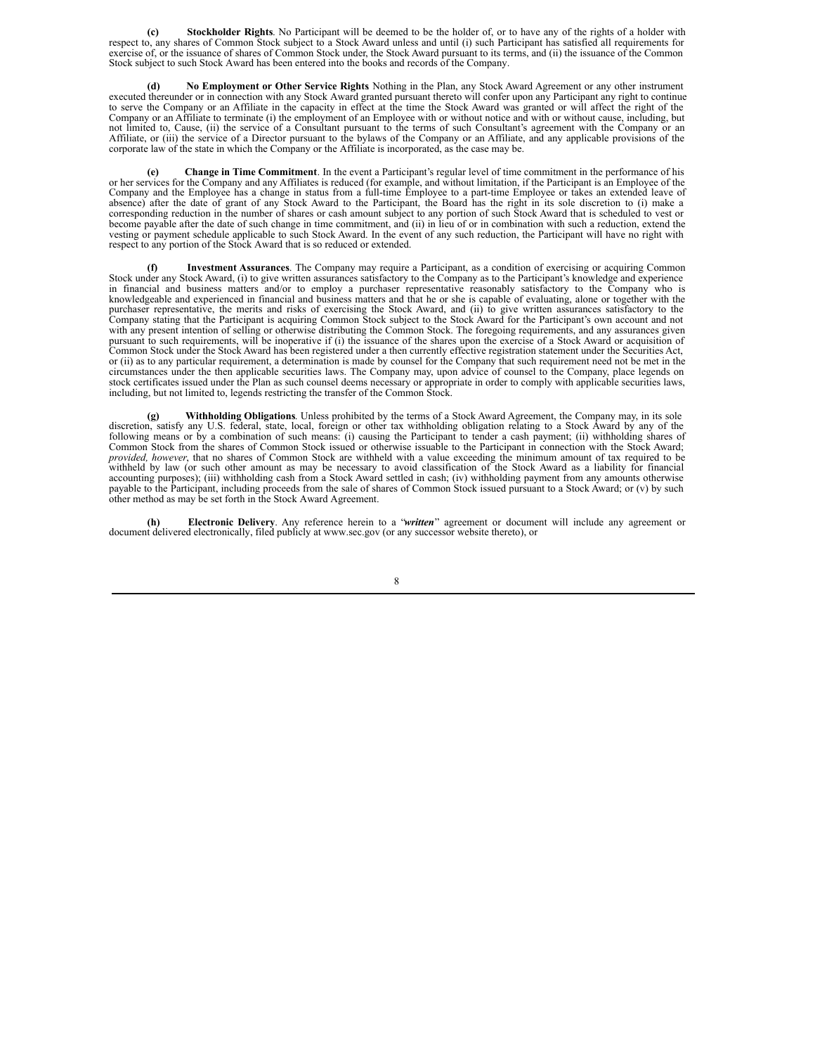**(c) Stockholder Rights**. No Participant will be deemed to be the holder of, or to have any of the rights of a holder with respect to, any shares of Common Stock subject to a Stock Award unless and until (i) such Participant has satisfied all requirements for exercise of, or the issuance of shares of Common Stock under, the Stock Award pursuant to its terms, and (ii) the issuance of the Common Stock subject to such Stock Award has been entered into the books and records of the Company.

**(d) No Employment or Other Service Rights** Nothing in the Plan, any Stock Award Agreement or any other instrument executed thereunder or in connection with any Stock Award granted pursuant thereto will confer upon any Participant any right to continue to serve the Company or an Affiliate in the capacity in effect at the time the Stock Award was granted or will affect the right of the Company or an Affiliate to terminate (i) the employment of an Employee with or without notice and with or without cause, including, but not limited to, Cause, (ii) the service of a Consultant pursuant to the terms of such Consultant's agreement with the Company or an Affiliate, or (iii) the service of a Director pursuant to the bylaws of the Company or an Affiliate, and any applicable provisions of the corporate law of the state in which the Company or the Affiliate is incorporated, as the case may be.

**(e) Change in Time Commitment**. In the event a Participant's regular level of time commitment in the performance of his or her services for the Company and any Affiliates is reduced (for example, and without limitation, if the Participant is an Employee of the Company and the Employee has a change in status from a full-time Employee to a part-time Employee or takes an extended leave of absence) after the date of grant of any Stock Award to the Participant, the Board has the right in its sole discretion to (i) make a corresponding reduction in the number of shares or cash amount subject to any portion of such Stock Award that is scheduled to vest or become payable after the date of such change in time commitment, and (ii) in lieu of or in combination with such a reduction, extend the vesting or payment schedule applicable to such Stock Award. In the event of any such reduction, the Participant will have no right with respect to any portion of the Stock Award that is so reduced or extended.

**(f) Investment Assurances**. The Company may require a Participant, as a condition of exercising or acquiring Common Stock under any Stock Award, (i) to give written assurances satisfactory to the Company as to the Participant's knowledge and experience in financial and business matters and/or to employ a purchaser representative reasonably satisfactory to the Company who is knowledgeable and experienced in financial and business matters and that he or she is capable of evaluating, alone or together with the purchaser representative, the merits and risks of exercising the Stock Award, and (ii) to give written assurances satisfactory to the Company stating that the Participant is acquiring Common Stock subject to the Stock Award for the Participant's own account and not with any present intention of selling or otherwise distributing the Common Stock. The foregoing requirements, and any assurances given pursuant to such requirements, will be inoperative if (i) the issuance of the shares upon the exercise of a Stock Award or acquisition of Common Stock under the Stock Award has been registered under a then currently effective registration statement under the Securities Act, or (ii) as to any particular requirement, a determination is made by counsel for the Company that such requirement need not be met in the circumstances under the then applicable securities laws. The Company may, upon advice of counsel to the Company, place legends on stock certificates issued under the Plan as such counsel deems necessary or appropriate in order to comply with applicable securities laws, including, but not limited to, legends restricting the transfer of the Common Stock.

**(g) Withholding Obligations**. Unless prohibited by the terms of a Stock Award Agreement, the Company may, in its sole discretion, satisfy any U.S. federal, state, local, foreign or other tax withholding obligation relating to a Stock Award by any of the following means or by a combination of such means: (i) causing the Participant to tender a cash payment; (ii) withholding shares of Common Stock from the shares of Common Stock issued or otherwise issuable to the Participant in connection with the Stock Award; *provided, however*, that no shares of Common Stock are withheld with a value exceeding the minimum amount of tax required to be withheld by law (or such other amount as may be necessary to avoid classification of the Stock Award as a liability for financial accounting purposes); (iii) withholding cash from a Stock Award settled in cash; (iv) withholding payment from any amounts otherwise payable to the Participant, including proceeds from the sale of shares of Common Stock issued pursuant to a Stock Award; or (v) by such other method as may be set forth in the Stock Award Agreement.

**(h) Electronic Delivery**. Any reference herein to a "***written***" agreement or document will include any agreement or document delivered electronically, filed publicly at www.sec.gov (or any successor website thereto), or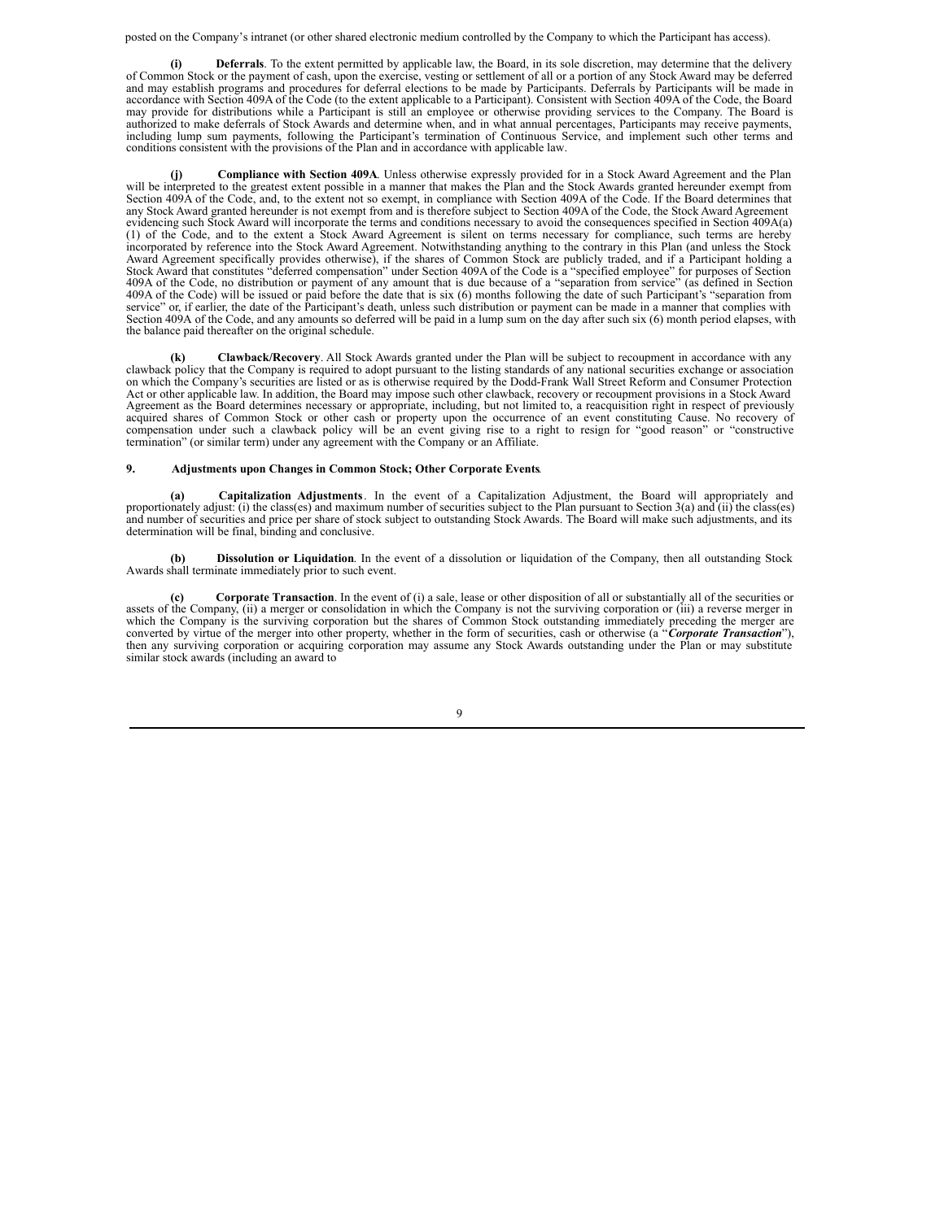posted on the Company's intranet (or other shared electronic medium controlled by the Company to which the Participant has access).

**(i) Deferrals**. To the extent permitted by applicable law, the Board, in its sole discretion, may determine that the delivery of Common Stock or the payment of cash, upon the exercise, vesting or settlement of all or a portion of any Stock Award may be deferred and may establish programs and procedures for deferral elections to be made by Participants. Deferrals by Participants will be made in accordance with Section 409A of the Code (to the extent applicable to a Participant). Consistent with Section 409A of the Code, the Board may provide for distributions while a Participant is still an employee or otherwise providing services to the Company. The Board is authorized to make deferrals of Stock Awards and determine when, and in what annual percentages, Participants may receive payments, including lump sum payments, following the Participant's termination of Continuous Service, and implement such other terms and conditions consistent with the provisions of the Plan and in accordance with applicable law.

**(j) Compliance with Section 409A**. Unless otherwise expressly provided for in a Stock Award Agreement and the Plan will be interpreted to the greatest extent possible in a manner that makes the Plan and the Stock Awards granted hereunder exempt from Section 409A of the Code, and, to the extent not so exempt, in compliance with Section 409A of the Code. If the Board determines that any Stock Award granted hereunder is not exempt from and is therefore subject to Section 409A of the Code, the Stock Award Agreement evidencing such Stock Award will incorporate the terms and conditions necessary to avoid the consequences specified in Section 409A(a)(1) of the Code, and to the extent a Stock Award Agreement is silent on terms necessary for compliance, such terms are hereby incorporated by reference into the Stock Award Agreement. Notwithstanding anything to the contrary in this Plan (and unless the Stock Award Agreement specifically provides otherwise), if the shares of Common Stock are publicly traded, and if a Participant holding a Stock Award that constitutes "deferred compensation" under Section 409A of the Code is a "specified employee" for purposes of Section 409A of the Code, no distribution or payment of any amount that is due because of a "separation from service" (as defined in Section 409A of the Code) will be issued or paid before the date that is six (6) months following the date of such Participant's "separation from service" or, if earlier, the date of the Participant's death, unless such distribution or payment can be made in a manner that complies with Section 409A of the Code, and any amounts so deferred will be paid in a lump sum on the day after such six (6) month period elapses, with the balance paid thereafter on the original schedule.

**(k) Clawback/Recovery**. All Stock Awards granted under the Plan will be subject to recoupment in accordance with any clawback policy that the Company is required to adopt pursuant to the listing standards of any national securities exchange or association on which the Company's securities are listed or as is otherwise required by the Dodd-Frank Wall Street Reform and Consumer Protection Act or other applicable law. In addition, the Board may impose such other clawback, recovery or recoupment provisions in a Stock Award Agreement as the Board determines necessary or appropriate, including, but not limited to, a reacquisition right in respect of previously acquired shares of Common Stock or other cash or property upon the occurrence of an event constituting Cause. No recovery of compensation under such a clawback policy will be an event giving rise to a right to resign for "good reason" or "constructive termination" (or similar term) under any agreement with the Company or an Affiliate.

**9. Adjustments upon Changes in Common Stock; Other Corporate Events**.

**(a) Capitalization Adjustments**. In the event of a Capitalization Adjustment, the Board will appropriately and proportionately adjust: (i) the class(es) and maximum number of securities subject to the Plan pursuant to Section 3(a) and (ii) the class(es) and number of securities and price per share of stock subject to outstanding Stock Awards. The Board will make such adjustments, and its determination will be final, binding and conclusive.

**(b) Dissolution or Liquidation**. In the event of a dissolution or liquidation of the Company, then all outstanding Stock Awards shall terminate immediately prior to such event.

**(c) Corporate Transaction**. In the event of (i) a sale, lease or other disposition of all or substantially all of the securities or assets of the Company, (ii) a merger or consolidation in which the Company is not the surviving corporation or (iii) a reverse merger in which the Company is the surviving corporation but the shares of Common Stock outstanding immediately preceding the merger are converted by virtue of the merger into other property, whether in the form of securities, cash or otherwise (a "***Corporate Transaction***"), then any surviving corporation or acquiring corporation may assume any Stock Awards outstanding under the Plan or may substitute similar stock awards (including an award to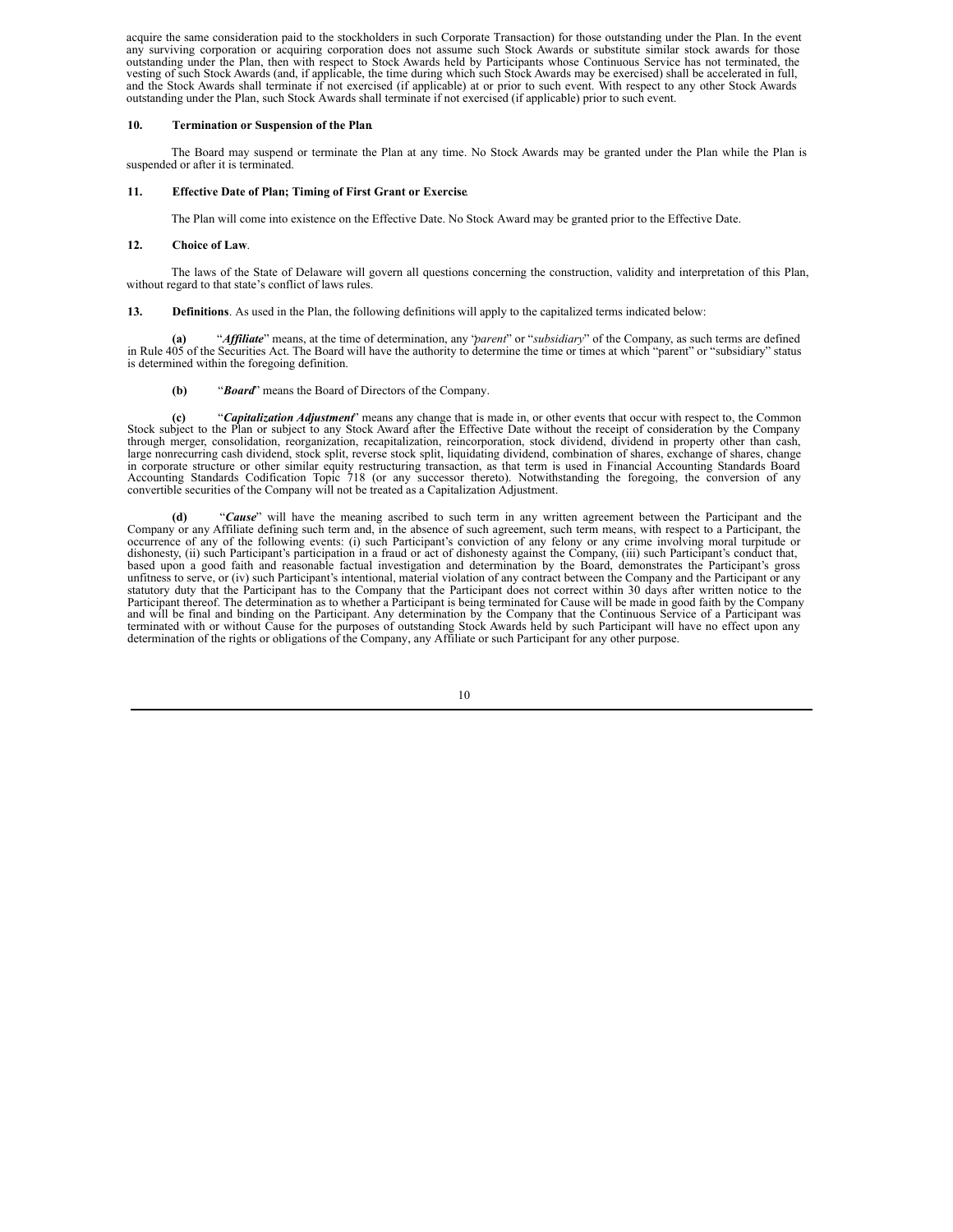acquire the same consideration paid to the stockholders in such Corporate Transaction) for those outstanding under the Plan. In the event any surviving corporation or acquiring corporation does not assume such Stock Awards or substitute similar stock awards for those outstanding under the Plan, then with respect to Stock Awards held by Participants whose Continuous Service has not terminated, the vesting of such Stock Awards (and, if applicable, the time during which such Stock Awards may be exercised) shall be accelerated in full, and the Stock Awards shall terminate if not exercised (if applicable) at or prior to such event. With respect to any other Stock Awards outstanding under the Plan, such Stock Awards shall terminate if not exercised (if applicable) prior to such event.

**10. Termination or Suspension of the Plan**.

The Board may suspend or terminate the Plan at any time. No Stock Awards may be granted under the Plan while the Plan is suspended or after it is terminated.

**11. Effective Date of Plan; Timing of First Grant or Exercise**.

The Plan will come into existence on the Effective Date. No Stock Award may be granted prior to the Effective Date.

**12. Choice of Law**.

The laws of the State of Delaware will govern all questions concerning the construction, validity and interpretation of this Plan, without regard to that state's conflict of laws rules.

**13. Definitions**. As used in the Plan, the following definitions will apply to the capitalized terms indicated below:

**(a)** "***Affiliate***" means, at the time of determination, any "*parent*" or "*subsidiary*" of the Company, as such terms are defined in Rule 405 of the Securities Act. The Board will have the authority to determine the time or times at which "parent" or "subsidiary" status is determined within the foregoing definition.

**(b)** "***Board***" means the Board of Directors of the Company.

**(c)** "***Capitalization Adjustment***" means any change that is made in, or other events that occur with respect to, the Common Stock subject to the Plan or subject to any Stock Award after the Effective Date without the receipt of consideration by the Company through merger, consolidation, reorganization, recapitalization, reincorporation, stock dividend, dividend in property other than cash, large nonrecurring cash dividend, stock split, reverse stock split, liquidating dividend, combination of shares, exchange of shares, change in corporate structure or other similar equity restructuring transaction, as that term is used in Financial Accounting Standards Board Accounting Standards Codification Topic 718 (or any successor thereto). Notwithstanding the foregoing, the conversion of any convertible securities of the Company will not be treated as a Capitalization Adjustment.

**(d)** "***Cause***" will have the meaning ascribed to such term in any written agreement between the Participant and the Company or any Affiliate defining such term and, in the absence of such agreement, such term means, with respect to a Participant, the occurrence of any of the following events: (i) such Participant's conviction of any felony or any crime involving moral turpitude or dishonesty, (ii) such Participant's participation in a fraud or act of dishonesty against the Company, (iii) such Participant's conduct that, based upon a good faith and reasonable factual investigation and determination by the Board, demonstrates the Participant's gross unfitness to serve, or (iv) such Participant's intentional, material violation of any contract between the Company and the Participant or any statutory duty that the Participant has to the Company that the Participant does not correct within 30 days after written notice to the Participant thereof. The determination as to whether a Participant is being terminated for Cause will be made in good faith by the Company and will be final and binding on the Participant. Any determination by the Company that the Continuous Service of a Participant was terminated with or without Cause for the purposes of outstanding Stock Awards held by such Participant will have no effect upon any determination of the rights or obligations of the Company, any Affiliate or such Participant for any other purpose.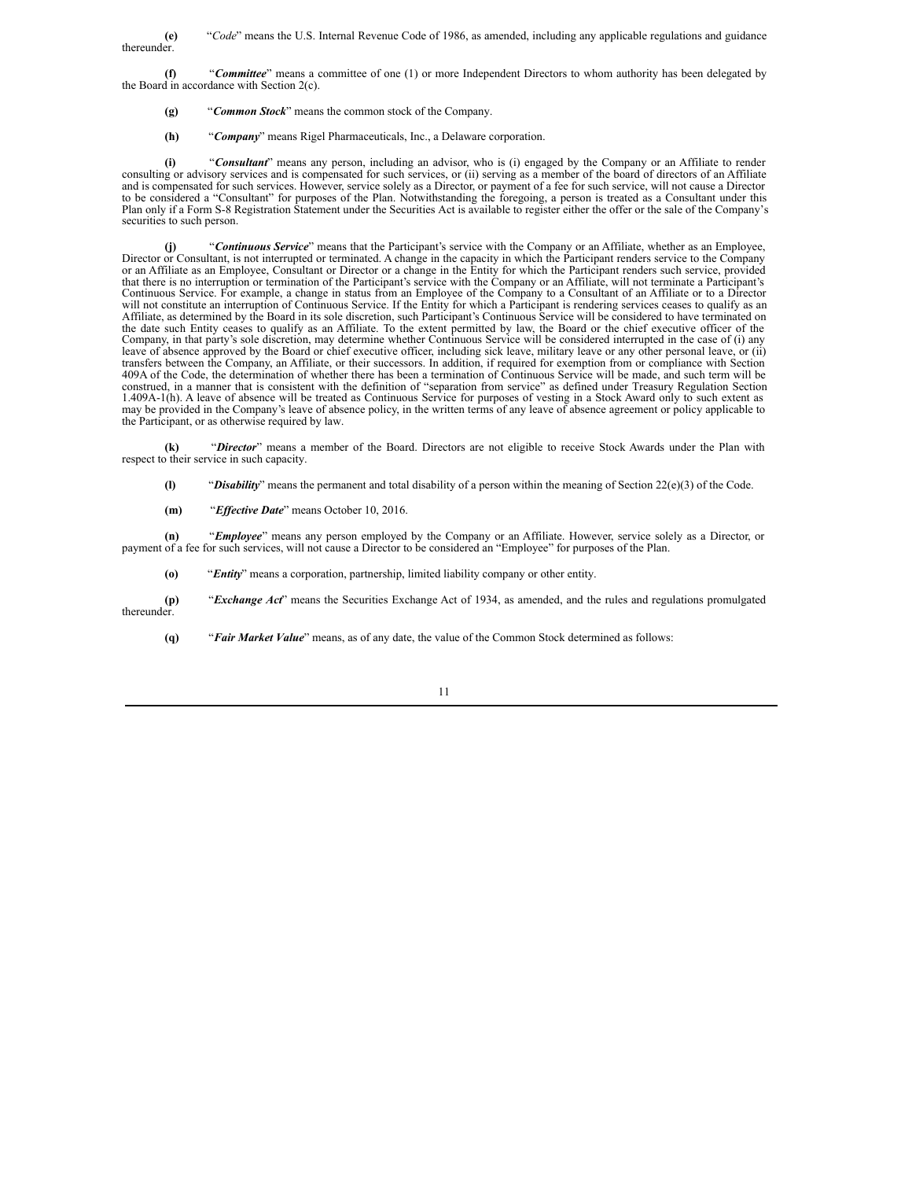**(e)** "*Code*" means the U.S. Internal Revenue Code of 1986, as amended, including any applicable regulations and guidance thereunder.

**(f)** "***Committee***" means a committee of one (1) or more Independent Directors to whom authority has been delegated by the Board in accordance with Section 2(c).

**(g)** "***Common Stock***" means the common stock of the Company.

**(h)** "***Company***" means Rigel Pharmaceuticals, Inc., a Delaware corporation.

**(i)** "***Consultant***" means any person, including an advisor, who is (i) engaged by the Company or an Affiliate to render consulting or advisory services and is compensated for such services, or (ii) serving as a member of the board of directors of an Affiliate and is compensated for such services. However, service solely as a Director, or payment of a fee for such service, will not cause a Director to be considered a "Consultant" for purposes of the Plan. Notwithstanding the foregoing, a person is treated as a Consultant under this Plan only if a Form S-8 Registration Statement under the Securities Act is available to register either the offer or the sale of the Company's securities to such person.

**(j)** "***Continuous Service***" means that the Participant's service with the Company or an Affiliate, whether as an Employee, Director or Consultant, is not interrupted or terminated. A change in the capacity in which the Participant renders service to the Company or an Affiliate as an Employee, Consultant or Director or a change in the Entity for which the Participant renders such service, provided that there is no interruption or termination of the Participant's service with the Company or an Affiliate, will not terminate a Participant's Continuous Service. For example, a change in status from an Employee of the Company to a Consultant of an Affiliate or to a Director will not constitute an interruption of Continuous Service. If the Entity for which a Participant is rendering services ceases to qualify as an Affiliate, as determined by the Board in its sole discretion, such Participant's Continuous Service will be considered to have terminated on the date such Entity ceases to qualify as an Affiliate. To the extent permitted by law, the Board or the chief executive officer of the Company, in that party's sole discretion, may determine whether Continuous Service will be considered interrupted in the case of (i) any leave of absence approved by the Board or chief executive officer, including sick leave, military leave or any other personal leave, or (ii) transfers between the Company, an Affiliate, or their successors. In addition, if required for exemption from or compliance with Section 409A of the Code, the determination of whether there has been a termination of Continuous Service will be made, and such term will be construed, in a manner that is consistent with the definition of "separation from service" as defined under Treasury Regulation Section 1.409A-1(h). A leave of absence will be treated as Continuous Service for purposes of vesting in a Stock Award only to such extent as may be provided in the Company's leave of absence policy, in the written terms of any leave of absence agreement or policy applicable to the Participant, or as otherwise required by law.

**(k)** "***Director***" means a member of the Board. Directors are not eligible to receive Stock Awards under the Plan with respect to their service in such capacity.

**(l)** "***Disability***" means the permanent and total disability of a person within the meaning of Section 22(e)(3) of the Code.

**(m)** "***Effective Date***" means October 10, 2016.

**(n)** "***Employee***" means any person employed by the Company or an Affiliate. However, service solely as a Director, or payment of a fee for such services, will not cause a Director to be considered an "Employee" for purposes of the Plan.

**(o)** "***Entity***" means a corporation, partnership, limited liability company or other entity.

**(p)** "***Exchange Act***" means the Securities Exchange Act of 1934, as amended, and the rules and regulations promulgated thereunder.

**(q)** "***Fair Market Value***" means, as of any date, the value of the Common Stock determined as follows: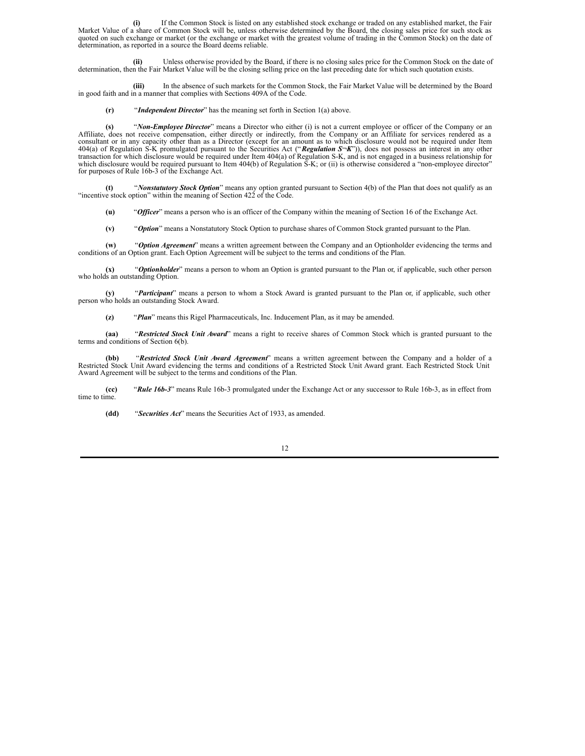**(i)** If the Common Stock is listed on any established stock exchange or traded on any established market, the Fair Market Value of a share of Common Stock will be, unless otherwise determined by the Board, the closing sales price for such stock as quoted on such exchange or market (or the exchange or market with the greatest volume of trading in the Common Stock) on the date of determination, as reported in a source the Board deems reliable.

**(ii)** Unless otherwise provided by the Board, if there is no closing sales price for the Common Stock on the date of determination, then the Fair Market Value will be the closing selling price on the last preceding date for which such quotation exists.

**(iii)** In the absence of such markets for the Common Stock, the Fair Market Value will be determined by the Board in good faith and in a manner that complies with Sections 409A of the Code.

**(r)** "***Independent Director***" has the meaning set forth in Section 1(a) above.

**(s)** "***Non-Employee Director***" means a Director who either (i) is not a current employee or officer of the Company or an Affiliate, does not receive compensation, either directly or indirectly, from the Company or an Affiliate for services rendered as a consultant or in any capacity other than as a Director (except for an amount as to which disclosure would not be required under Item 404(a) of Regulation S-K promulgated pursuant to the Securities Act ("***Regulation S¬K***")), does not possess an interest in any other transaction for which disclosure would be required under Item 404(a) of Regulation S-K, and is not engaged in a business relationship for which disclosure would be required pursuant to Item 404(b) of Regulation S-K; or (ii) is otherwise considered a "non-employee director" for purposes of Rule 16b-3 of the Exchange Act.

**(t)** "***Nonstatutory Stock Option***" means any option granted pursuant to Section 4(b) of the Plan that does not qualify as an "incentive stock option" within the meaning of Section 422 of the Code.

**(u)** "***Officer***" means a person who is an officer of the Company within the meaning of Section 16 of the Exchange Act.

**(v)** "***Option***" means a Nonstatutory Stock Option to purchase shares of Common Stock granted pursuant to the Plan.

**(w)** "***Option Agreement***" means a written agreement between the Company and an Optionholder evidencing the terms and conditions of an Option grant. Each Option Agreement will be subject to the terms and conditions of the Plan.

**(x)** "***Optionholder***" means a person to whom an Option is granted pursuant to the Plan or, if applicable, such other person who holds an outstanding Option.

**(y)** "***Participant***" means a person to whom a Stock Award is granted pursuant to the Plan or, if applicable, such other person who holds an outstanding Stock Award.

**(z)** "***Plan***" means this Rigel Pharmaceuticals, Inc. Inducement Plan, as it may be amended.

**(aa)** "***Restricted Stock Unit Award***" means a right to receive shares of Common Stock which is granted pursuant to the terms and conditions of Section 6(b).

**(bb)** "***Restricted Stock Unit Award Agreement***" means a written agreement between the Company and a holder of a Restricted Stock Unit Award evidencing the terms and conditions of a Restricted Stock Unit Award grant. Each Restricted Stock Unit Award Agreement will be subject to the terms and conditions of the Plan.

**(cc)** "***Rule 16b-3***" means Rule 16b-3 promulgated under the Exchange Act or any successor to Rule 16b-3, as in effect from time to time.

**(dd)** "***Securities Act***" means the Securities Act of 1933, as amended.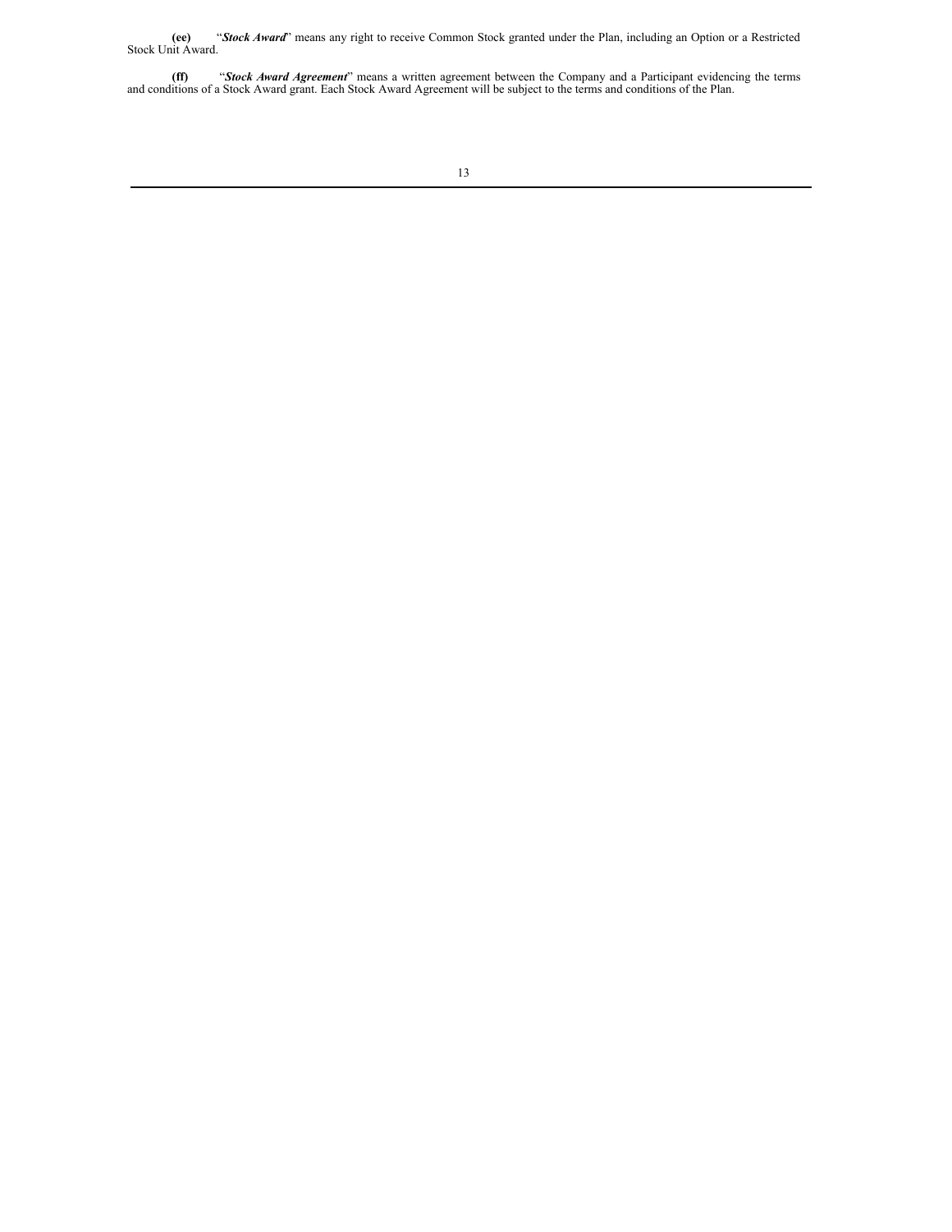**(ee)** “***Stock Award***” means any right to receive Common Stock granted under the Plan, including an Option or a Restricted Stock Unit Award.

**(ff)** “***Stock Award Agreement***” means a written agreement between the Company and a Participant evidencing the terms and conditions of a Stock Award grant. Each Stock Award Agreement will be subject to the terms and conditions of the Plan.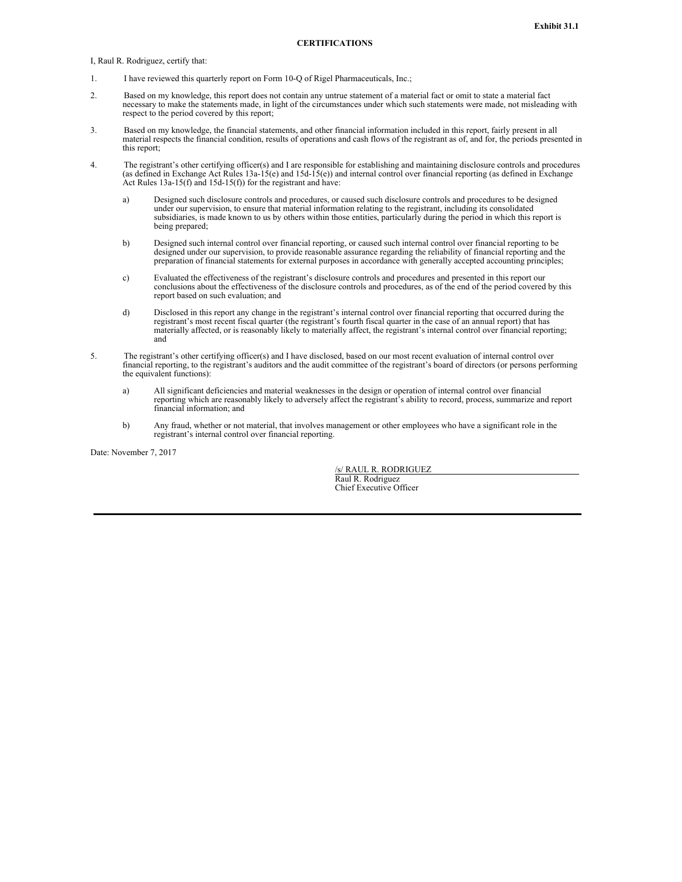**Exhibit 31.1**

**CERTIFICATIONS**

I, Raul R. Rodriguez, certify that:

1. I have reviewed this quarterly report on Form 10-Q of Rigel Pharmaceuticals, Inc.;

2. Based on my knowledge, this report does not contain any untrue statement of a material fact or omit to state a material fact necessary to make the statements made, in light of the circumstances under which such statements were made, not misleading with respect to the period covered by this report;

3. Based on my knowledge, the financial statements, and other financial information included in this report, fairly present in all material respects the financial condition, results of operations and cash flows of the registrant as of, and for, the periods presented in this report;

4. The registrant's other certifying officer(s) and I are responsible for establishing and maintaining disclosure controls and procedures (as defined in Exchange Act Rules 13a-15(e) and 15d-15(e)) and internal control over financial reporting (as defined in Exchange Act Rules 13a-15(f) and 15d-15(f)) for the registrant and have:

   a) Designed such disclosure controls and procedures, or caused such disclosure controls and procedures to be designed under our supervision, to ensure that material information relating to the registrant, including its consolidated subsidiaries, is made known to us by others within those entities, particularly during the period in which this report is being prepared;

   b) Designed such internal control over financial reporting, or caused such internal control over financial reporting to be designed under our supervision, to provide reasonable assurance regarding the reliability of financial reporting and the preparation of financial statements for external purposes in accordance with generally accepted accounting principles;

   c) Evaluated the effectiveness of the registrant's disclosure controls and procedures and presented in this report our conclusions about the effectiveness of the disclosure controls and procedures, as of the end of the period covered by this report based on such evaluation; and

   d) Disclosed in this report any change in the registrant's internal control over financial reporting that occurred during the registrant's most recent fiscal quarter (the registrant's fourth fiscal quarter in the case of an annual report) that has materially affected, or is reasonably likely to materially affect, the registrant's internal control over financial reporting; and

5. The registrant's other certifying officer(s) and I have disclosed, based on our most recent evaluation of internal control over financial reporting, to the registrant's auditors and the audit committee of the registrant's board of directors (or persons performing the equivalent functions):

   a) All significant deficiencies and material weaknesses in the design or operation of internal control over financial reporting which are reasonably likely to adversely affect the registrant's ability to record, process, summarize and report financial information; and

   b) Any fraud, whether or not material, that involves management or other employees who have a significant role in the registrant's internal control over financial reporting.

Date: November 7, 2017

/s/ RAUL R. RODRIGUEZ
Raul R. Rodriguez
Chief Executive Officer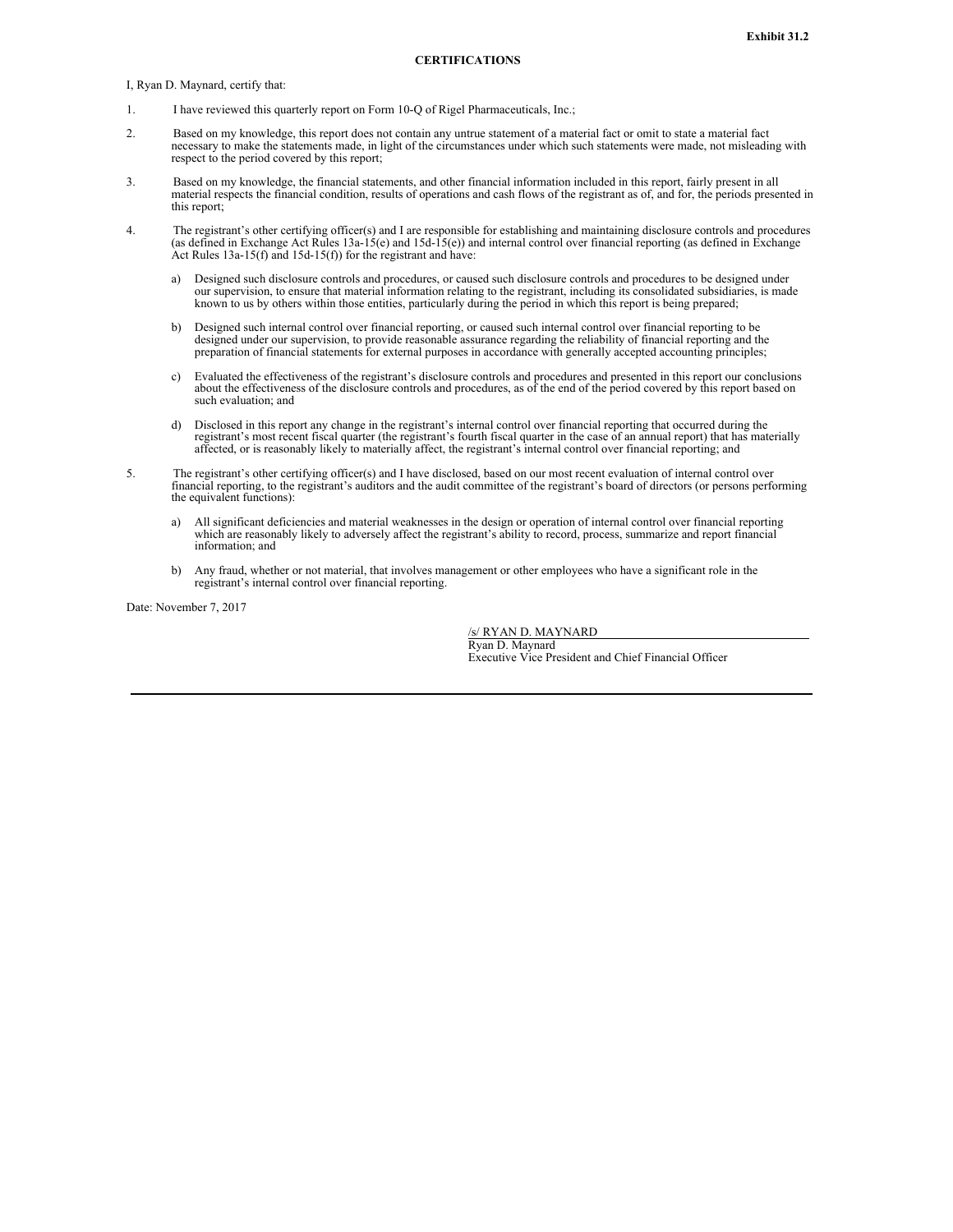**Exhibit 31.2**

**CERTIFICATIONS**

I, Ryan D. Maynard, certify that:

1. I have reviewed this quarterly report on Form 10-Q of Rigel Pharmaceuticals, Inc.;

2. Based on my knowledge, this report does not contain any untrue statement of a material fact or omit to state a material fact necessary to make the statements made, in light of the circumstances under which such statements were made, not misleading with respect to the period covered by this report;

3. Based on my knowledge, the financial statements, and other financial information included in this report, fairly present in all material respects the financial condition, results of operations and cash flows of the registrant as of, and for, the periods presented in this report;

4. The registrant's other certifying officer(s) and I are responsible for establishing and maintaining disclosure controls and procedures (as defined in Exchange Act Rules 13a-15(e) and 15d-15(e)) and internal control over financial reporting (as defined in Exchange Act Rules 13a-15(f) and 15d-15(f)) for the registrant and have:

   a) Designed such disclosure controls and procedures, or caused such disclosure controls and procedures to be designed under our supervision, to ensure that material information relating to the registrant, including its consolidated subsidiaries, is made known to us by others within those entities, particularly during the period in which this report is being prepared;

   b) Designed such internal control over financial reporting, or caused such internal control over financial reporting to be designed under our supervision, to provide reasonable assurance regarding the reliability of financial reporting and the preparation of financial statements for external purposes in accordance with generally accepted accounting principles;

   c) Evaluated the effectiveness of the registrant's disclosure controls and procedures and presented in this report our conclusions about the effectiveness of the disclosure controls and procedures, as of the end of the period covered by this report based on such evaluation; and

   d) Disclosed in this report any change in the registrant's internal control over financial reporting that occurred during the registrant's most recent fiscal quarter (the registrant's fourth fiscal quarter in the case of an annual report) that has materially affected, or is reasonably likely to materially affect, the registrant's internal control over financial reporting; and

5. The registrant's other certifying officer(s) and I have disclosed, based on our most recent evaluation of internal control over financial reporting, to the registrant's auditors and the audit committee of the registrant's board of directors (or persons performing the equivalent functions):

   a) All significant deficiencies and material weaknesses in the design or operation of internal control over financial reporting which are reasonably likely to adversely affect the registrant's ability to record, process, summarize and report financial information; and

   b) Any fraud, whether or not material, that involves management or other employees who have a significant role in the registrant's internal control over financial reporting.

Date: November 7, 2017

/s/ RYAN D. MAYNARD
Ryan D. Maynard
Executive Vice President and Chief Financial Officer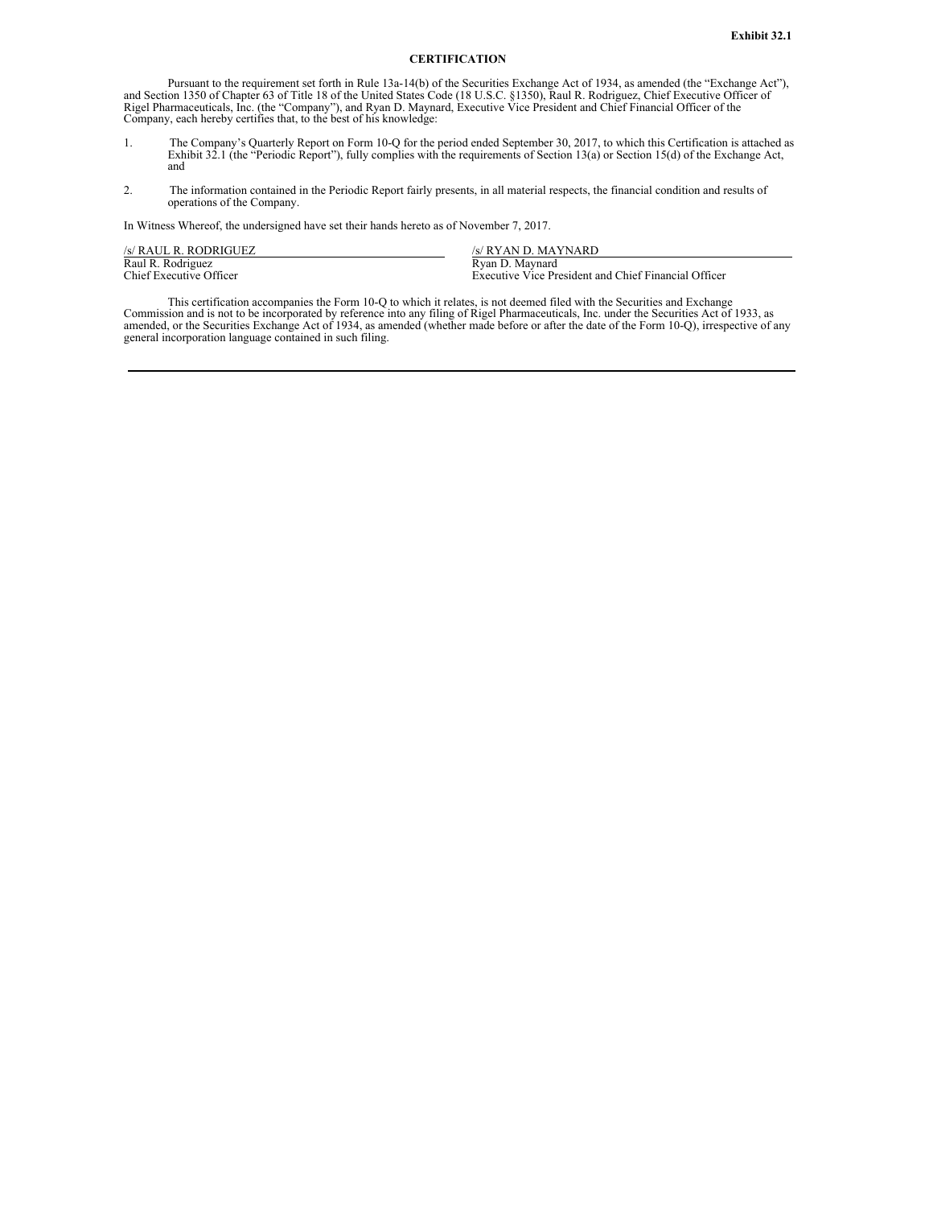**Exhibit 32.1**

**CERTIFICATION**

Pursuant to the requirement set forth in Rule 13a-14(b) of the Securities Exchange Act of 1934, as amended (the "Exchange Act"), and Section 1350 of Chapter 63 of Title 18 of the United States Code (18 U.S.C. §1350), Raul R. Rodriguez, Chief Executive Officer of Rigel Pharmaceuticals, Inc. (the "Company"), and Ryan D. Maynard, Executive Vice President and Chief Financial Officer of the Company, each hereby certifies that, to the best of his knowledge:

1. The Company's Quarterly Report on Form 10-Q for the period ended September 30, 2017, to which this Certification is attached as Exhibit 32.1 (the "Periodic Report"), fully complies with the requirements of Section 13(a) or Section 15(d) of the Exchange Act, and

2. The information contained in the Periodic Report fairly presents, in all material respects, the financial condition and results of operations of the Company.

In Witness Whereof, the undersigned have set their hands hereto as of November 7, 2017.

| | |
|---|---|
| /s/ RAUL R. RODRIGUEZ | /s/ RYAN D. MAYNARD |
| Raul R. Rodriguez | Ryan D. Maynard |
| Chief Executive Officer | Executive Vice President and Chief Financial Officer |

This certification accompanies the Form 10-Q to which it relates, is not deemed filed with the Securities and Exchange Commission and is not to be incorporated by reference into any filing of Rigel Pharmaceuticals, Inc. under the Securities Act of 1933, as amended, or the Securities Exchange Act of 1934, as amended (whether made before or after the date of the Form 10-Q), irrespective of any general incorporation language contained in such filing.